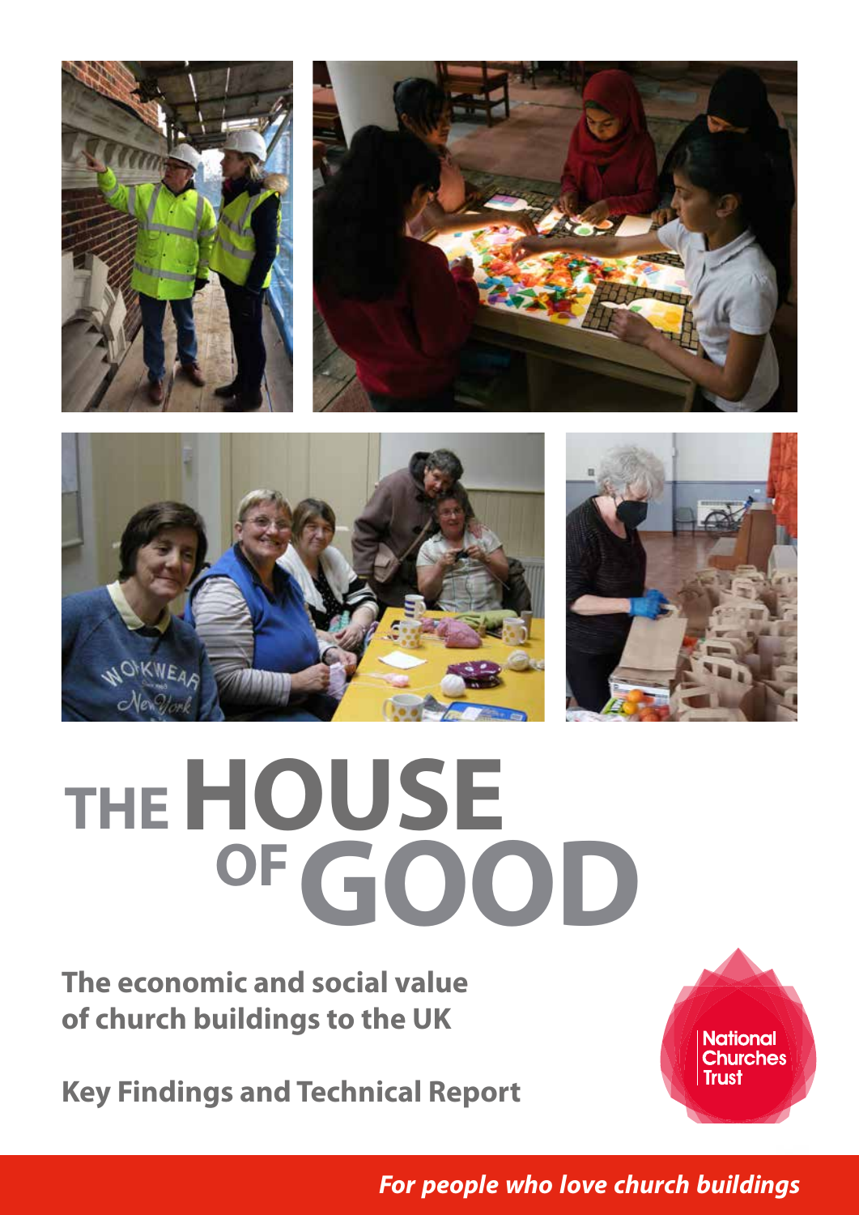# THE HOUSE OF GOOD

**The economic and social value of church buildings to the UK**

**Key Findings and Technical Report**

National Churches Trust

*For people who love church buildings*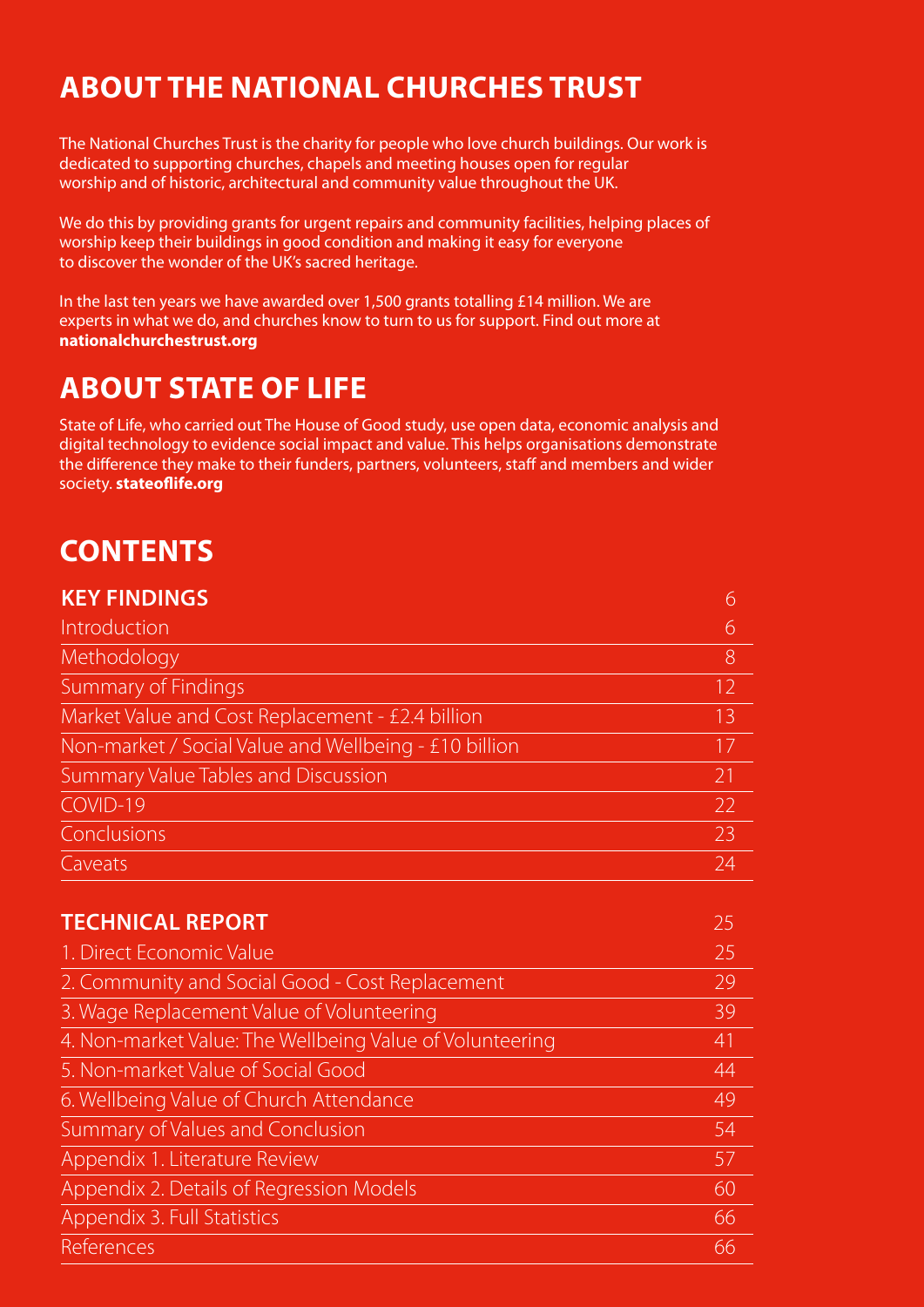# ABOUT THE NATIONAL CHURCHES TRUST

The National Churches Trust is the charity for people who love church buildings. Our work is dedicated to supporting churches, chapels and meeting houses open for regular worship and of historic, architectural and community value throughout the UK.

We do this by providing grants for urgent repairs and community facilities, helping places of worship keep their buildings in good condition and making it easy for everyone to discover the wonder of the UK's sacred heritage.

In the last ten years we have awarded over 1,500 grants totalling £14 million. We are experts in what we do, and churches know to turn to us for support. Find out more at **nationalchurchestrust.org**

# ABOUT STATE OF LIFE

State of Life, who carried out The House of Good study, use open data, economic analysis and digital technology to evidence social impact and value. This helps organisations demonstrate the difference they make to their funders, partners, volunteers, staff and members and wider society. **stateoflife.org**

# CONTENTS

| **KEY FINDINGS** | 6 |
|---|---|
| Introduction | 6 |
| Methodology | 8 |
| Summary of Findings | 12 |
| Market Value and Cost Replacement - £2.4 billion | 13 |
| Non-market / Social Value and Wellbeing - £10 billion | 17 |
| Summary Value Tables and Discussion | 21 |
| COVID-19 | 22 |
| Conclusions | 23 |
| Caveats | 24 |

| **TECHNICAL REPORT** | 25 |
|---|---|
| 1. Direct Economic Value | 25 |
| 2. Community and Social Good - Cost Replacement | 29 |
| 3. Wage Replacement Value of Volunteering | 39 |
| 4. Non-market Value: The Wellbeing Value of Volunteering | 41 |
| 5. Non-market Value of Social Good | 44 |
| 6. Wellbeing Value of Church Attendance | 49 |
| Summary of Values and Conclusion | 54 |
| Appendix 1. Literature Review | 57 |
| Appendix 2. Details of Regression Models | 60 |
| Appendix 3. Full Statistics | 66 |
| References | 66 |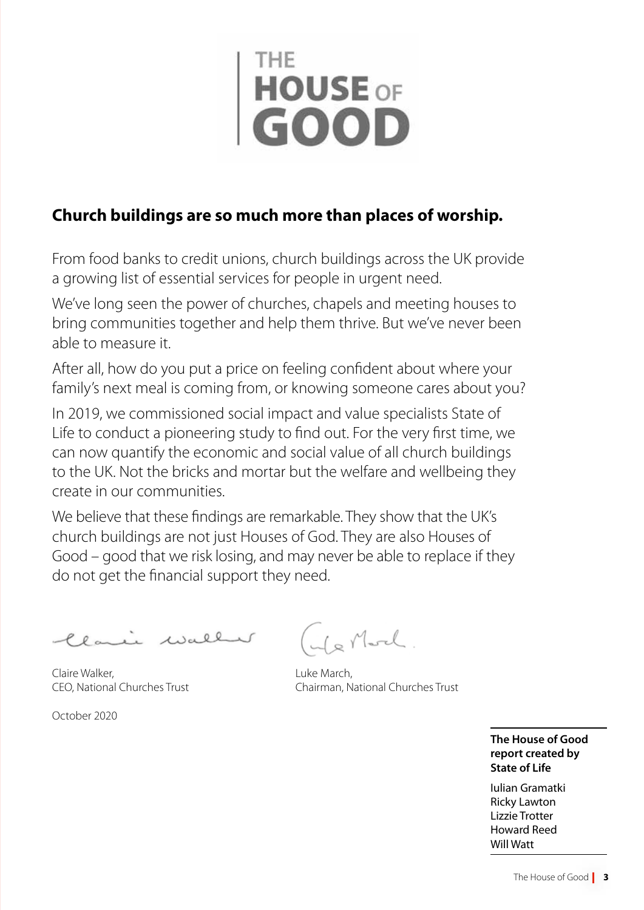# THE HOUSE OF GOOD

## Church buildings are so much more than places of worship.

From food banks to credit unions, church buildings across the UK provide a growing list of essential services for people in urgent need.

We've long seen the power of churches, chapels and meeting houses to bring communities together and help them thrive. But we've never been able to measure it.

After all, how do you put a price on feeling confident about where your family's next meal is coming from, or knowing someone cares about you?

In 2019, we commissioned social impact and value specialists State of Life to conduct a pioneering study to find out. For the very first time, we can now quantify the economic and social value of all church buildings to the UK. Not the bricks and mortar but the welfare and wellbeing they create in our communities.

We believe that these findings are remarkable. They show that the UK's church buildings are not just Houses of God. They are also Houses of Good – good that we risk losing, and may never be able to replace if they do not get the financial support they need.

Claire Walker,
CEO, National Churches Trust

Luke March,
Chairman, National Churches Trust

October 2020

**The House of Good report created by State of Life**

Iulian Gramatki
Ricky Lawton
Lizzie Trotter
Howard Reed
Will Watt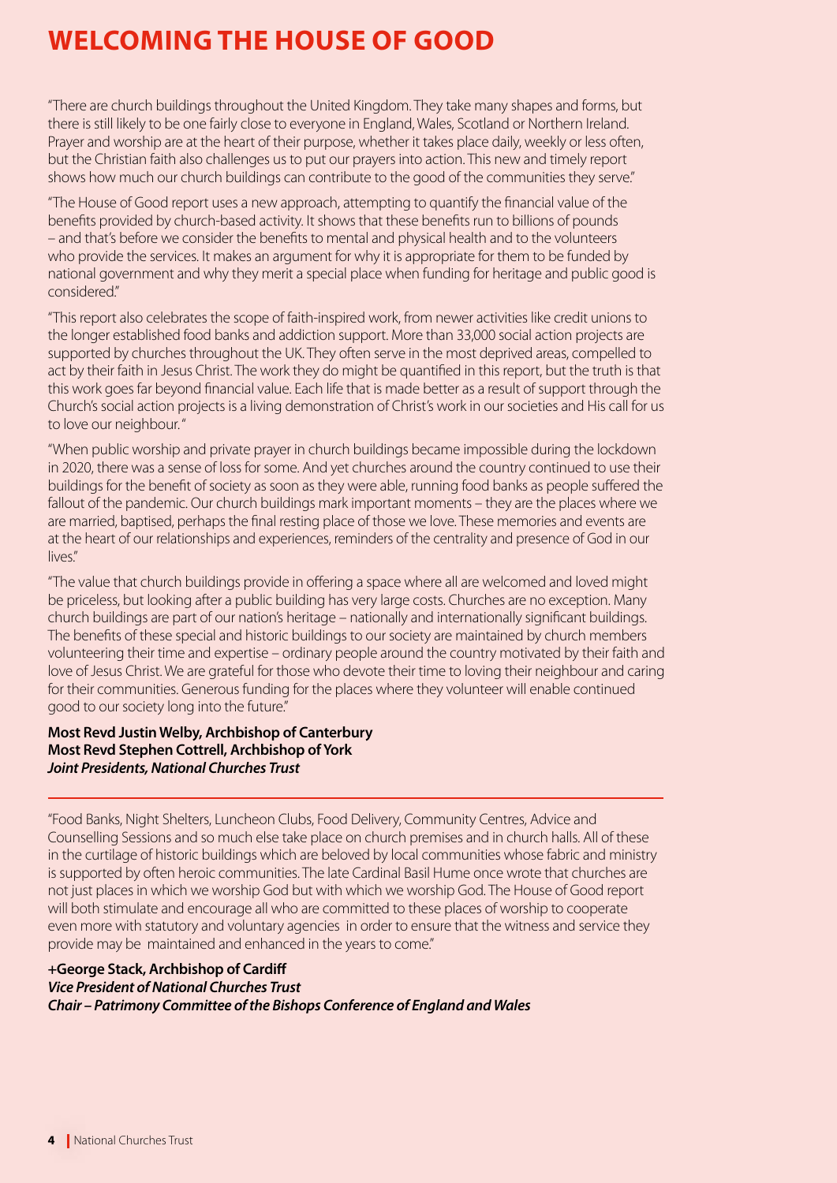# WELCOMING THE HOUSE OF GOOD

"There are church buildings throughout the United Kingdom. They take many shapes and forms, but there is still likely to be one fairly close to everyone in England, Wales, Scotland or Northern Ireland. Prayer and worship are at the heart of their purpose, whether it takes place daily, weekly or less often, but the Christian faith also challenges us to put our prayers into action. This new and timely report shows how much our church buildings can contribute to the good of the communities they serve."

"The House of Good report uses a new approach, attempting to quantify the financial value of the benefits provided by church-based activity. It shows that these benefits run to billions of pounds – and that's before we consider the benefits to mental and physical health and to the volunteers who provide the services. It makes an argument for why it is appropriate for them to be funded by national government and why they merit a special place when funding for heritage and public good is considered."

"This report also celebrates the scope of faith-inspired work, from newer activities like credit unions to the longer established food banks and addiction support. More than 33,000 social action projects are supported by churches throughout the UK. They often serve in the most deprived areas, compelled to act by their faith in Jesus Christ. The work they do might be quantified in this report, but the truth is that this work goes far beyond financial value. Each life that is made better as a result of support through the Church's social action projects is a living demonstration of Christ's work in our societies and His call for us to love our neighbour."

"When public worship and private prayer in church buildings became impossible during the lockdown in 2020, there was a sense of loss for some. And yet churches around the country continued to use their buildings for the benefit of society as soon as they were able, running food banks as people suffered the fallout of the pandemic. Our church buildings mark important moments – they are the places where we are married, baptised, perhaps the final resting place of those we love. These memories and events are at the heart of our relationships and experiences, reminders of the centrality and presence of God in our lives."

"The value that church buildings provide in offering a space where all are welcomed and loved might be priceless, but looking after a public building has very large costs. Churches are no exception. Many church buildings are part of our nation's heritage – nationally and internationally significant buildings. The benefits of these special and historic buildings to our society are maintained by church members volunteering their time and expertise – ordinary people around the country motivated by their faith and love of Jesus Christ. We are grateful for those who devote their time to loving their neighbour and caring for their communities. Generous funding for the places where they volunteer will enable continued good to our society long into the future."

**Most Revd Justin Welby, Archbishop of Canterbury**
**Most Revd Stephen Cottrell, Archbishop of York**
***Joint Presidents, National Churches Trust***

---

"Food Banks, Night Shelters, Luncheon Clubs, Food Delivery, Community Centres, Advice and Counselling Sessions and so much else take place on church premises and in church halls. All of these in the curtilage of historic buildings which are beloved by local communities whose fabric and ministry is supported by often heroic communities. The late Cardinal Basil Hume once wrote that churches are not just places in which we worship God but with which we worship God. The House of Good report will both stimulate and encourage all who are committed to these places of worship to cooperate even more with statutory and voluntary agencies in order to ensure that the witness and service they provide may be maintained and enhanced in the years to come."

**+George Stack, Archbishop of Cardiff**
***Vice President of National Churches Trust***
***Chair – Patrimony Committee of the Bishops Conference of England and Wales***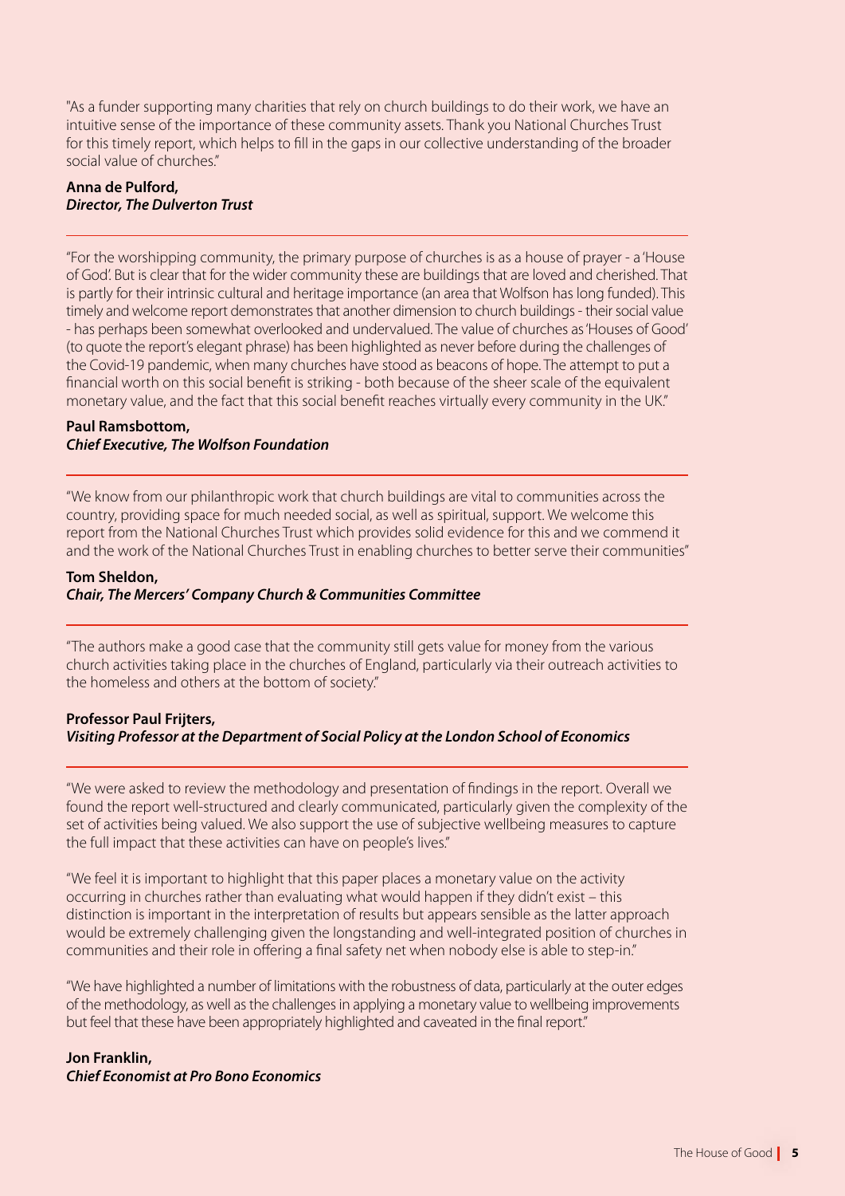"As a funder supporting many charities that rely on church buildings to do their work, we have an intuitive sense of the importance of these community assets. Thank you National Churches Trust for this timely report, which helps to fill in the gaps in our collective understanding of the broader social value of churches."

**Anna de Pulford,**
***Director, The Dulverton Trust***

---

"For the worshipping community, the primary purpose of churches is as a house of prayer - a 'House of God'. But is clear that for the wider community these are buildings that are loved and cherished. That is partly for their intrinsic cultural and heritage importance (an area that Wolfson has long funded). This timely and welcome report demonstrates that another dimension to church buildings - their social value - has perhaps been somewhat overlooked and undervalued. The value of churches as 'Houses of Good' (to quote the report's elegant phrase) has been highlighted as never before during the challenges of the Covid-19 pandemic, when many churches have stood as beacons of hope. The attempt to put a financial worth on this social benefit is striking - both because of the sheer scale of the equivalent monetary value, and the fact that this social benefit reaches virtually every community in the UK."

**Paul Ramsbottom,**
***Chief Executive, The Wolfson Foundation***

---

"We know from our philanthropic work that church buildings are vital to communities across the country, providing space for much needed social, as well as spiritual, support. We welcome this report from the National Churches Trust which provides solid evidence for this and we commend it and the work of the National Churches Trust in enabling churches to better serve their communities"

**Tom Sheldon,**
***Chair, The Mercers' Company Church & Communities Committee***

---

"The authors make a good case that the community still gets value for money from the various church activities taking place in the churches of England, particularly via their outreach activities to the homeless and others at the bottom of society."

**Professor Paul Frijters,**
***Visiting Professor at the Department of Social Policy at the London School of Economics***

---

"We were asked to review the methodology and presentation of findings in the report. Overall we found the report well-structured and clearly communicated, particularly given the complexity of the set of activities being valued. We also support the use of subjective wellbeing measures to capture the full impact that these activities can have on people's lives."

"We feel it is important to highlight that this paper places a monetary value on the activity occurring in churches rather than evaluating what would happen if they didn't exist – this distinction is important in the interpretation of results but appears sensible as the latter approach would be extremely challenging given the longstanding and well-integrated position of churches in communities and their role in offering a final safety net when nobody else is able to step-in."

"We have highlighted a number of limitations with the robustness of data, particularly at the outer edges of the methodology, as well as the challenges in applying a monetary value to wellbeing improvements but feel that these have been appropriately highlighted and caveated in the final report."

**Jon Franklin,**
***Chief Economist at Pro Bono Economics***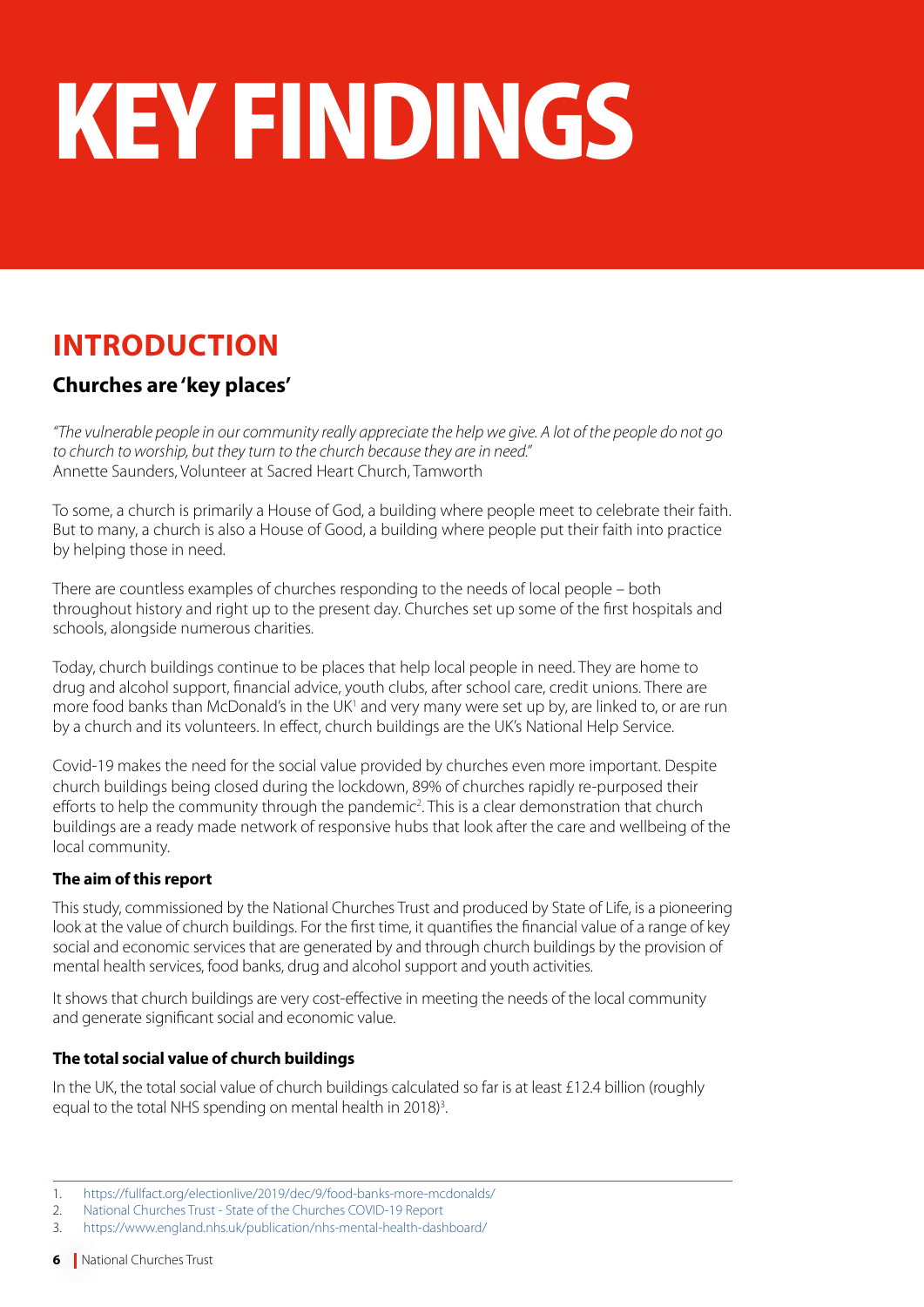# KEY FINDINGS

## INTRODUCTION

### Churches are 'key places'

*"The vulnerable people in our community really appreciate the help we give. A lot of the people do not go to church to worship, but they turn to the church because they are in need."*
Annette Saunders, Volunteer at Sacred Heart Church, Tamworth

To some, a church is primarily a House of God, a building where people meet to celebrate their faith. But to many, a church is also a House of Good, a building where people put their faith into practice by helping those in need.

There are countless examples of churches responding to the needs of local people – both throughout history and right up to the present day. Churches set up some of the first hospitals and schools, alongside numerous charities.

Today, church buildings continue to be places that help local people in need. They are home to drug and alcohol support, financial advice, youth clubs, after school care, credit unions. There are more food banks than McDonald's in the UK[1] and very many were set up by, are linked to, or are run by a church and its volunteers. In effect, church buildings are the UK's National Help Service.

Covid-19 makes the need for the social value provided by churches even more important. Despite church buildings being closed during the lockdown, 89% of churches rapidly re-purposed their efforts to help the community through the pandemic[2]. This is a clear demonstration that church buildings are a ready made network of responsive hubs that look after the care and wellbeing of the local community.

**The aim of this report**

This study, commissioned by the National Churches Trust and produced by State of Life, is a pioneering look at the value of church buildings. For the first time, it quantifies the financial value of a range of key social and economic services that are generated by and through church buildings by the provision of mental health services, food banks, drug and alcohol support and youth activities.

It shows that church buildings are very cost-effective in meeting the needs of the local community and generate significant social and economic value.

**The total social value of church buildings**

In the UK, the total social value of church buildings calculated so far is at least £12.4 billion (roughly equal to the total NHS spending on mental health in 2018)[3].

---

1. https://fullfact.org/electionlive/2019/dec/9/food-banks-more-mcdonalds/
2. National Churches Trust - State of the Churches COVID-19 Report
3. https://www.england.nhs.uk/publication/nhs-mental-health-dashboard/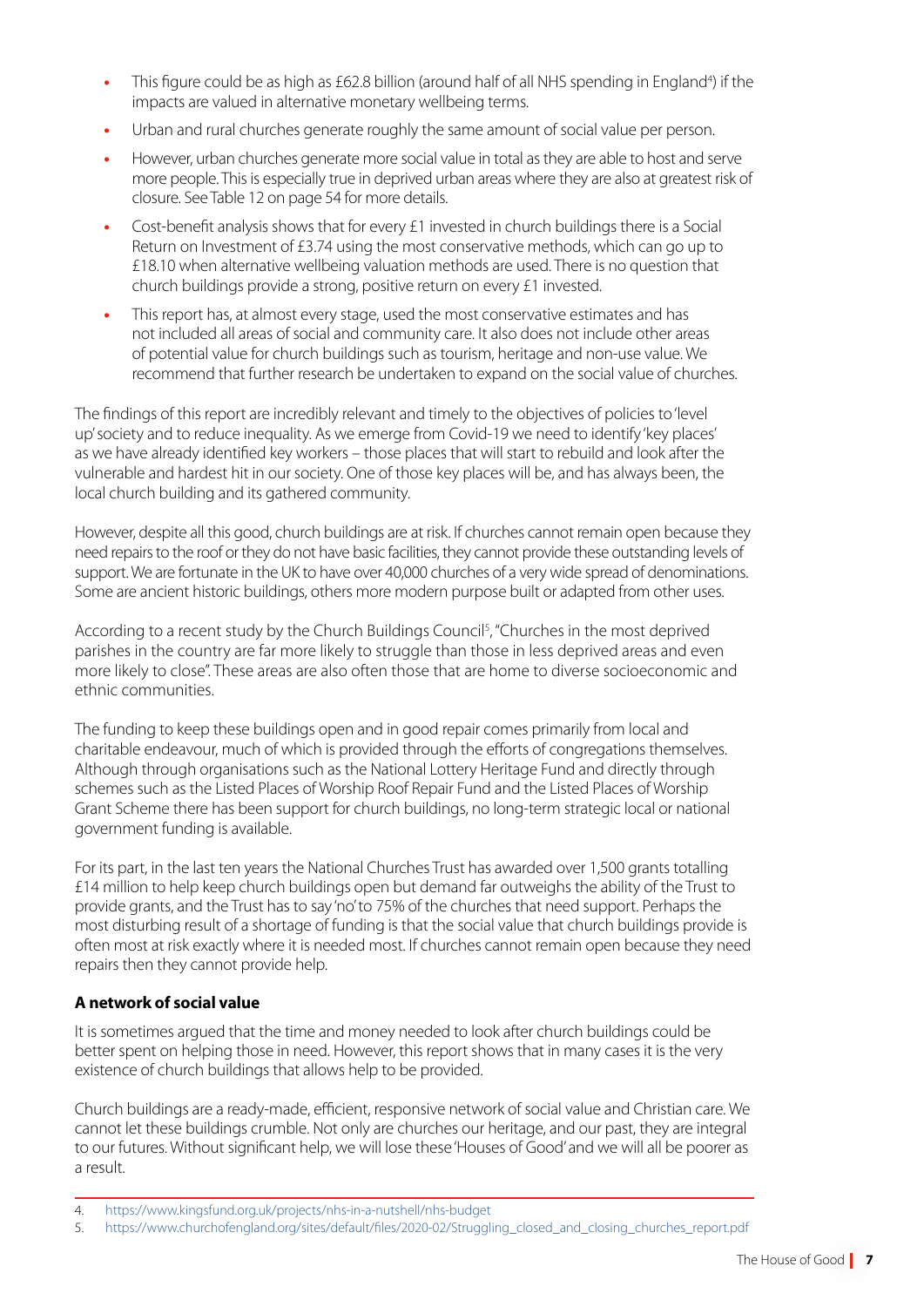- This figure could be as high as £62.8 billion (around half of all NHS spending in England[4]) if the impacts are valued in alternative monetary wellbeing terms.
- Urban and rural churches generate roughly the same amount of social value per person.
- However, urban churches generate more social value in total as they are able to host and serve more people. This is especially true in deprived urban areas where they are also at greatest risk of closure. See Table 12 on page 54 for more details.
- Cost-benefit analysis shows that for every £1 invested in church buildings there is a Social Return on Investment of £3.74 using the most conservative methods, which can go up to £18.10 when alternative wellbeing valuation methods are used. There is no question that church buildings provide a strong, positive return on every £1 invested.
- This report has, at almost every stage, used the most conservative estimates and has not included all areas of social and community care. It also does not include other areas of potential value for church buildings such as tourism, heritage and non-use value. We recommend that further research be undertaken to expand on the social value of churches.

The findings of this report are incredibly relevant and timely to the objectives of policies to 'level up' society and to reduce inequality. As we emerge from Covid-19 we need to identify 'key places' as we have already identified key workers – those places that will start to rebuild and look after the vulnerable and hardest hit in our society. One of those key places will be, and has always been, the local church building and its gathered community.

However, despite all this good, church buildings are at risk. If churches cannot remain open because they need repairs to the roof or they do not have basic facilities, they cannot provide these outstanding levels of support. We are fortunate in the UK to have over 40,000 churches of a very wide spread of denominations. Some are ancient historic buildings, others more modern purpose built or adapted from other uses.

According to a recent study by the Church Buildings Council[5], "Churches in the most deprived parishes in the country are far more likely to struggle than those in less deprived areas and even more likely to close". These areas are also often those that are home to diverse socioeconomic and ethnic communities.

The funding to keep these buildings open and in good repair comes primarily from local and charitable endeavour, much of which is provided through the efforts of congregations themselves. Although through organisations such as the National Lottery Heritage Fund and directly through schemes such as the Listed Places of Worship Roof Repair Fund and the Listed Places of Worship Grant Scheme there has been support for church buildings, no long-term strategic local or national government funding is available.

For its part, in the last ten years the National Churches Trust has awarded over 1,500 grants totalling £14 million to help keep church buildings open but demand far outweighs the ability of the Trust to provide grants, and the Trust has to say 'no' to 75% of the churches that need support. Perhaps the most disturbing result of a shortage of funding is that the social value that church buildings provide is often most at risk exactly where it is needed most. If churches cannot remain open because they need repairs then they cannot provide help.

### A network of social value

It is sometimes argued that the time and money needed to look after church buildings could be better spent on helping those in need. However, this report shows that in many cases it is the very existence of church buildings that allows help to be provided.

Church buildings are a ready-made, efficient, responsive network of social value and Christian care. We cannot let these buildings crumble. Not only are churches our heritage, and our past, they are integral to our futures. Without significant help, we will lose these 'Houses of Good' and we will all be poorer as a result.

---

4. https://www.kingsfund.org.uk/projects/nhs-in-a-nutshell/nhs-budget
5. https://www.churchofengland.org/sites/default/files/2020-02/Struggling_closed_and_closing_churches_report.pdf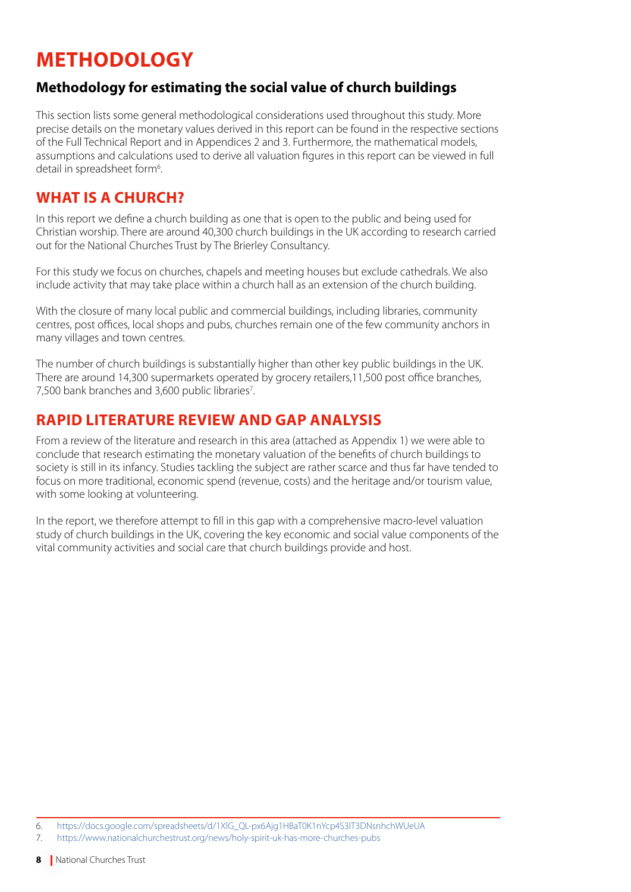# METHODOLOGY

## Methodology for estimating the social value of church buildings

This section lists some general methodological considerations used throughout this study. More precise details on the monetary values derived in this report can be found in the respective sections of the Full Technical Report and in Appendices 2 and 3. Furthermore, the mathematical models, assumptions and calculations used to derive all valuation figures in this report can be viewed in full detail in spreadsheet form[6].

## WHAT IS A CHURCH?

In this report we define a church building as one that is open to the public and being used for Christian worship. There are around 40,300 church buildings in the UK according to research carried out for the National Churches Trust by The Brierley Consultancy.

For this study we focus on churches, chapels and meeting houses but exclude cathedrals. We also include activity that may take place within a church hall as an extension of the church building.

With the closure of many local public and commercial buildings, including libraries, community centres, post offices, local shops and pubs, churches remain one of the few community anchors in many villages and town centres.

The number of church buildings is substantially higher than other key public buildings in the UK. There are around 14,300 supermarkets operated by grocery retailers,11,500 post office branches, 7,500 bank branches and 3,600 public libraries[7].

## RAPID LITERATURE REVIEW AND GAP ANALYSIS

From a review of the literature and research in this area (attached as Appendix 1) we were able to conclude that research estimating the monetary valuation of the benefits of church buildings to society is still in its infancy. Studies tackling the subject are rather scarce and thus far have tended to focus on more traditional, economic spend (revenue, costs) and the heritage and/or tourism value, with some looking at volunteering.

In the report, we therefore attempt to fill in this gap with a comprehensive macro-level valuation study of church buildings in the UK, covering the key economic and social value components of the vital community activities and social care that church buildings provide and host.

---

6. https://docs.google.com/spreadsheets/d/1XIG_QL-px6Ajg1HBaT0K1nYcp4S3IT3DNsnhchWUeUA
7. https://www.nationalchurchestrust.org/news/holy-spirit-uk-has-more-churches-pubs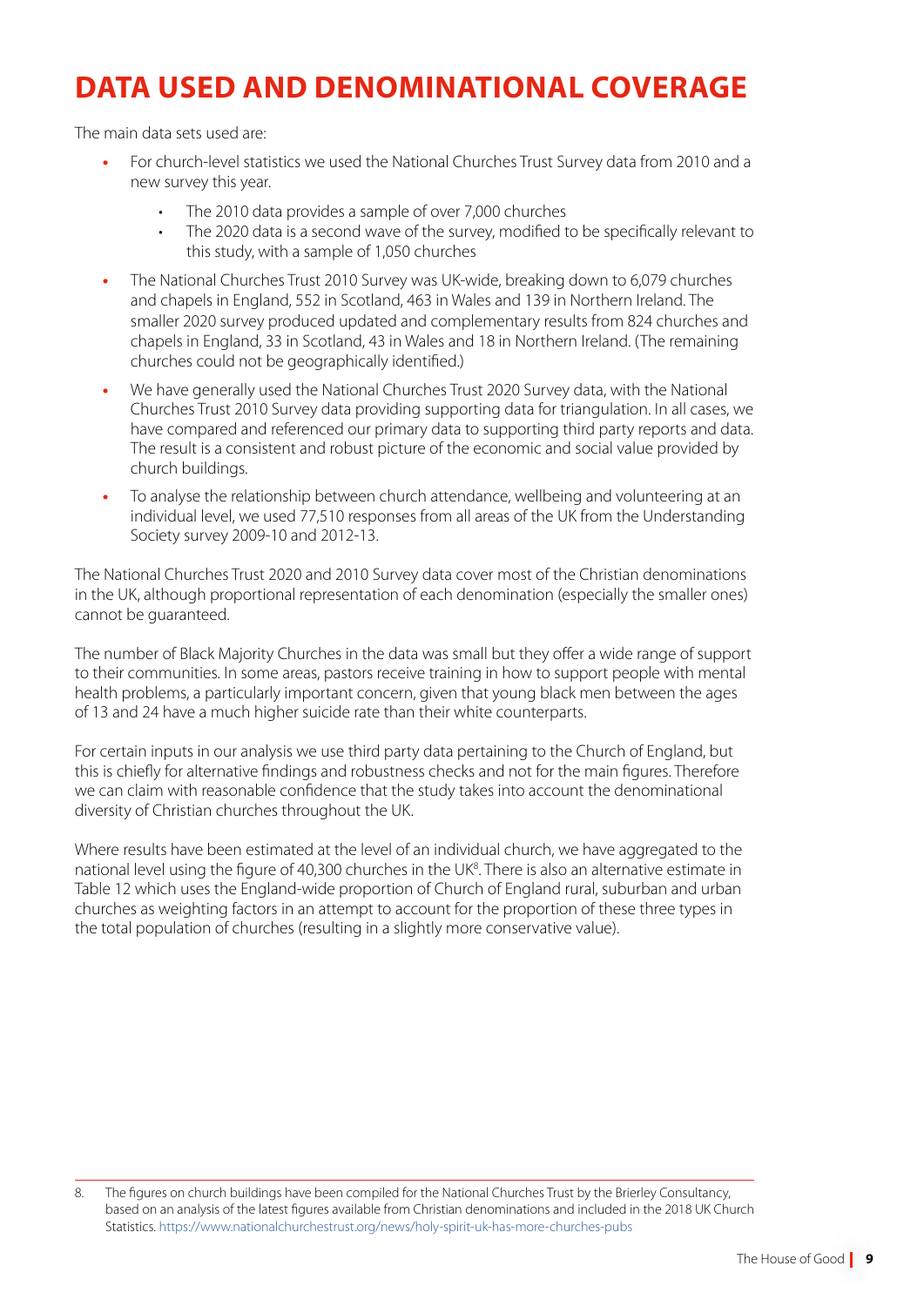# DATA USED AND DENOMINATIONAL COVERAGE

The main data sets used are:

- For church-level statistics we used the National Churches Trust Survey data from 2010 and a new survey this year.
    - The 2010 data provides a sample of over 7,000 churches
    - The 2020 data is a second wave of the survey, modified to be specifically relevant to this study, with a sample of 1,050 churches
- The National Churches Trust 2010 Survey was UK-wide, breaking down to 6,079 churches and chapels in England, 552 in Scotland, 463 in Wales and 139 in Northern Ireland. The smaller 2020 survey produced updated and complementary results from 824 churches and chapels in England, 33 in Scotland, 43 in Wales and 18 in Northern Ireland. (The remaining churches could not be geographically identified.)
- We have generally used the National Churches Trust 2020 Survey data, with the National Churches Trust 2010 Survey data providing supporting data for triangulation. In all cases, we have compared and referenced our primary data to supporting third party reports and data. The result is a consistent and robust picture of the economic and social value provided by church buildings.
- To analyse the relationship between church attendance, wellbeing and volunteering at an individual level, we used 77,510 responses from all areas of the UK from the Understanding Society survey 2009-10 and 2012-13.

The National Churches Trust 2020 and 2010 Survey data cover most of the Christian denominations in the UK, although proportional representation of each denomination (especially the smaller ones) cannot be guaranteed.

The number of Black Majority Churches in the data was small but they offer a wide range of support to their communities. In some areas, pastors receive training in how to support people with mental health problems, a particularly important concern, given that young black men between the ages of 13 and 24 have a much higher suicide rate than their white counterparts.

For certain inputs in our analysis we use third party data pertaining to the Church of England, but this is chiefly for alternative findings and robustness checks and not for the main figures. Therefore we can claim with reasonable confidence that the study takes into account the denominational diversity of Christian churches throughout the UK.

Where results have been estimated at the level of an individual church, we have aggregated to the national level using the figure of 40,300 churches in the UK[8]. There is also an alternative estimate in Table 12 which uses the England-wide proportion of Church of England rural, suburban and urban churches as weighting factors in an attempt to account for the proportion of these three types in the total population of churches (resulting in a slightly more conservative value).

---

8. The figures on church buildings have been compiled for the National Churches Trust by the Brierley Consultancy, based on an analysis of the latest figures available from Christian denominations and included in the 2018 UK Church Statistics. https://www.nationalchurchestrust.org/news/holy-spirit-uk-has-more-churches-pubs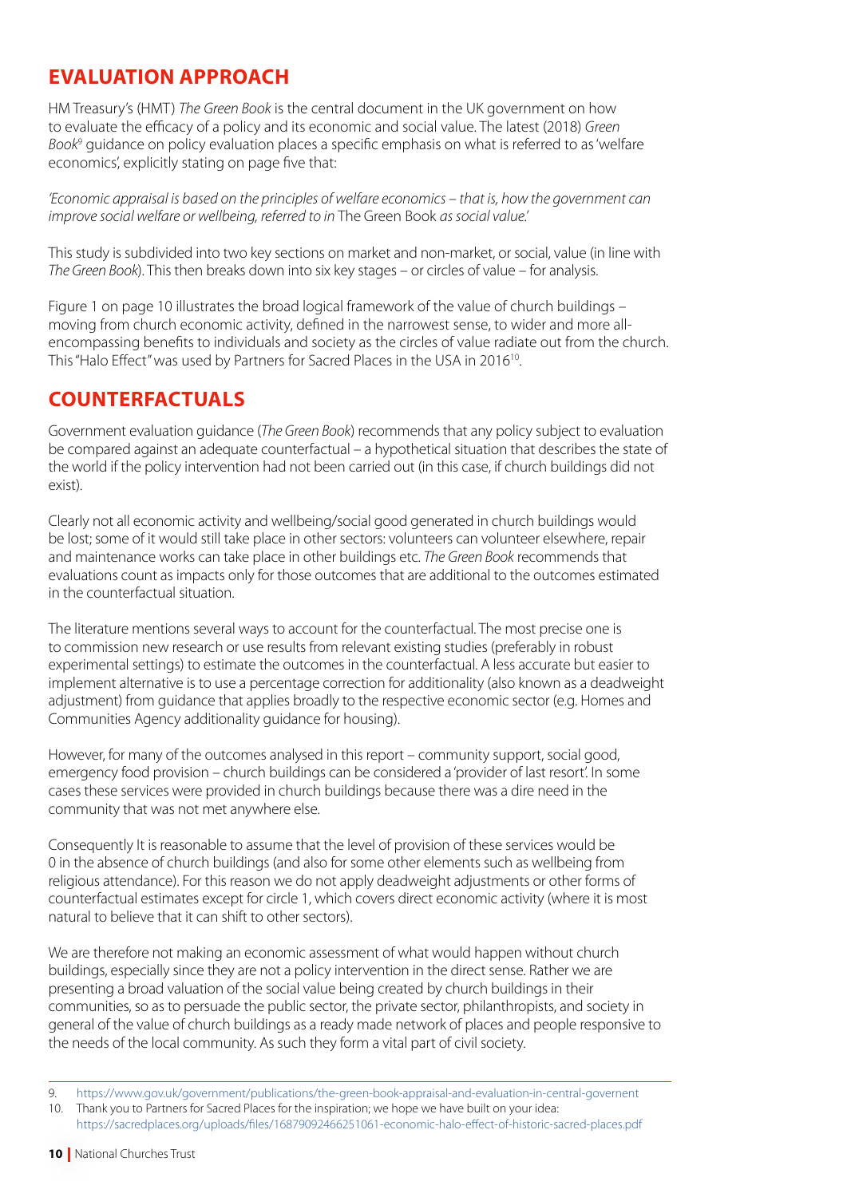## EVALUATION APPROACH

HM Treasury's (HMT) *The Green Book* is the central document in the UK government on how to evaluate the efficacy of a policy and its economic and social value. The latest (2018) *Green Book*[9] guidance on policy evaluation places a specific emphasis on what is referred to as 'welfare economics', explicitly stating on page five that:

*'Economic appraisal is based on the principles of welfare economics – that is, how the government can improve social welfare or wellbeing, referred to in* The Green Book *as social value.'*

This study is subdivided into two key sections on market and non-market, or social, value (in line with *The Green Book*). This then breaks down into six key stages – or circles of value – for analysis.

Figure 1 on page 10 illustrates the broad logical framework of the value of church buildings – moving from church economic activity, defined in the narrowest sense, to wider and more all-encompassing benefits to individuals and society as the circles of value radiate out from the church. This "Halo Effect" was used by Partners for Sacred Places in the USA in 2016[10].

## COUNTERFACTUALS

Government evaluation guidance (*The Green Book*) recommends that any policy subject to evaluation be compared against an adequate counterfactual – a hypothetical situation that describes the state of the world if the policy intervention had not been carried out (in this case, if church buildings did not exist).

Clearly not all economic activity and wellbeing/social good generated in church buildings would be lost; some of it would still take place in other sectors: volunteers can volunteer elsewhere, repair and maintenance works can take place in other buildings etc. *The Green Book* recommends that evaluations count as impacts only for those outcomes that are additional to the outcomes estimated in the counterfactual situation.

The literature mentions several ways to account for the counterfactual. The most precise one is to commission new research or use results from relevant existing studies (preferably in robust experimental settings) to estimate the outcomes in the counterfactual. A less accurate but easier to implement alternative is to use a percentage correction for additionality (also known as a deadweight adjustment) from guidance that applies broadly to the respective economic sector (e.g. Homes and Communities Agency additionality guidance for housing).

However, for many of the outcomes analysed in this report – community support, social good, emergency food provision – church buildings can be considered a 'provider of last resort'. In some cases these services were provided in church buildings because there was a dire need in the community that was not met anywhere else.

Consequently It is reasonable to assume that the level of provision of these services would be 0 in the absence of church buildings (and also for some other elements such as wellbeing from religious attendance). For this reason we do not apply deadweight adjustments or other forms of counterfactual estimates except for circle 1, which covers direct economic activity (where it is most natural to believe that it can shift to other sectors).

We are therefore not making an economic assessment of what would happen without church buildings, especially since they are not a policy intervention in the direct sense. Rather we are presenting a broad valuation of the social value being created by church buildings in their communities, so as to persuade the public sector, the private sector, philanthropists, and society in general of the value of church buildings as a ready made network of places and people responsive to the needs of the local community. As such they form a vital part of civil society.

---

9. https://www.gov.uk/government/publications/the-green-book-appraisal-and-evaluation-in-central-governent
10. Thank you to Partners for Sacred Places for the inspiration; we hope we have built on your idea: https://sacredplaces.org/uploads/files/16879092466251061-economic-halo-effect-of-historic-sacred-places.pdf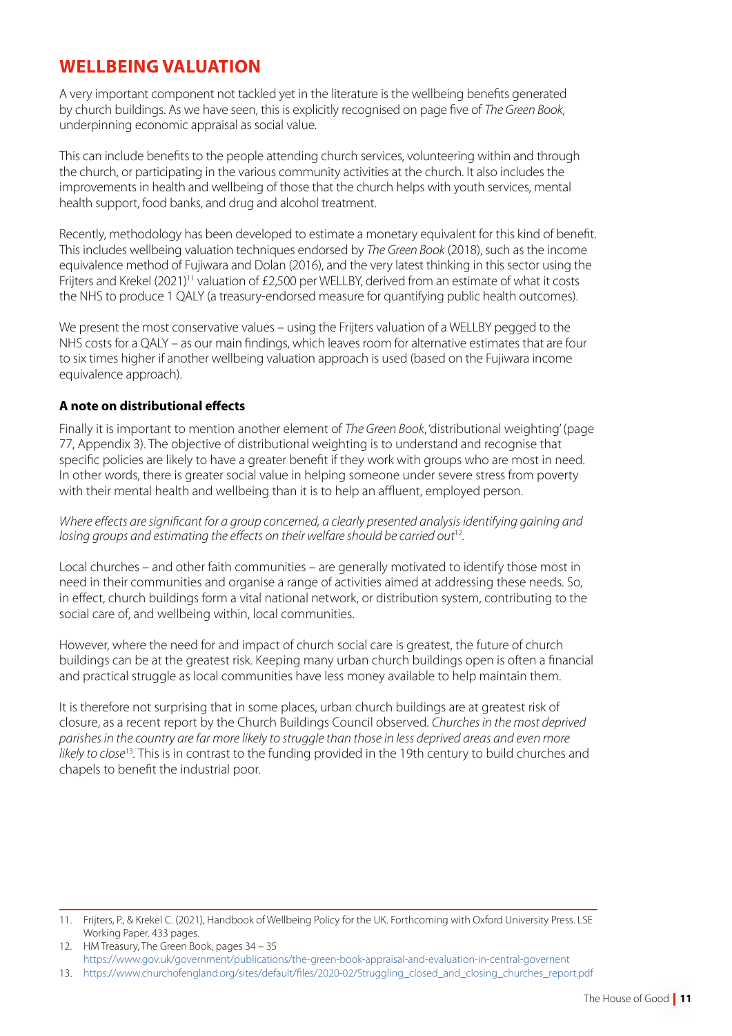## WELLBEING VALUATION

A very important component not tackled yet in the literature is the wellbeing benefits generated by church buildings. As we have seen, this is explicitly recognised on page five of *The Green Book*, underpinning economic appraisal as social value.

This can include benefits to the people attending church services, volunteering within and through the church, or participating in the various community activities at the church. It also includes the improvements in health and wellbeing of those that the church helps with youth services, mental health support, food banks, and drug and alcohol treatment.

Recently, methodology has been developed to estimate a monetary equivalent for this kind of benefit. This includes wellbeing valuation techniques endorsed by *The Green Book* (2018), such as the income equivalence method of Fujiwara and Dolan (2016), and the very latest thinking in this sector using the Frijters and Krekel (2021)[11] valuation of £2,500 per WELLBY, derived from an estimate of what it costs the NHS to produce 1 QALY (a treasury-endorsed measure for quantifying public health outcomes).

We present the most conservative values – using the Frijters valuation of a WELLBY pegged to the NHS costs for a QALY – as our main findings, which leaves room for alternative estimates that are four to six times higher if another wellbeing valuation approach is used (based on the Fujiwara income equivalence approach).

### A note on distributional effects

Finally it is important to mention another element of *The Green Book*, 'distributional weighting' (page 77, Appendix 3). The objective of distributional weighting is to understand and recognise that specific policies are likely to have a greater benefit if they work with groups who are most in need. In other words, there is greater social value in helping someone under severe stress from poverty with their mental health and wellbeing than it is to help an affluent, employed person.

*Where effects are significant for a group concerned, a clearly presented analysis identifying gaining and losing groups and estimating the effects on their welfare should be carried out*[12].

Local churches – and other faith communities – are generally motivated to identify those most in need in their communities and organise a range of activities aimed at addressing these needs. So, in effect, church buildings form a vital national network, or distribution system, contributing to the social care of, and wellbeing within, local communities.

However, where the need for and impact of church social care is greatest, the future of church buildings can be at the greatest risk. Keeping many urban church buildings open is often a financial and practical struggle as local communities have less money available to help maintain them.

It is therefore not surprising that in some places, urban church buildings are at greatest risk of closure, as a recent report by the Church Buildings Council observed. *Churches in the most deprived parishes in the country are far more likely to struggle than those in less deprived areas and even more likely to close*[13]. This is in contrast to the funding provided in the 19th century to build churches and chapels to benefit the industrial poor.

---

11. Frijters, P., & Krekel C. (2021), Handbook of Wellbeing Policy for the UK. Forthcoming with Oxford University Press. LSE Working Paper. 433 pages.
12. HM Treasury, The Green Book, pages 34 – 35 https://www.gov.uk/government/publications/the-green-book-appraisal-and-evaluation-in-central-governent
13. https://www.churchofengland.org/sites/default/files/2020-02/Struggling_closed_and_closing_churches_report.pdf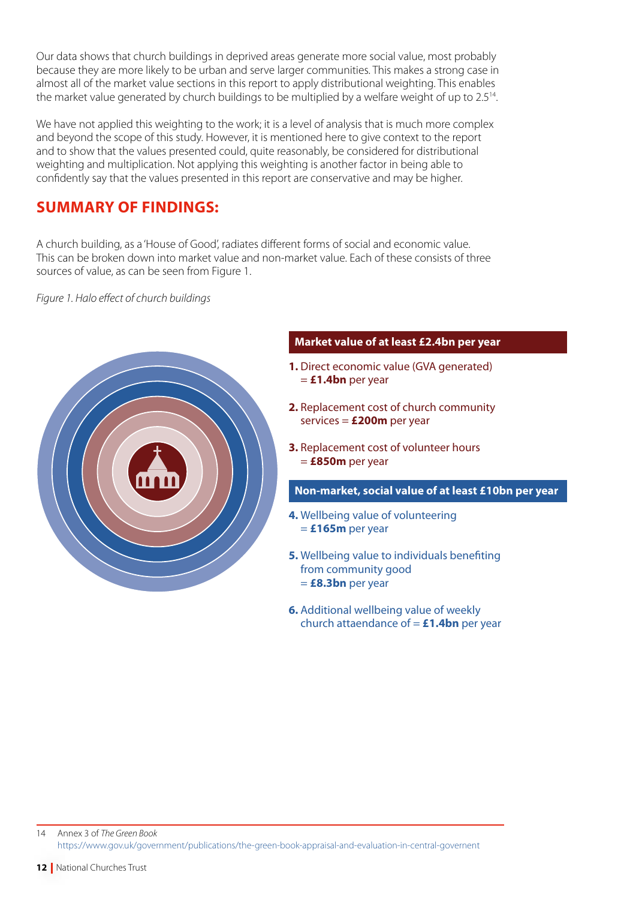Our data shows that church buildings in deprived areas generate more social value, most probably because they are more likely to be urban and serve larger communities. This makes a strong case in almost all of the market value sections in this report to apply distributional weighting. This enables the market value generated by church buildings to be multiplied by a welfare weight of up to 2.5[14].

We have not applied this weighting to the work; it is a level of analysis that is much more complex and beyond the scope of this study. However, it is mentioned here to give context to the report and to show that the values presented could, quite reasonably, be considered for distributional weighting and multiplication. Not applying this weighting is another factor in being able to confidently say that the values presented in this report are conservative and may be higher.

## SUMMARY OF FINDINGS:

A church building, as a 'House of Good', radiates different forms of social and economic value. This can be broken down into market value and non-market value. Each of these consists of three sources of value, as can be seen from Figure 1.

*Figure 1. Halo effect of church buildings*

**Market value of at least £2.4bn per year**

1. Direct economic value (GVA generated) = **£1.4bn** per year
2. Replacement cost of church community services = **£200m** per year
3. Replacement cost of volunteer hours = **£850m** per year

**Non-market, social value of at least £10bn per year**

4. Wellbeing value of volunteering = **£165m** per year
5. Wellbeing value to individuals benefiting from community good = **£8.3bn** per year
6. Additional wellbeing value of weekly church attaendance of = **£1.4bn** per year

---

14 Annex 3 of *The Green Book* https://www.gov.uk/government/publications/the-green-book-appraisal-and-evaluation-in-central-governent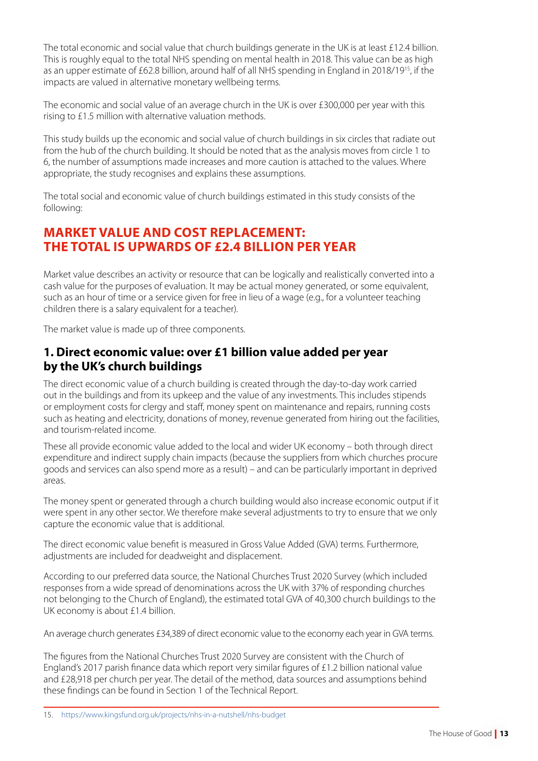The total economic and social value that church buildings generate in the UK is at least £12.4 billion. This is roughly equal to the total NHS spending on mental health in 2018. This value can be as high as an upper estimate of £62.8 billion, around half of all NHS spending in England in 2018/19[15], if the impacts are valued in alternative monetary wellbeing terms.

The economic and social value of an average church in the UK is over £300,000 per year with this rising to £1.5 million with alternative valuation methods.

This study builds up the economic and social value of church buildings in six circles that radiate out from the hub of the church building. It should be noted that as the analysis moves from circle 1 to 6, the number of assumptions made increases and more caution is attached to the values. Where appropriate, the study recognises and explains these assumptions.

The total social and economic value of church buildings estimated in this study consists of the following:

## MARKET VALUE AND COST REPLACEMENT: THE TOTAL IS UPWARDS OF £2.4 BILLION PER YEAR

Market value describes an activity or resource that can be logically and realistically converted into a cash value for the purposes of evaluation. It may be actual money generated, or some equivalent, such as an hour of time or a service given for free in lieu of a wage (e.g., for a volunteer teaching children there is a salary equivalent for a teacher).

The market value is made up of three components.

### 1. Direct economic value: over £1 billion value added per year by the UK's church buildings

The direct economic value of a church building is created through the day-to-day work carried out in the buildings and from its upkeep and the value of any investments. This includes stipends or employment costs for clergy and staff, money spent on maintenance and repairs, running costs such as heating and electricity, donations of money, revenue generated from hiring out the facilities, and tourism-related income.

These all provide economic value added to the local and wider UK economy – both through direct expenditure and indirect supply chain impacts (because the suppliers from which churches procure goods and services can also spend more as a result) – and can be particularly important in deprived areas.

The money spent or generated through a church building would also increase economic output if it were spent in any other sector. We therefore make several adjustments to try to ensure that we only capture the economic value that is additional.

The direct economic value benefit is measured in Gross Value Added (GVA) terms. Furthermore, adjustments are included for deadweight and displacement.

According to our preferred data source, the National Churches Trust 2020 Survey (which included responses from a wide spread of denominations across the UK with 37% of responding churches not belonging to the Church of England), the estimated total GVA of 40,300 church buildings to the UK economy is about £1.4 billion.

An average church generates £34,389 of direct economic value to the economy each year in GVA terms.

The figures from the National Churches Trust 2020 Survey are consistent with the Church of England's 2017 parish finance data which report very similar figures of £1.2 billion national value and £28,918 per church per year. The detail of the method, data sources and assumptions behind these findings can be found in Section 1 of the Technical Report.

15. https://www.kingsfund.org.uk/projects/nhs-in-a-nutshell/nhs-budget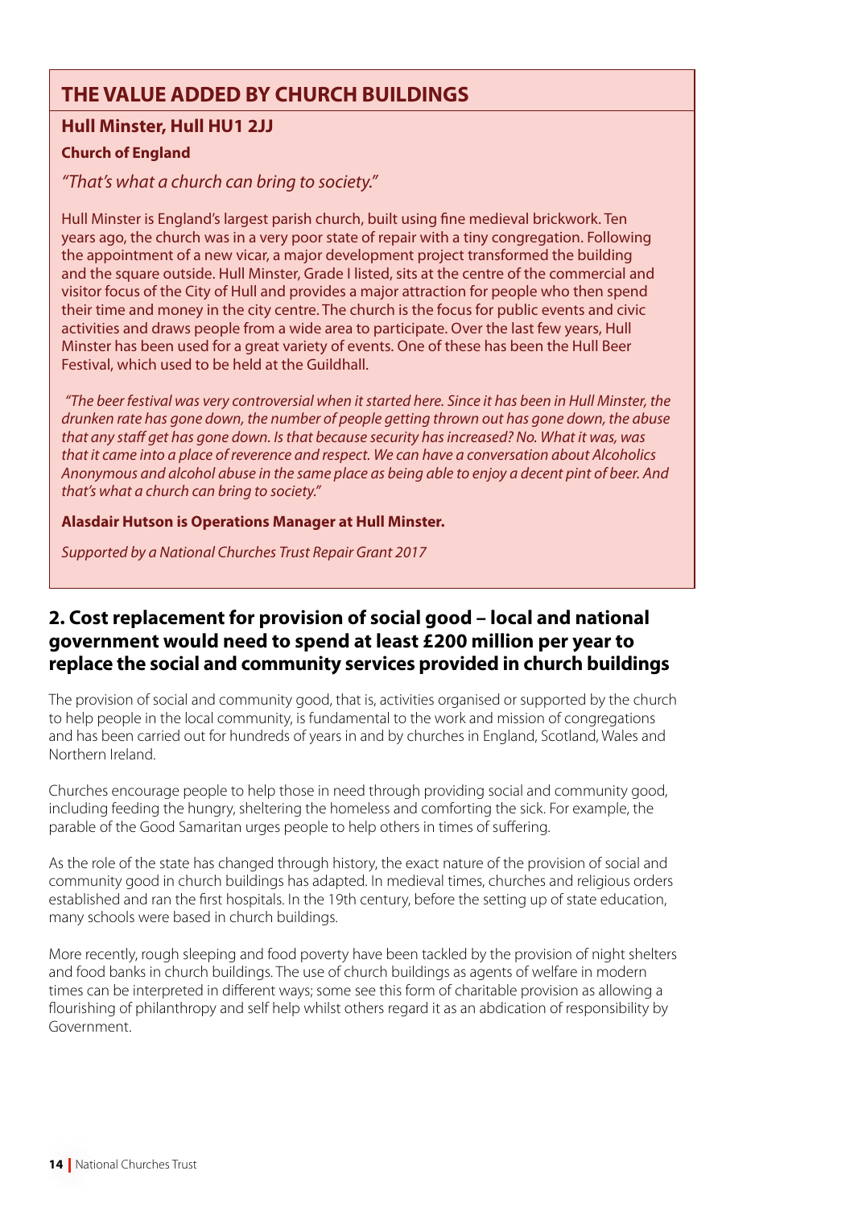## THE VALUE ADDED BY CHURCH BUILDINGS

### Hull Minster, Hull HU1 2JJ

**Church of England**

*"That's what a church can bring to society."*

Hull Minster is England's largest parish church, built using fine medieval brickwork. Ten years ago, the church was in a very poor state of repair with a tiny congregation. Following the appointment of a new vicar, a major development project transformed the building and the square outside. Hull Minster, Grade I listed, sits at the centre of the commercial and visitor focus of the City of Hull and provides a major attraction for people who then spend their time and money in the city centre. The church is the focus for public events and civic activities and draws people from a wide area to participate. Over the last few years, Hull Minster has been used for a great variety of events. One of these has been the Hull Beer Festival, which used to be held at the Guildhall.

*"The beer festival was very controversial when it started here. Since it has been in Hull Minster, the drunken rate has gone down, the number of people getting thrown out has gone down, the abuse that any staff get has gone down. Is that because security has increased? No. What it was, was that it came into a place of reverence and respect. We can have a conversation about Alcoholics Anonymous and alcohol abuse in the same place as being able to enjoy a decent pint of beer. And that's what a church can bring to society."*

**Alasdair Hutson is Operations Manager at Hull Minster.**

*Supported by a National Churches Trust Repair Grant 2017*

## 2. Cost replacement for provision of social good – local and national government would need to spend at least £200 million per year to replace the social and community services provided in church buildings

The provision of social and community good, that is, activities organised or supported by the church to help people in the local community, is fundamental to the work and mission of congregations and has been carried out for hundreds of years in and by churches in England, Scotland, Wales and Northern Ireland.

Churches encourage people to help those in need through providing social and community good, including feeding the hungry, sheltering the homeless and comforting the sick. For example, the parable of the Good Samaritan urges people to help others in times of suffering.

As the role of the state has changed through history, the exact nature of the provision of social and community good in church buildings has adapted. In medieval times, churches and religious orders established and ran the first hospitals. In the 19th century, before the setting up of state education, many schools were based in church buildings.

More recently, rough sleeping and food poverty have been tackled by the provision of night shelters and food banks in church buildings. The use of church buildings as agents of welfare in modern times can be interpreted in different ways; some see this form of charitable provision as allowing a flourishing of philanthropy and self help whilst others regard it as an abdication of responsibility by Government.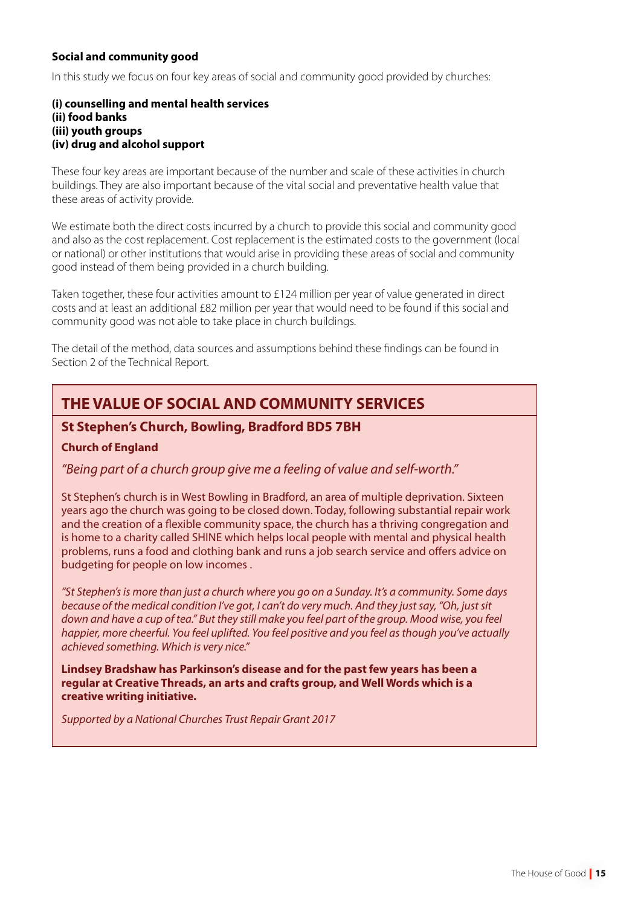**Social and community good**

In this study we focus on four key areas of social and community good provided by churches:

**(i) counselling and mental health services**
**(ii) food banks**
**(iii) youth groups**
**(iv) drug and alcohol support**

These four key areas are important because of the number and scale of these activities in church buildings. They are also important because of the vital social and preventative health value that these areas of activity provide.

We estimate both the direct costs incurred by a church to provide this social and community good and also as the cost replacement. Cost replacement is the estimated costs to the government (local or national) or other institutions that would arise in providing these areas of social and community good instead of them being provided in a church building.

Taken together, these four activities amount to £124 million per year of value generated in direct costs and at least an additional £82 million per year that would need to be found if this social and community good was not able to take place in church buildings.

The detail of the method, data sources and assumptions behind these findings can be found in Section 2 of the Technical Report.

## THE VALUE OF SOCIAL AND COMMUNITY SERVICES

### St Stephen's Church, Bowling, Bradford BD5 7BH

**Church of England**

*"Being part of a church group give me a feeling of value and self-worth."*

St Stephen's church is in West Bowling in Bradford, an area of multiple deprivation. Sixteen years ago the church was going to be closed down. Today, following substantial repair work and the creation of a flexible community space, the church has a thriving congregation and is home to a charity called SHINE which helps local people with mental and physical health problems, runs a food and clothing bank and runs a job search service and offers advice on budgeting for people on low incomes .

*"St Stephen's is more than just a church where you go on a Sunday. It's a community. Some days because of the medical condition I've got, I can't do very much. And they just say, "Oh, just sit down and have a cup of tea." But they still make you feel part of the group. Mood wise, you feel happier, more cheerful. You feel uplifted. You feel positive and you feel as though you've actually achieved something. Which is very nice."*

**Lindsey Bradshaw has Parkinson's disease and for the past few years has been a regular at Creative Threads, an arts and crafts group, and Well Words which is a creative writing initiative.**

*Supported by a National Churches Trust Repair Grant 2017*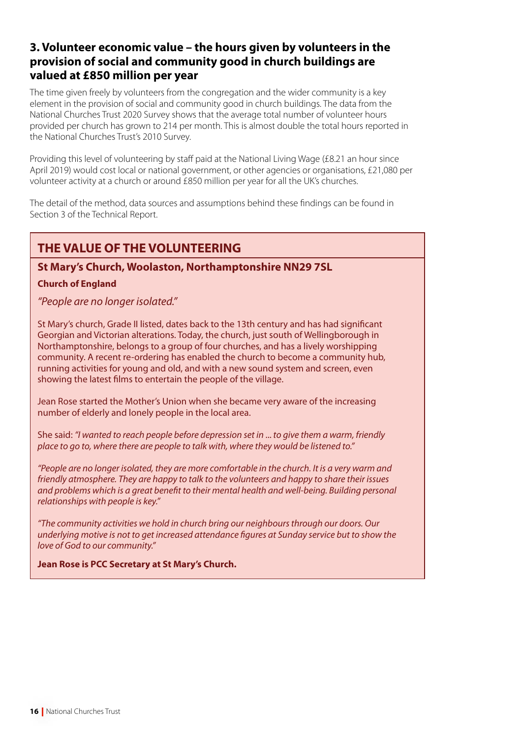### 3. Volunteer economic value – the hours given by volunteers in the provision of social and community good in church buildings are valued at £850 million per year

The time given freely by volunteers from the congregation and the wider community is a key element in the provision of social and community good in church buildings. The data from the National Churches Trust 2020 Survey shows that the average total number of volunteer hours provided per church has grown to 214 per month. This is almost double the total hours reported in the National Churches Trust's 2010 Survey.

Providing this level of volunteering by staff paid at the National Living Wage (£8.21 an hour since April 2019) would cost local or national government, or other agencies or organisations, £21,080 per volunteer activity at a church or around £850 million per year for all the UK's churches.

The detail of the method, data sources and assumptions behind these findings can be found in Section 3 of the Technical Report.

## THE VALUE OF THE VOLUNTEERING

### St Mary's Church, Woolaston, Northamptonshire NN29 7SL

**Church of England**

*"People are no longer isolated."*

St Mary's church, Grade II listed, dates back to the 13th century and has had significant Georgian and Victorian alterations. Today, the church, just south of Wellingborough in Northamptonshire, belongs to a group of four churches, and has a lively worshipping community. A recent re-ordering has enabled the church to become a community hub, running activities for young and old, and with a new sound system and screen, even showing the latest films to entertain the people of the village.

Jean Rose started the Mother's Union when she became very aware of the increasing number of elderly and lonely people in the local area.

She said: *"I wanted to reach people before depression set in ... to give them a warm, friendly place to go to, where there are people to talk with, where they would be listened to."*

*"People are no longer isolated, they are more comfortable in the church. It is a very warm and friendly atmosphere. They are happy to talk to the volunteers and happy to share their issues and problems which is a great benefit to their mental health and well-being. Building personal relationships with people is key."*

*"The community activities we hold in church bring our neighbours through our doors. Our underlying motive is not to get increased attendance figures at Sunday service but to show the love of God to our community."*

**Jean Rose is PCC Secretary at St Mary's Church.**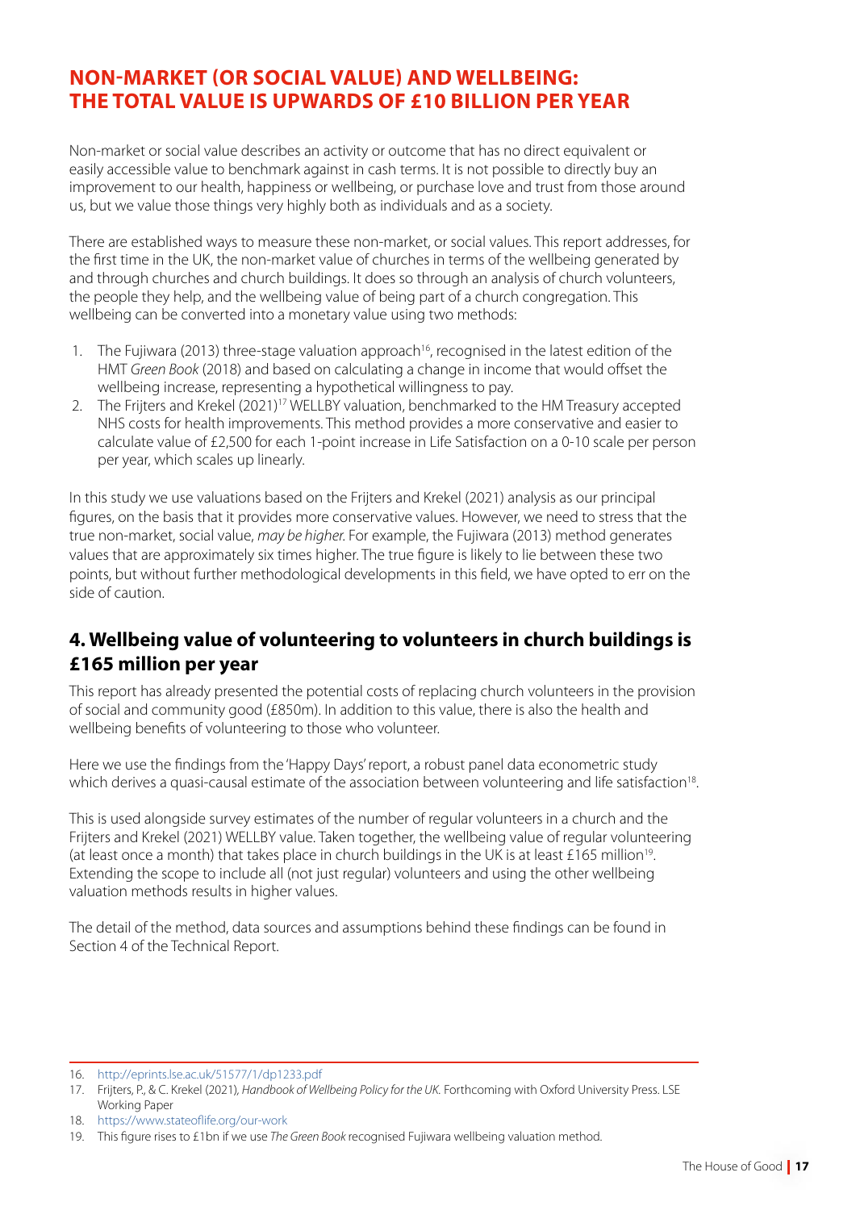## NON-MARKET (OR SOCIAL VALUE) AND WELLBEING: THE TOTAL VALUE IS UPWARDS OF £10 BILLION PER YEAR

Non-market or social value describes an activity or outcome that has no direct equivalent or easily accessible value to benchmark against in cash terms. It is not possible to directly buy an improvement to our health, happiness or wellbeing, or purchase love and trust from those around us, but we value those things very highly both as individuals and as a society.

There are established ways to measure these non-market, or social values. This report addresses, for the first time in the UK, the non-market value of churches in terms of the wellbeing generated by and through churches and church buildings. It does so through an analysis of church volunteers, the people they help, and the wellbeing value of being part of a church congregation. This wellbeing can be converted into a monetary value using two methods:

1. The Fujiwara (2013) three-stage valuation approach[16], recognised in the latest edition of the HMT *Green Book* (2018) and based on calculating a change in income that would offset the wellbeing increase, representing a hypothetical willingness to pay.
2. The Frijters and Krekel (2021)[17] WELLBY valuation, benchmarked to the HM Treasury accepted NHS costs for health improvements. This method provides a more conservative and easier to calculate value of £2,500 for each 1-point increase in Life Satisfaction on a 0-10 scale per person per year, which scales up linearly.

In this study we use valuations based on the Frijters and Krekel (2021) analysis as our principal figures, on the basis that it provides more conservative values. However, we need to stress that the true non-market, social value, *may be higher*. For example, the Fujiwara (2013) method generates values that are approximately six times higher. The true figure is likely to lie between these two points, but without further methodological developments in this field, we have opted to err on the side of caution.

### 4. Wellbeing value of volunteering to volunteers in church buildings is £165 million per year

This report has already presented the potential costs of replacing church volunteers in the provision of social and community good (£850m). In addition to this value, there is also the health and wellbeing benefits of volunteering to those who volunteer.

Here we use the findings from the 'Happy Days' report, a robust panel data econometric study which derives a quasi-causal estimate of the association between volunteering and life satisfaction[18].

This is used alongside survey estimates of the number of regular volunteers in a church and the Frijters and Krekel (2021) WELLBY value. Taken together, the wellbeing value of regular volunteering (at least once a month) that takes place in church buildings in the UK is at least £165 million[19]. Extending the scope to include all (not just regular) volunteers and using the other wellbeing valuation methods results in higher values.

The detail of the method, data sources and assumptions behind these findings can be found in Section 4 of the Technical Report.

---

16. http://eprints.lse.ac.uk/51577/1/dp1233.pdf
17. Frijters, P., & C. Krekel (2021), *Handbook of Wellbeing Policy for the UK*. Forthcoming with Oxford University Press. LSE Working Paper
18. https://www.stateoflife.org/our-work
19. This figure rises to £1bn if we use *The Green Book* recognised Fujiwara wellbeing valuation method.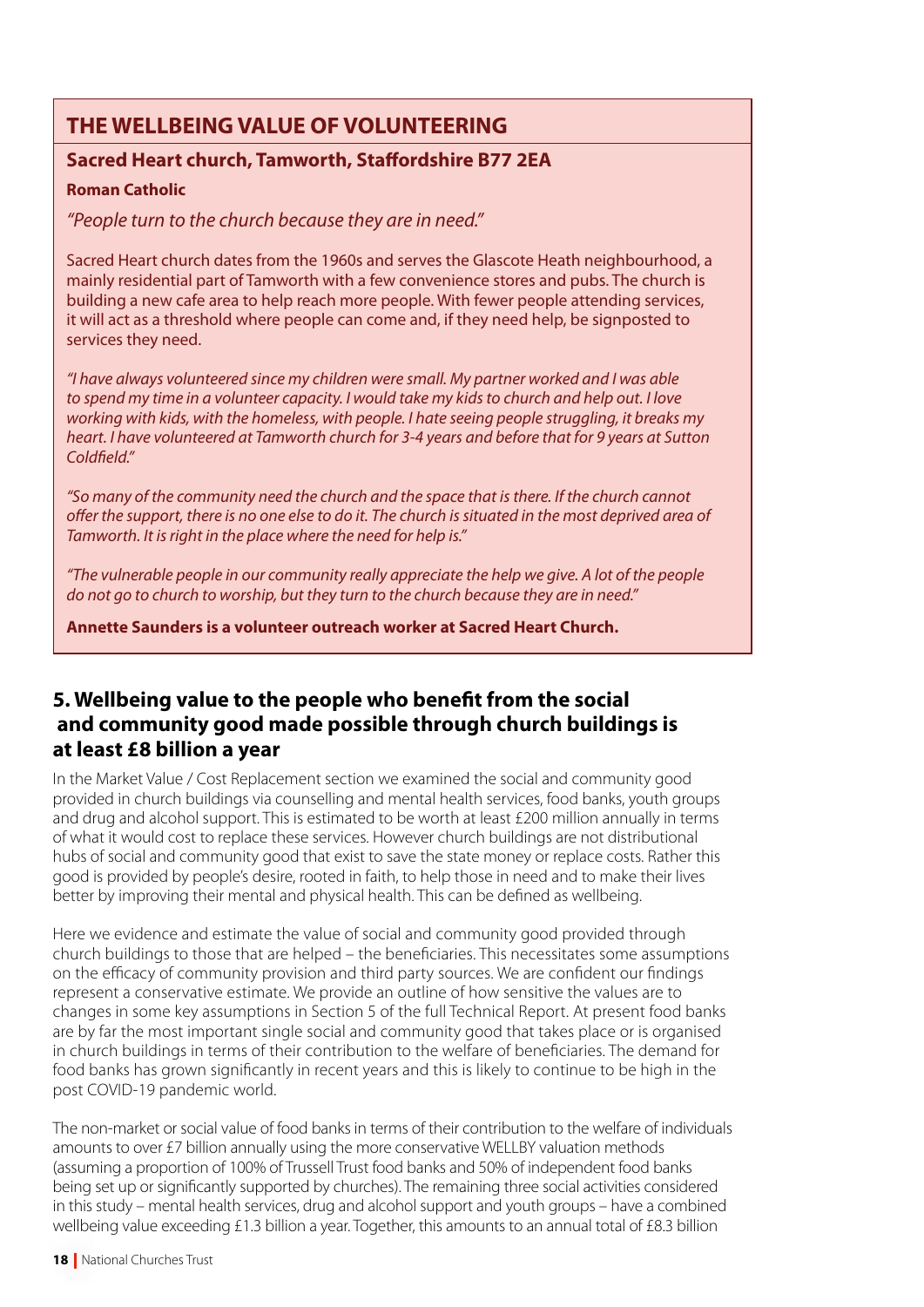## THE WELLBEING VALUE OF VOLUNTEERING

**Sacred Heart church, Tamworth, Staffordshire B77 2EA**

**Roman Catholic**

*"People turn to the church because they are in need."*

Sacred Heart church dates from the 1960s and serves the Glascote Heath neighbourhood, a mainly residential part of Tamworth with a few convenience stores and pubs. The church is building a new cafe area to help reach more people. With fewer people attending services, it will act as a threshold where people can come and, if they need help, be signposted to services they need.

*"I have always volunteered since my children were small. My partner worked and I was able to spend my time in a volunteer capacity. I would take my kids to church and help out. I love working with kids, with the homeless, with people. I hate seeing people struggling, it breaks my heart. I have volunteered at Tamworth church for 3-4 years and before that for 9 years at Sutton Coldfield."*

*"So many of the community need the church and the space that is there. If the church cannot offer the support, there is no one else to do it. The church is situated in the most deprived area of Tamworth. It is right in the place where the need for help is."*

*"The vulnerable people in our community really appreciate the help we give. A lot of the people do not go to church to worship, but they turn to the church because they are in need."*

**Annette Saunders is a volunteer outreach worker at Sacred Heart Church.**

## 5. Wellbeing value to the people who benefit from the social and community good made possible through church buildings is at least £8 billion a year

In the Market Value / Cost Replacement section we examined the social and community good provided in church buildings via counselling and mental health services, food banks, youth groups and drug and alcohol support. This is estimated to be worth at least £200 million annually in terms of what it would cost to replace these services. However church buildings are not distributional hubs of social and community good that exist to save the state money or replace costs. Rather this good is provided by people's desire, rooted in faith, to help those in need and to make their lives better by improving their mental and physical health. This can be defined as wellbeing.

Here we evidence and estimate the value of social and community good provided through church buildings to those that are helped – the beneficiaries. This necessitates some assumptions on the efficacy of community provision and third party sources. We are confident our findings represent a conservative estimate. We provide an outline of how sensitive the values are to changes in some key assumptions in Section 5 of the full Technical Report. At present food banks are by far the most important single social and community good that takes place or is organised in church buildings in terms of their contribution to the welfare of beneficiaries. The demand for food banks has grown significantly in recent years and this is likely to continue to be high in the post COVID-19 pandemic world.

The non-market or social value of food banks in terms of their contribution to the welfare of individuals amounts to over £7 billion annually using the more conservative WELLBY valuation methods (assuming a proportion of 100% of Trussell Trust food banks and 50% of independent food banks being set up or significantly supported by churches). The remaining three social activities considered in this study – mental health services, drug and alcohol support and youth groups – have a combined wellbeing value exceeding £1.3 billion a year. Together, this amounts to an annual total of £8.3 billion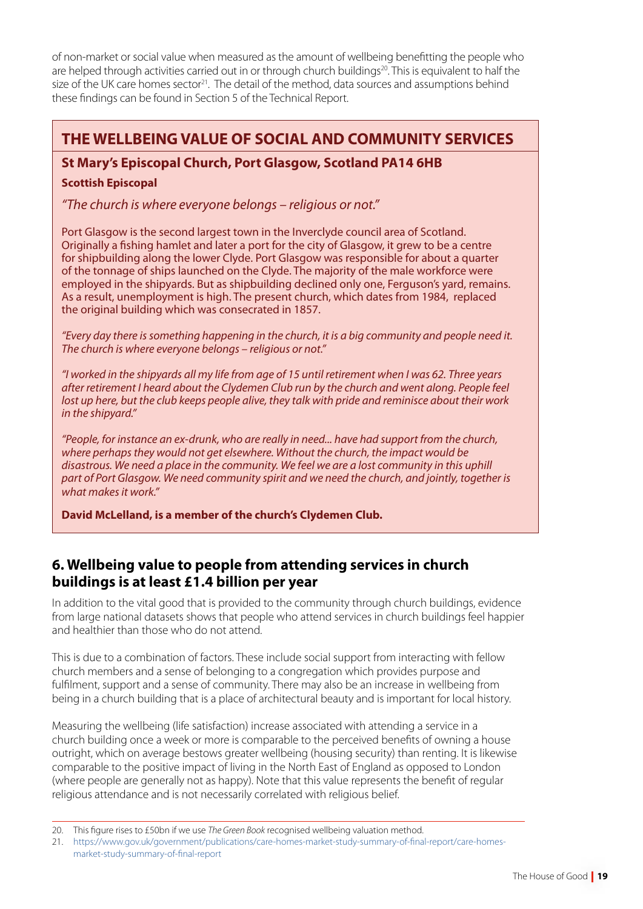of non-market or social value when measured as the amount of wellbeing benefitting the people who are helped through activities carried out in or through church buildings[20]. This is equivalent to half the size of the UK care homes sector[21]. The detail of the method, data sources and assumptions behind these findings can be found in Section 5 of the Technical Report.

## THE WELLBEING VALUE OF SOCIAL AND COMMUNITY SERVICES

### St Mary's Episcopal Church, Port Glasgow, Scotland PA14 6HB

**Scottish Episcopal**

*"The church is where everyone belongs – religious or not."*

Port Glasgow is the second largest town in the Inverclyde council area of Scotland. Originally a fishing hamlet and later a port for the city of Glasgow, it grew to be a centre for shipbuilding along the lower Clyde. Port Glasgow was responsible for about a quarter of the tonnage of ships launched on the Clyde. The majority of the male workforce were employed in the shipyards. But as shipbuilding declined only one, Ferguson's yard, remains. As a result, unemployment is high. The present church, which dates from 1984, replaced the original building which was consecrated in 1857.

*"Every day there is something happening in the church, it is a big community and people need it. The church is where everyone belongs – religious or not."*

*"I worked in the shipyards all my life from age of 15 until retirement when I was 62. Three years after retirement I heard about the Clydemen Club run by the church and went along. People feel lost up here, but the club keeps people alive, they talk with pride and reminisce about their work in the shipyard."*

*"People, for instance an ex-drunk, who are really in need... have had support from the church, where perhaps they would not get elsewhere. Without the church, the impact would be disastrous. We need a place in the community. We feel we are a lost community in this uphill part of Port Glasgow. We need community spirit and we need the church, and jointly, together is what makes it work."*

**David McLelland, is a member of the church's Clydemen Club.**

## 6. Wellbeing value to people from attending services in church buildings is at least £1.4 billion per year

In addition to the vital good that is provided to the community through church buildings, evidence from large national datasets shows that people who attend services in church buildings feel happier and healthier than those who do not attend.

This is due to a combination of factors. These include social support from interacting with fellow church members and a sense of belonging to a congregation which provides purpose and fulfilment, support and a sense of community. There may also be an increase in wellbeing from being in a church building that is a place of architectural beauty and is important for local history.

Measuring the wellbeing (life satisfaction) increase associated with attending a service in a church building once a week or more is comparable to the perceived benefits of owning a house outright, which on average bestows greater wellbeing (housing security) than renting. It is likewise comparable to the positive impact of living in the North East of England as opposed to London (where people are generally not as happy). Note that this value represents the benefit of regular religious attendance and is not necessarily correlated with religious belief.

---

20. This figure rises to £50bn if we use *The Green Book* recognised wellbeing valuation method.
21. https://www.gov.uk/government/publications/care-homes-market-study-summary-of-final-report/care-homes-market-study-summary-of-final-report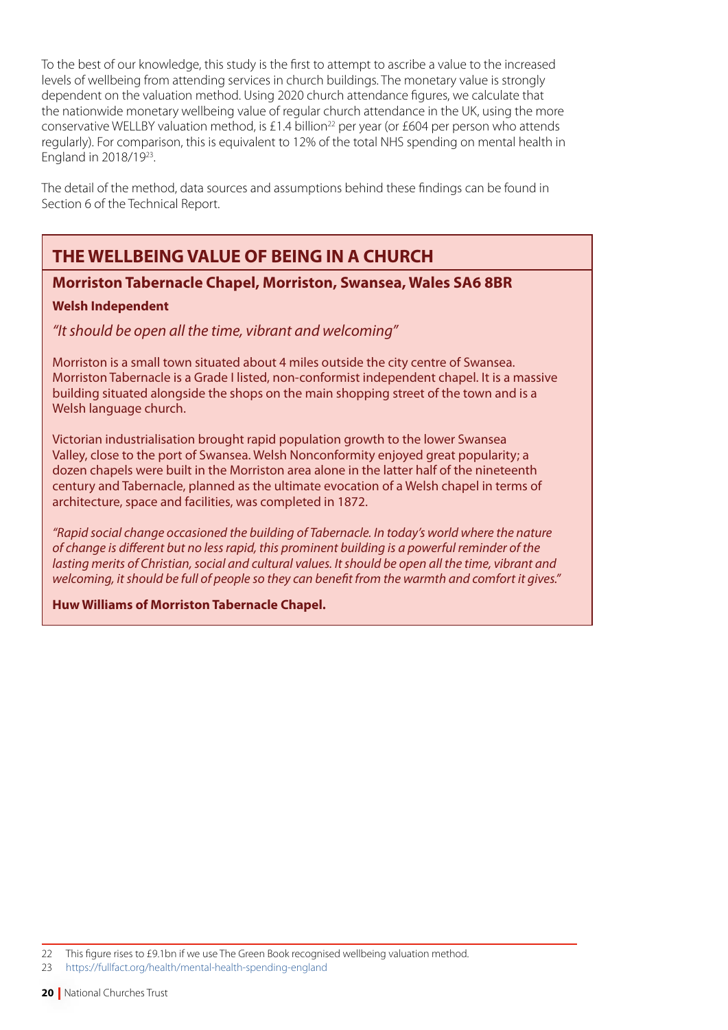To the best of our knowledge, this study is the first to attempt to ascribe a value to the increased levels of wellbeing from attending services in church buildings. The monetary value is strongly dependent on the valuation method. Using 2020 church attendance figures, we calculate that the nationwide monetary wellbeing value of regular church attendance in the UK, using the more conservative WELLBY valuation method, is £1.4 billion[22] per year (or £604 per person who attends regularly). For comparison, this is equivalent to 12% of the total NHS spending on mental health in England in 2018/19[23].

The detail of the method, data sources and assumptions behind these findings can be found in Section 6 of the Technical Report.

## THE WELLBEING VALUE OF BEING IN A CHURCH

### Morriston Tabernacle Chapel, Morriston, Swansea, Wales SA6 8BR

**Welsh Independent**

*"It should be open all the time, vibrant and welcoming"*

Morriston is a small town situated about 4 miles outside the city centre of Swansea. Morriston Tabernacle is a Grade I listed, non-conformist independent chapel. It is a massive building situated alongside the shops on the main shopping street of the town and is a Welsh language church.

Victorian industrialisation brought rapid population growth to the lower Swansea Valley, close to the port of Swansea. Welsh Nonconformity enjoyed great popularity; a dozen chapels were built in the Morriston area alone in the latter half of the nineteenth century and Tabernacle, planned as the ultimate evocation of a Welsh chapel in terms of architecture, space and facilities, was completed in 1872.

*"Rapid social change occasioned the building of Tabernacle. In today's world where the nature of change is different but no less rapid, this prominent building is a powerful reminder of the lasting merits of Christian, social and cultural values. It should be open all the time, vibrant and welcoming, it should be full of people so they can benefit from the warmth and comfort it gives."*

**Huw Williams of Morriston Tabernacle Chapel.**

---

22 This figure rises to £9.1bn if we use The Green Book recognised wellbeing valuation method.

23 https://fullfact.org/health/mental-health-spending-england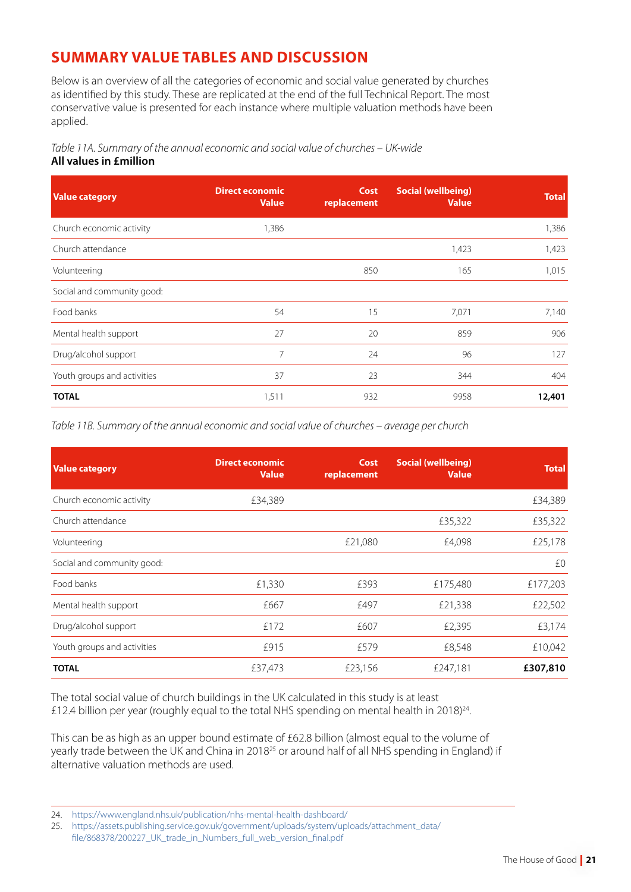## SUMMARY VALUE TABLES AND DISCUSSION

Below is an overview of all the categories of economic and social value generated by churches as identified by this study. These are replicated at the end of the full Technical Report. The most conservative value is presented for each instance where multiple valuation methods have been applied.

*Table 11A. Summary of the annual economic and social value of churches – UK-wide*
**All values in £million**

| Value category | Direct economic Value | Cost replacement | Social (wellbeing) Value | Total |
|---|---|---|---|---|
| Church economic activity | 1,386 | | | 1,386 |
| Church attendance | | | 1,423 | 1,423 |
| Volunteering | | 850 | 165 | 1,015 |
| Social and community good: | | | | |
| Food banks | 54 | 15 | 7,071 | 7,140 |
| Mental health support | 27 | 20 | 859 | 906 |
| Drug/alcohol support | 7 | 24 | 96 | 127 |
| Youth groups and activities | 37 | 23 | 344 | 404 |
| **TOTAL** | 1,511 | 932 | 9958 | **12,401** |

*Table 11B. Summary of the annual economic and social value of churches – average per church*

| Value category | Direct economic Value | Cost replacement | Social (wellbeing) Value | Total |
|---|---|---|---|---|
| Church economic activity | £34,389 | | | £34,389 |
| Church attendance | | | £35,322 | £35,322 |
| Volunteering | | £21,080 | £4,098 | £25,178 |
| Social and community good: | | | | £0 |
| Food banks | £1,330 | £393 | £175,480 | £177,203 |
| Mental health support | £667 | £497 | £21,338 | £22,502 |
| Drug/alcohol support | £172 | £607 | £2,395 | £3,174 |
| Youth groups and activities | £915 | £579 | £8,548 | £10,042 |
| **TOTAL** | £37,473 | £23,156 | £247,181 | **£307,810** |

The total social value of church buildings in the UK calculated in this study is at least £12.4 billion per year (roughly equal to the total NHS spending on mental health in 2018)[24].

This can be as high as an upper bound estimate of £62.8 billion (almost equal to the volume of yearly trade between the UK and China in 2018[25] or around half of all NHS spending in England) if alternative valuation methods are used.

24. https://www.england.nhs.uk/publication/nhs-mental-health-dashboard/
25. https://assets.publishing.service.gov.uk/government/uploads/system/uploads/attachment_data/file/868378/200227_UK_trade_in_Numbers_full_web_version_final.pdf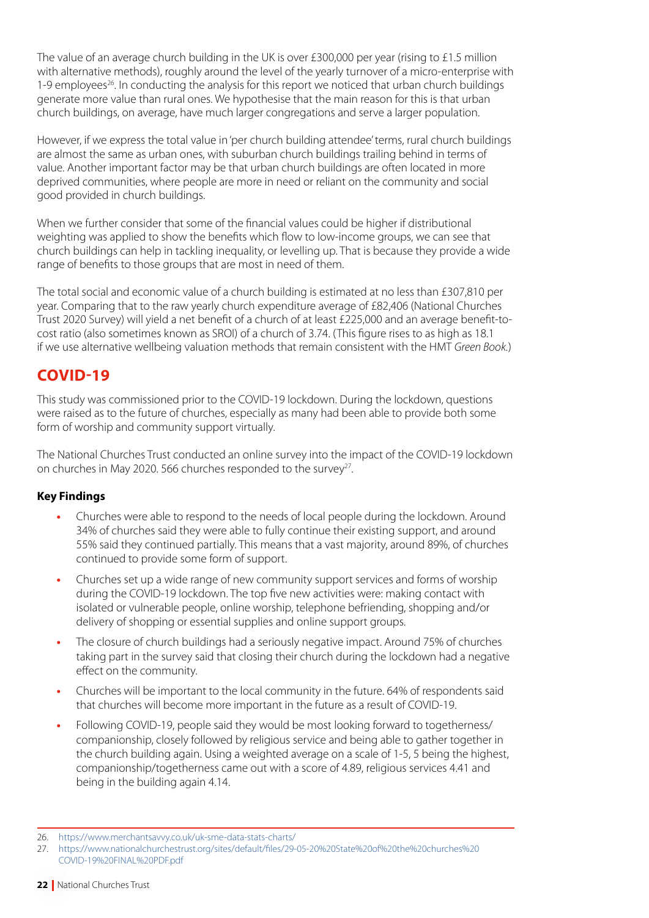The value of an average church building in the UK is over £300,000 per year (rising to £1.5 million with alternative methods), roughly around the level of the yearly turnover of a micro-enterprise with 1-9 employees[26]. In conducting the analysis for this report we noticed that urban church buildings generate more value than rural ones. We hypothesise that the main reason for this is that urban church buildings, on average, have much larger congregations and serve a larger population.

However, if we express the total value in 'per church building attendee' terms, rural church buildings are almost the same as urban ones, with suburban church buildings trailing behind in terms of value. Another important factor may be that urban church buildings are often located in more deprived communities, where people are more in need or reliant on the community and social good provided in church buildings.

When we further consider that some of the financial values could be higher if distributional weighting was applied to show the benefits which flow to low-income groups, we can see that church buildings can help in tackling inequality, or levelling up. That is because they provide a wide range of benefits to those groups that are most in need of them.

The total social and economic value of a church building is estimated at no less than £307,810 per year. Comparing that to the raw yearly church expenditure average of £82,406 (National Churches Trust 2020 Survey) will yield a net benefit of a church of at least £225,000 and an average benefit-to-cost ratio (also sometimes known as SROI) of a church of 3.74. (This figure rises to as high as 18.1 if we use alternative wellbeing valuation methods that remain consistent with the HMT *Green Book*.)

## COVID-19

This study was commissioned prior to the COVID-19 lockdown. During the lockdown, questions were raised as to the future of churches, especially as many had been able to provide both some form of worship and community support virtually.

The National Churches Trust conducted an online survey into the impact of the COVID-19 lockdown on churches in May 2020. 566 churches responded to the survey[27].

### Key Findings

- Churches were able to respond to the needs of local people during the lockdown. Around 34% of churches said they were able to fully continue their existing support, and around 55% said they continued partially. This means that a vast majority, around 89%, of churches continued to provide some form of support.
- Churches set up a wide range of new community support services and forms of worship during the COVID-19 lockdown. The top five new activities were: making contact with isolated or vulnerable people, online worship, telephone befriending, shopping and/or delivery of shopping or essential supplies and online support groups.
- The closure of church buildings had a seriously negative impact. Around 75% of churches taking part in the survey said that closing their church during the lockdown had a negative effect on the community.
- Churches will be important to the local community in the future. 64% of respondents said that churches will become more important in the future as a result of COVID-19.
- Following COVID-19, people said they would be most looking forward to togetherness/ companionship, closely followed by religious service and being able to gather together in the church building again. Using a weighted average on a scale of 1-5, 5 being the highest, companionship/togetherness came out with a score of 4.89, religious services 4.41 and being in the building again 4.14.

---

26. https://www.merchantsavvy.co.uk/uk-sme-data-stats-charts/
27. https://www.nationalchurchestrust.org/sites/default/files/29-05-20%20State%20of%20the%20churches%20COVID-19%20FINAL%20PDF.pdf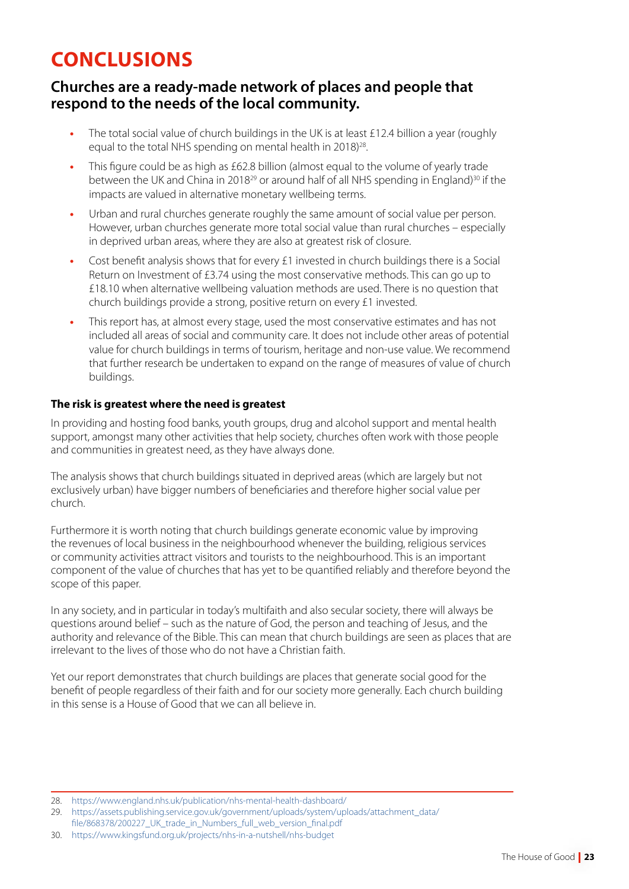# CONCLUSIONS

## Churches are a ready-made network of places and people that respond to the needs of the local community.

- The total social value of church buildings in the UK is at least £12.4 billion a year (roughly equal to the total NHS spending on mental health in 2018)[28].
- This figure could be as high as £62.8 billion (almost equal to the volume of yearly trade between the UK and China in 2018[29] or around half of all NHS spending in England)[30] if the impacts are valued in alternative monetary wellbeing terms.
- Urban and rural churches generate roughly the same amount of social value per person. However, urban churches generate more total social value than rural churches – especially in deprived urban areas, where they are also at greatest risk of closure.
- Cost benefit analysis shows that for every £1 invested in church buildings there is a Social Return on Investment of £3.74 using the most conservative methods. This can go up to £18.10 when alternative wellbeing valuation methods are used. There is no question that church buildings provide a strong, positive return on every £1 invested.
- This report has, at almost every stage, used the most conservative estimates and has not included all areas of social and community care. It does not include other areas of potential value for church buildings in terms of tourism, heritage and non-use value. We recommend that further research be undertaken to expand on the range of measures of value of church buildings.

**The risk is greatest where the need is greatest**

In providing and hosting food banks, youth groups, drug and alcohol support and mental health support, amongst many other activities that help society, churches often work with those people and communities in greatest need, as they have always done.

The analysis shows that church buildings situated in deprived areas (which are largely but not exclusively urban) have bigger numbers of beneficiaries and therefore higher social value per church.

Furthermore it is worth noting that church buildings generate economic value by improving the revenues of local business in the neighbourhood whenever the building, religious services or community activities attract visitors and tourists to the neighbourhood. This is an important component of the value of churches that has yet to be quantified reliably and therefore beyond the scope of this paper.

In any society, and in particular in today's multifaith and also secular society, there will always be questions around belief – such as the nature of God, the person and teaching of Jesus, and the authority and relevance of the Bible. This can mean that church buildings are seen as places that are irrelevant to the lives of those who do not have a Christian faith.

Yet our report demonstrates that church buildings are places that generate social good for the benefit of people regardless of their faith and for our society more generally. Each church building in this sense is a House of Good that we can all believe in.

---

28. https://www.england.nhs.uk/publication/nhs-mental-health-dashboard/
29. https://assets.publishing.service.gov.uk/government/uploads/system/uploads/attachment_data/file/868378/200227_UK_trade_in_Numbers_full_web_version_final.pdf
30. https://www.kingsfund.org.uk/projects/nhs-in-a-nutshell/nhs-budget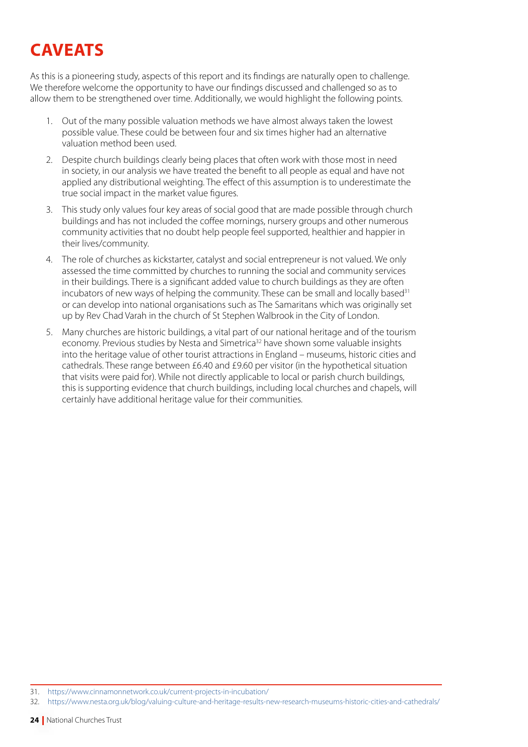# CAVEATS

As this is a pioneering study, aspects of this report and its findings are naturally open to challenge. We therefore welcome the opportunity to have our findings discussed and challenged so as to allow them to be strengthened over time. Additionally, we would highlight the following points.

1. Out of the many possible valuation methods we have almost always taken the lowest possible value. These could be between four and six times higher had an alternative valuation method been used.
2. Despite church buildings clearly being places that often work with those most in need in society, in our analysis we have treated the benefit to all people as equal and have not applied any distributional weighting. The effect of this assumption is to underestimate the true social impact in the market value figures.
3. This study only values four key areas of social good that are made possible through church buildings and has not included the coffee mornings, nursery groups and other numerous community activities that no doubt help people feel supported, healthier and happier in their lives/community.
4. The role of churches as kickstarter, catalyst and social entrepreneur is not valued. We only assessed the time committed by churches to running the social and community services in their buildings. There is a significant added value to church buildings as they are often incubators of new ways of helping the community. These can be small and locally based[31] or can develop into national organisations such as The Samaritans which was originally set up by Rev Chad Varah in the church of St Stephen Walbrook in the City of London.
5. Many churches are historic buildings, a vital part of our national heritage and of the tourism economy. Previous studies by Nesta and Simetrica[32] have shown some valuable insights into the heritage value of other tourist attractions in England – museums, historic cities and cathedrals. These range between £6.40 and £9.60 per visitor (in the hypothetical situation that visits were paid for). While not directly applicable to local or parish church buildings, this is supporting evidence that church buildings, including local churches and chapels, will certainly have additional heritage value for their communities.

31. https://www.cinnamonnetwork.co.uk/current-projects-in-incubation/
32. https://www.nesta.org.uk/blog/valuing-culture-and-heritage-results-new-research-museums-historic-cities-and-cathedrals/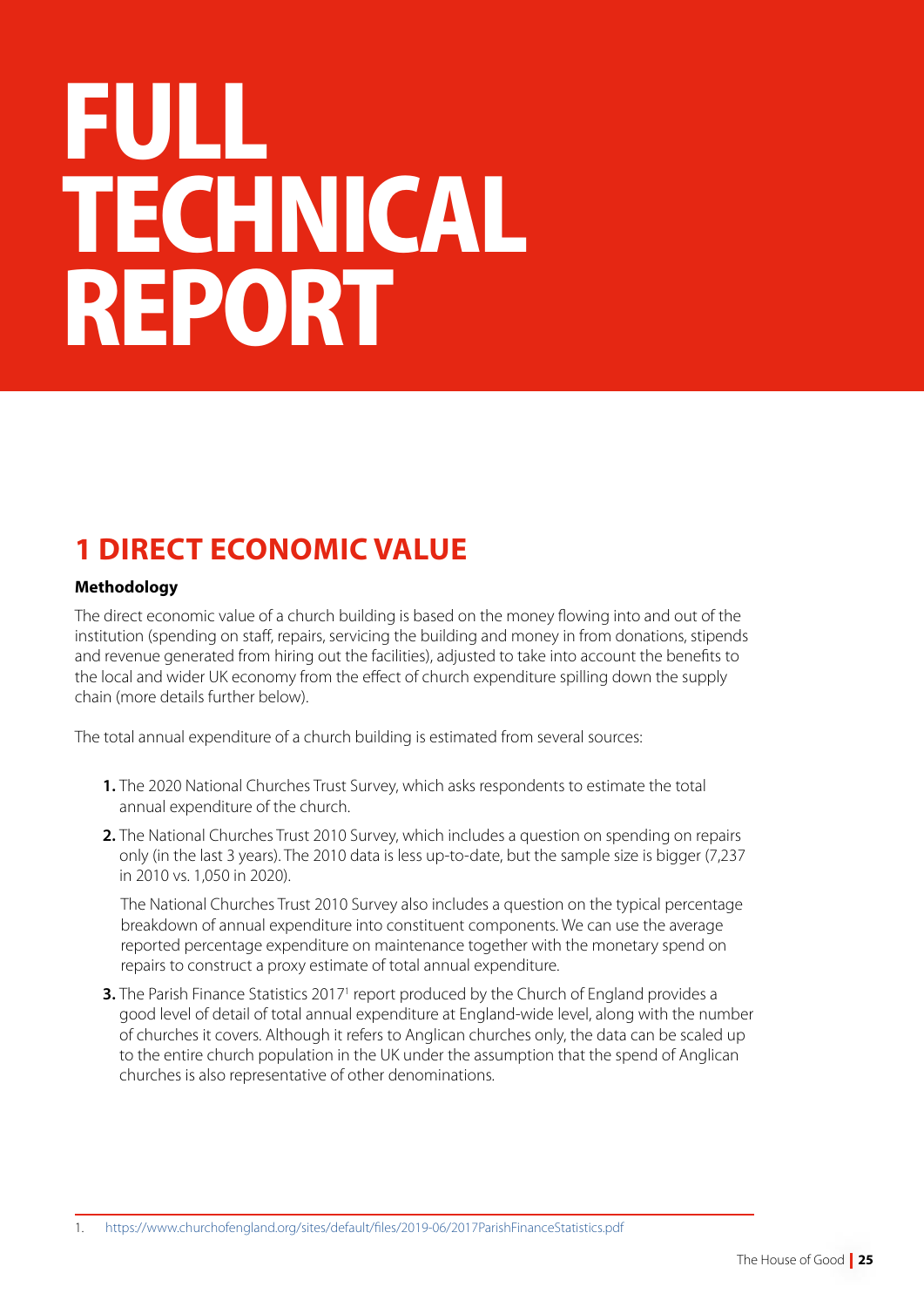# FULL TECHNICAL REPORT

## 1 DIRECT ECONOMIC VALUE

**Methodology**

The direct economic value of a church building is based on the money flowing into and out of the institution (spending on staff, repairs, servicing the building and money in from donations, stipends and revenue generated from hiring out the facilities), adjusted to take into account the benefits to the local and wider UK economy from the effect of church expenditure spilling down the supply chain (more details further below).

The total annual expenditure of a church building is estimated from several sources:

1. The 2020 National Churches Trust Survey, which asks respondents to estimate the total annual expenditure of the church.
2. The National Churches Trust 2010 Survey, which includes a question on spending on repairs only (in the last 3 years). The 2010 data is less up-to-date, but the sample size is bigger (7,237 in 2010 vs. 1,050 in 2020).

   The National Churches Trust 2010 Survey also includes a question on the typical percentage breakdown of annual expenditure into constituent components. We can use the average reported percentage expenditure on maintenance together with the monetary spend on repairs to construct a proxy estimate of total annual expenditure.
3. The Parish Finance Statistics 2017[1] report produced by the Church of England provides a good level of detail of total annual expenditure at England-wide level, along with the number of churches it covers. Although it refers to Anglican churches only, the data can be scaled up to the entire church population in the UK under the assumption that the spend of Anglican churches is also representative of other denominations.

---

1. https://www.churchofengland.org/sites/default/files/2019-06/2017ParishFinanceStatistics.pdf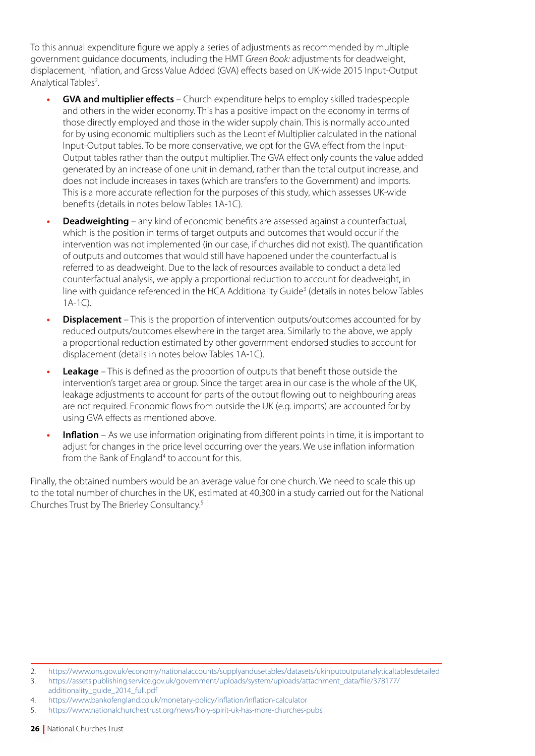To this annual expenditure figure we apply a series of adjustments as recommended by multiple government guidance documents, including the HMT *Green Book:* adjustments for deadweight, displacement, inflation, and Gross Value Added (GVA) effects based on UK-wide 2015 Input-Output Analytical Tables[2].

- **GVA and multiplier effects** – Church expenditure helps to employ skilled tradespeople and others in the wider economy. This has a positive impact on the economy in terms of those directly employed and those in the wider supply chain. This is normally accounted for by using economic multipliers such as the Leontief Multiplier calculated in the national Input-Output tables. To be more conservative, we opt for the GVA effect from the Input-Output tables rather than the output multiplier. The GVA effect only counts the value added generated by an increase of one unit in demand, rather than the total output increase, and does not include increases in taxes (which are transfers to the Government) and imports. This is a more accurate reflection for the purposes of this study, which assesses UK-wide benefits (details in notes below Tables 1A-1C).
- **Deadweighting** – any kind of economic benefits are assessed against a counterfactual, which is the position in terms of target outputs and outcomes that would occur if the intervention was not implemented (in our case, if churches did not exist). The quantification of outputs and outcomes that would still have happened under the counterfactual is referred to as deadweight. Due to the lack of resources available to conduct a detailed counterfactual analysis, we apply a proportional reduction to account for deadweight, in line with guidance referenced in the HCA Additionality Guide[3] (details in notes below Tables 1A-1C).
- **Displacement** – This is the proportion of intervention outputs/outcomes accounted for by reduced outputs/outcomes elsewhere in the target area. Similarly to the above, we apply a proportional reduction estimated by other government-endorsed studies to account for displacement (details in notes below Tables 1A-1C).
- **Leakage** – This is defined as the proportion of outputs that benefit those outside the intervention's target area or group. Since the target area in our case is the whole of the UK, leakage adjustments to account for parts of the output flowing out to neighbouring areas are not required. Economic flows from outside the UK (e.g. imports) are accounted for by using GVA effects as mentioned above.
- **Inflation** – As we use information originating from different points in time, it is important to adjust for changes in the price level occurring over the years. We use inflation information from the Bank of England[4] to account for this.

Finally, the obtained numbers would be an average value for one church. We need to scale this up to the total number of churches in the UK, estimated at 40,300 in a study carried out for the National Churches Trust by The Brierley Consultancy.[5]

---

2. https://www.ons.gov.uk/economy/nationalaccounts/supplyandusetables/datasets/ukinputoutputanalyticaltablesdetailed
3. https://assets.publishing.service.gov.uk/government/uploads/system/uploads/attachment_data/file/378177/additionality_guide_2014_full.pdf
4. https://www.bankofengland.co.uk/monetary-policy/inflation/inflation-calculator
5. https://www.nationalchurchestrust.org/news/holy-spirit-uk-has-more-churches-pubs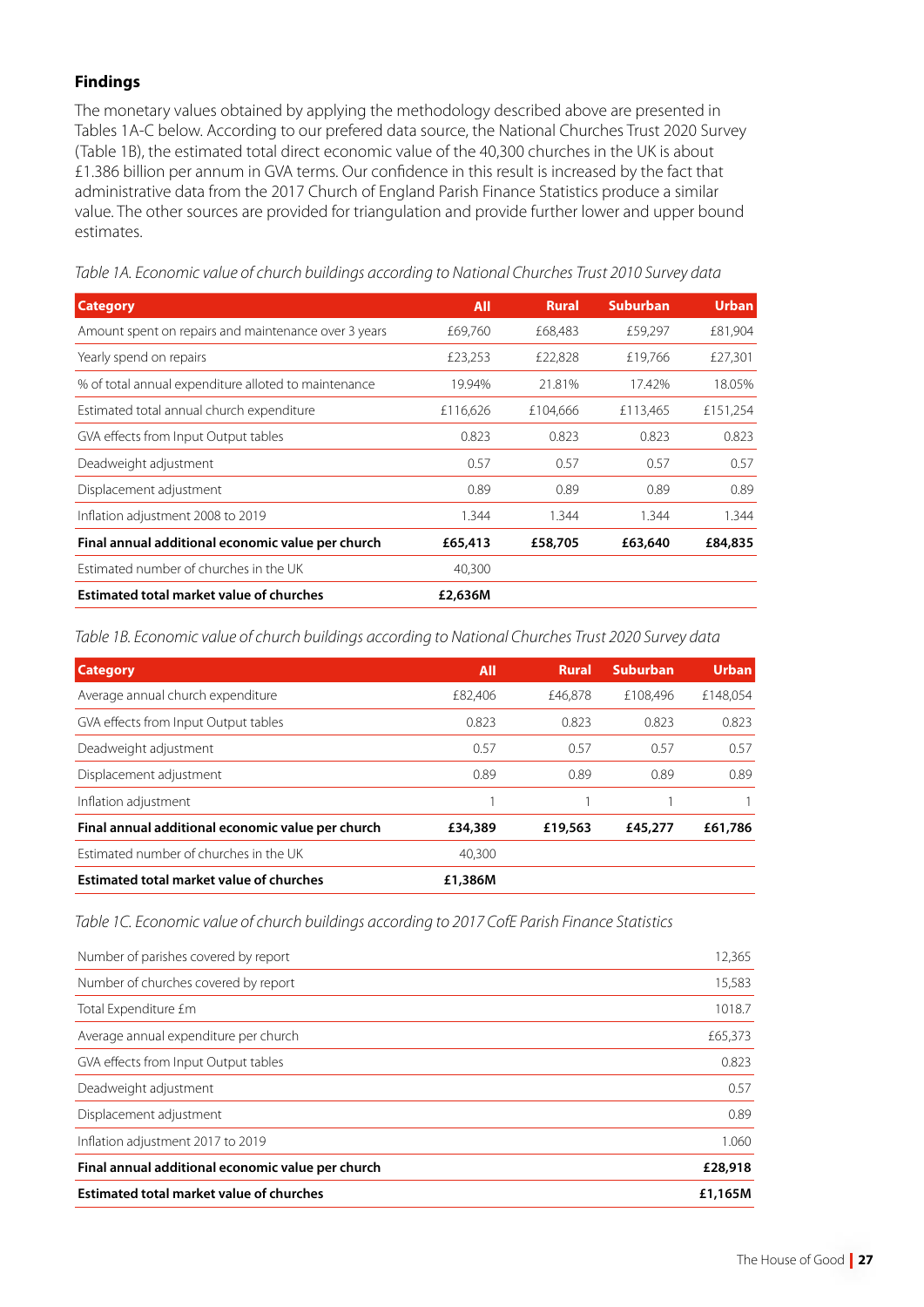### Findings

The monetary values obtained by applying the methodology described above are presented in Tables 1A-C below. According to our prefered data source, the National Churches Trust 2020 Survey (Table 1B), the estimated total direct economic value of the 40,300 churches in the UK is about £1.386 billion per annum in GVA terms. Our confidence in this result is increased by the fact that administrative data from the 2017 Church of England Parish Finance Statistics produce a similar value. The other sources are provided for triangulation and provide further lower and upper bound estimates.

*Table 1A. Economic value of church buildings according to National Churches Trust 2010 Survey data*

| Category | All | Rural | Suburban | Urban |
|---|---|---|---|---|
| Amount spent on repairs and maintenance over 3 years | £69,760 | £68,483 | £59,297 | £81,904 |
| Yearly spend on repairs | £23,253 | £22,828 | £19,766 | £27,301 |
| % of total annual expenditure alloted to maintenance | 19.94% | 21.81% | 17.42% | 18.05% |
| Estimated total annual church expenditure | £116,626 | £104,666 | £113,465 | £151,254 |
| GVA effects from Input Output tables | 0.823 | 0.823 | 0.823 | 0.823 |
| Deadweight adjustment | 0.57 | 0.57 | 0.57 | 0.57 |
| Displacement adjustment | 0.89 | 0.89 | 0.89 | 0.89 |
| Inflation adjustment 2008 to 2019 | 1.344 | 1.344 | 1.344 | 1.344 |
| **Final annual additional economic value per church** | **£65,413** | **£58,705** | **£63,640** | **£84,835** |
| Estimated number of churches in the UK | 40,300 | | | |
| **Estimated total market value of churches** | **£2,636M** | | | |

*Table 1B. Economic value of church buildings according to National Churches Trust 2020 Survey data*

| Category | All | Rural | Suburban | Urban |
|---|---|---|---|---|
| Average annual church expenditure | £82,406 | £46,878 | £108,496 | £148,054 |
| GVA effects from Input Output tables | 0.823 | 0.823 | 0.823 | 0.823 |
| Deadweight adjustment | 0.57 | 0.57 | 0.57 | 0.57 |
| Displacement adjustment | 0.89 | 0.89 | 0.89 | 0.89 |
| Inflation adjustment | 1 | 1 | 1 | 1 |
| **Final annual additional economic value per church** | **£34,389** | **£19,563** | **£45,277** | **£61,786** |
| Estimated number of churches in the UK | 40,300 | | | |
| **Estimated total market value of churches** | **£1,386M** | | | |

*Table 1C. Economic value of church buildings according to 2017 CofE Parish Finance Statistics*

| | |
|---|---|
| Number of parishes covered by report | 12,365 |
| Number of churches covered by report | 15,583 |
| Total Expenditure £m | 1018.7 |
| Average annual expenditure per church | £65,373 |
| GVA effects from Input Output tables | 0.823 |
| Deadweight adjustment | 0.57 |
| Displacement adjustment | 0.89 |
| Inflation adjustment 2017 to 2019 | 1.060 |
| **Final annual additional economic value per church** | **£28,918** |
| **Estimated total market value of churches** | **£1,165M** |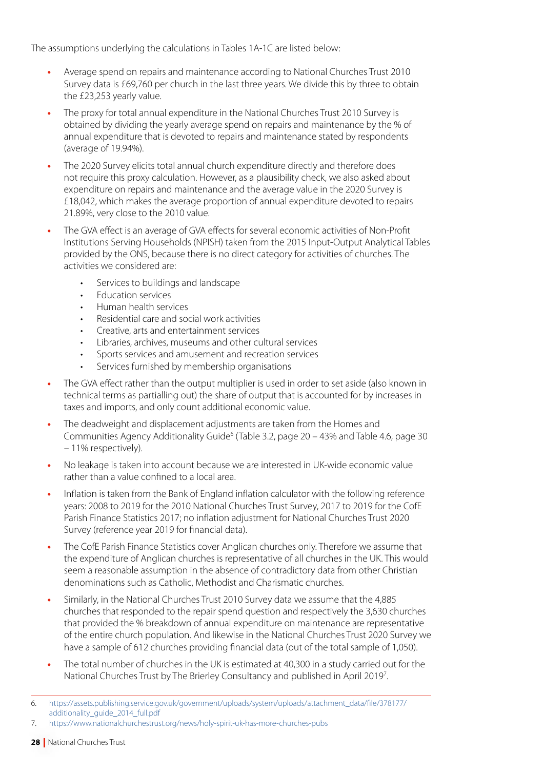The assumptions underlying the calculations in Tables 1A-1C are listed below:

- Average spend on repairs and maintenance according to National Churches Trust 2010 Survey data is £69,760 per church in the last three years. We divide this by three to obtain the £23,253 yearly value.
- The proxy for total annual expenditure in the National Churches Trust 2010 Survey is obtained by dividing the yearly average spend on repairs and maintenance by the % of annual expenditure that is devoted to repairs and maintenance stated by respondents (average of 19.94%).
- The 2020 Survey elicits total annual church expenditure directly and therefore does not require this proxy calculation. However, as a plausibility check, we also asked about expenditure on repairs and maintenance and the average value in the 2020 Survey is £18,042, which makes the average proportion of annual expenditure devoted to repairs 21.89%, very close to the 2010 value.
- The GVA effect is an average of GVA effects for several economic activities of Non-Profit Institutions Serving Households (NPISH) taken from the 2015 Input-Output Analytical Tables provided by the ONS, because there is no direct category for activities of churches. The activities we considered are:
  - Services to buildings and landscape
  - Education services
  - Human health services
  - Residential care and social work activities
  - Creative, arts and entertainment services
  - Libraries, archives, museums and other cultural services
  - Sports services and amusement and recreation services
  - Services furnished by membership organisations
- The GVA effect rather than the output multiplier is used in order to set aside (also known in technical terms as partialling out) the share of output that is accounted for by increases in taxes and imports, and only count additional economic value.
- The deadweight and displacement adjustments are taken from the Homes and Communities Agency Additionality Guide[6] (Table 3.2, page 20 – 43% and Table 4.6, page 30 – 11% respectively).
- No leakage is taken into account because we are interested in UK-wide economic value rather than a value confined to a local area.
- Inflation is taken from the Bank of England inflation calculator with the following reference years: 2008 to 2019 for the 2010 National Churches Trust Survey, 2017 to 2019 for the CofE Parish Finance Statistics 2017; no inflation adjustment for National Churches Trust 2020 Survey (reference year 2019 for financial data).
- The CofE Parish Finance Statistics cover Anglican churches only. Therefore we assume that the expenditure of Anglican churches is representative of all churches in the UK. This would seem a reasonable assumption in the absence of contradictory data from other Christian denominations such as Catholic, Methodist and Charismatic churches.
- Similarly, in the National Churches Trust 2010 Survey data we assume that the 4,885 churches that responded to the repair spend question and respectively the 3,630 churches that provided the % breakdown of annual expenditure on maintenance are representative of the entire church population. And likewise in the National Churches Trust 2020 Survey we have a sample of 612 churches providing financial data (out of the total sample of 1,050).
- The total number of churches in the UK is estimated at 40,300 in a study carried out for the National Churches Trust by The Brierley Consultancy and published in April 2019[7].

6. https://assets.publishing.service.gov.uk/government/uploads/system/uploads/attachment_data/file/378177/additionality_guide_2014_full.pdf
7. https://www.nationalchurchestrust.org/news/holy-spirit-uk-has-more-churches-pubs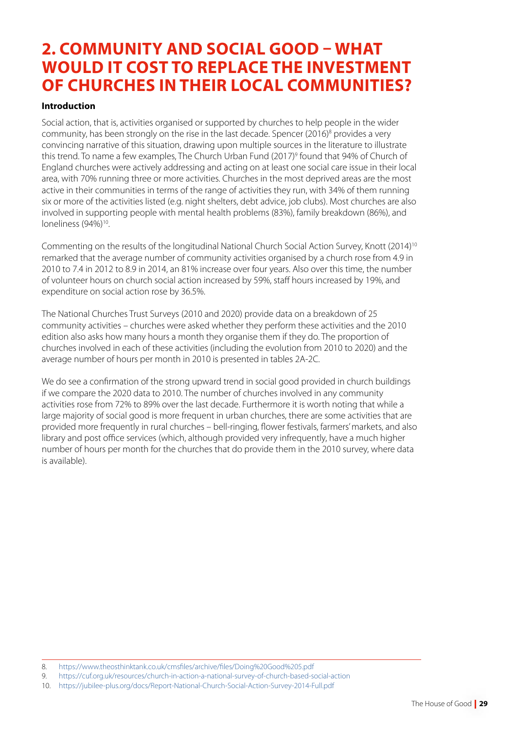# 2. COMMUNITY AND SOCIAL GOOD – WHAT WOULD IT COST TO REPLACE THE INVESTMENT OF CHURCHES IN THEIR LOCAL COMMUNITIES?

**Introduction**

Social action, that is, activities organised or supported by churches to help people in the wider community, has been strongly on the rise in the last decade. Spencer (2016)[8] provides a very convincing narrative of this situation, drawing upon multiple sources in the literature to illustrate this trend. To name a few examples, The Church Urban Fund (2017)[9] found that 94% of Church of England churches were actively addressing and acting on at least one social care issue in their local area, with 70% running three or more activities. Churches in the most deprived areas are the most active in their communities in terms of the range of activities they run, with 34% of them running six or more of the activities listed (e.g. night shelters, debt advice, job clubs). Most churches are also involved in supporting people with mental health problems (83%), family breakdown (86%), and loneliness (94%)[10].

Commenting on the results of the longitudinal National Church Social Action Survey, Knott (2014)[10] remarked that the average number of community activities organised by a church rose from 4.9 in 2010 to 7.4 in 2012 to 8.9 in 2014, an 81% increase over four years. Also over this time, the number of volunteer hours on church social action increased by 59%, staff hours increased by 19%, and expenditure on social action rose by 36.5%.

The National Churches Trust Surveys (2010 and 2020) provide data on a breakdown of 25 community activities – churches were asked whether they perform these activities and the 2010 edition also asks how many hours a month they organise them if they do. The proportion of churches involved in each of these activities (including the evolution from 2010 to 2020) and the average number of hours per month in 2010 is presented in tables 2A-2C.

We do see a confirmation of the strong upward trend in social good provided in church buildings if we compare the 2020 data to 2010. The number of churches involved in any community activities rose from 72% to 89% over the last decade. Furthermore it is worth noting that while a large majority of social good is more frequent in urban churches, there are some activities that are provided more frequently in rural churches – bell-ringing, flower festivals, farmers' markets, and also library and post office services (which, although provided very infrequently, have a much higher number of hours per month for the churches that do provide them in the 2010 survey, where data is available).

8. https://www.theosthinktank.co.uk/cmsfiles/archive/files/Doing%20Good%205.pdf
9. https://cuf.org.uk/resources/church-in-action-a-national-survey-of-church-based-social-action
10. https://jubilee-plus.org/docs/Report-National-Church-Social-Action-Survey-2014-Full.pdf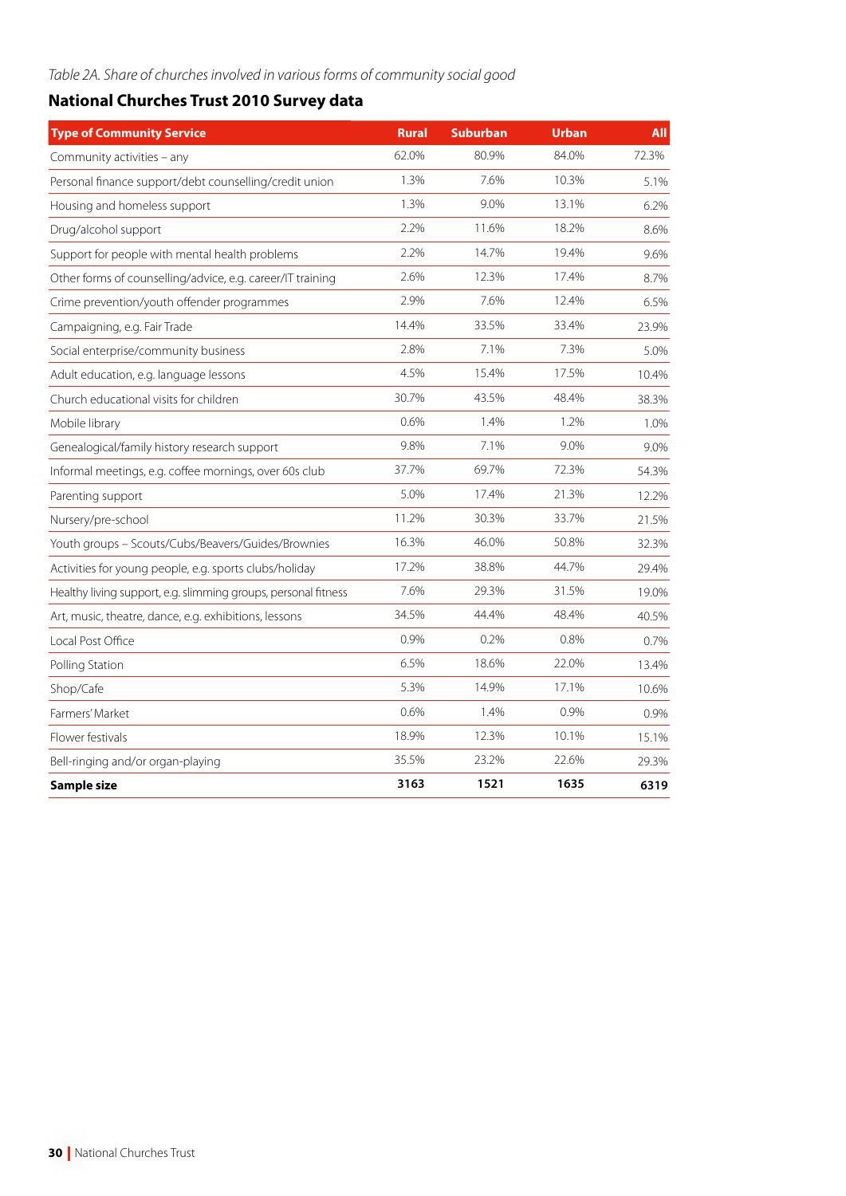*Table 2A. Share of churches involved in various forms of community social good*

## National Churches Trust 2010 Survey data

| Type of Community Service | Rural | Suburban | Urban | All |
|---|---|---|---|---|
| Community activities – any | 62.0% | 80.9% | 84.0% | 72.3% |
| Personal finance support/debt counselling/credit union | 1.3% | 7.6% | 10.3% | 5.1% |
| Housing and homeless support | 1.3% | 9.0% | 13.1% | 6.2% |
| Drug/alcohol support | 2.2% | 11.6% | 18.2% | 8.6% |
| Support for people with mental health problems | 2.2% | 14.7% | 19.4% | 9.6% |
| Other forms of counselling/advice, e.g. career/IT training | 2.6% | 12.3% | 17.4% | 8.7% |
| Crime prevention/youth offender programmes | 2.9% | 7.6% | 12.4% | 6.5% |
| Campaigning, e.g. Fair Trade | 14.4% | 33.5% | 33.4% | 23.9% |
| Social enterprise/community business | 2.8% | 7.1% | 7.3% | 5.0% |
| Adult education, e.g. language lessons | 4.5% | 15.4% | 17.5% | 10.4% |
| Church educational visits for children | 30.7% | 43.5% | 48.4% | 38.3% |
| Mobile library | 0.6% | 1.4% | 1.2% | 1.0% |
| Genealogical/family history research support | 9.8% | 7.1% | 9.0% | 9.0% |
| Informal meetings, e.g. coffee mornings, over 60s club | 37.7% | 69.7% | 72.3% | 54.3% |
| Parenting support | 5.0% | 17.4% | 21.3% | 12.2% |
| Nursery/pre-school | 11.2% | 30.3% | 33.7% | 21.5% |
| Youth groups – Scouts/Cubs/Beavers/Guides/Brownies | 16.3% | 46.0% | 50.8% | 32.3% |
| Activities for young people, e.g. sports clubs/holiday | 17.2% | 38.8% | 44.7% | 29.4% |
| Healthy living support, e.g. slimming groups, personal fitness | 7.6% | 29.3% | 31.5% | 19.0% |
| Art, music, theatre, dance, e.g. exhibitions, lessons | 34.5% | 44.4% | 48.4% | 40.5% |
| Local Post Office | 0.9% | 0.2% | 0.8% | 0.7% |
| Polling Station | 6.5% | 18.6% | 22.0% | 13.4% |
| Shop/Cafe | 5.3% | 14.9% | 17.1% | 10.6% |
| Farmers' Market | 0.6% | 1.4% | 0.9% | 0.9% |
| Flower festivals | 18.9% | 12.3% | 10.1% | 15.1% |
| Bell-ringing and/or organ-playing | 35.5% | 23.2% | 22.6% | 29.3% |
| **Sample size** | **3163** | **1521** | **1635** | **6319** |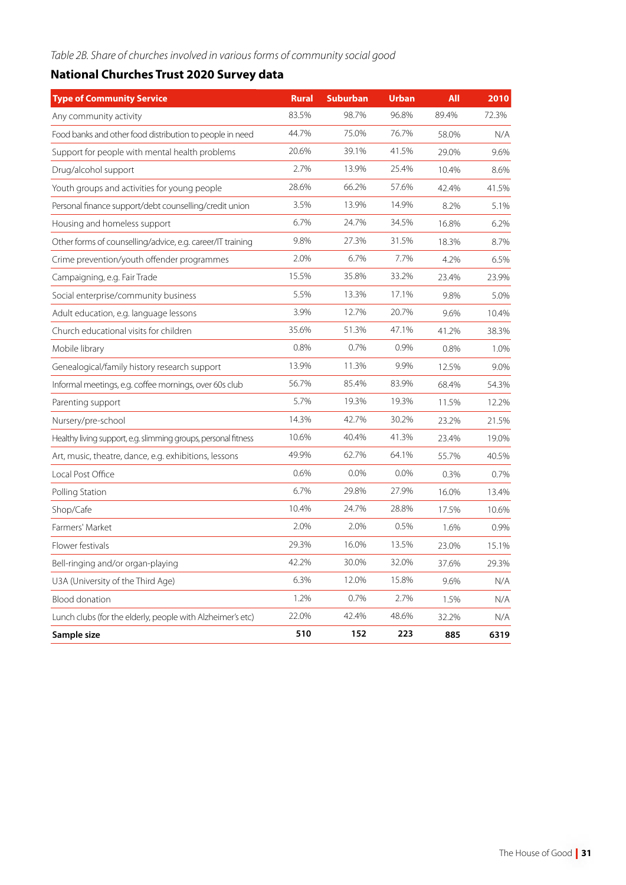*Table 2B. Share of churches involved in various forms of community social good*

## National Churches Trust 2020 Survey data

| Type of Community Service | Rural | Suburban | Urban | All | 2010 |
|---|---|---|---|---|---|
| Any community activity | 83.5% | 98.7% | 96.8% | 89.4% | 72.3% |
| Food banks and other food distribution to people in need | 44.7% | 75.0% | 76.7% | 58.0% | N/A |
| Support for people with mental health problems | 20.6% | 39.1% | 41.5% | 29.0% | 9.6% |
| Drug/alcohol support | 2.7% | 13.9% | 25.4% | 10.4% | 8.6% |
| Youth groups and activities for young people | 28.6% | 66.2% | 57.6% | 42.4% | 41.5% |
| Personal finance support/debt counselling/credit union | 3.5% | 13.9% | 14.9% | 8.2% | 5.1% |
| Housing and homeless support | 6.7% | 24.7% | 34.5% | 16.8% | 6.2% |
| Other forms of counselling/advice, e.g. career/IT training | 9.8% | 27.3% | 31.5% | 18.3% | 8.7% |
| Crime prevention/youth offender programmes | 2.0% | 6.7% | 7.7% | 4.2% | 6.5% |
| Campaigning, e.g. Fair Trade | 15.5% | 35.8% | 33.2% | 23.4% | 23.9% |
| Social enterprise/community business | 5.5% | 13.3% | 17.1% | 9.8% | 5.0% |
| Adult education, e.g. language lessons | 3.9% | 12.7% | 20.7% | 9.6% | 10.4% |
| Church educational visits for children | 35.6% | 51.3% | 47.1% | 41.2% | 38.3% |
| Mobile library | 0.8% | 0.7% | 0.9% | 0.8% | 1.0% |
| Genealogical/family history research support | 13.9% | 11.3% | 9.9% | 12.5% | 9.0% |
| Informal meetings, e.g. coffee mornings, over 60s club | 56.7% | 85.4% | 83.9% | 68.4% | 54.3% |
| Parenting support | 5.7% | 19.3% | 19.3% | 11.5% | 12.2% |
| Nursery/pre-school | 14.3% | 42.7% | 30.2% | 23.2% | 21.5% |
| Healthy living support, e.g. slimming groups, personal fitness | 10.6% | 40.4% | 41.3% | 23.4% | 19.0% |
| Art, music, theatre, dance, e.g. exhibitions, lessons | 49.9% | 62.7% | 64.1% | 55.7% | 40.5% |
| Local Post Office | 0.6% | 0.0% | 0.0% | 0.3% | 0.7% |
| Polling Station | 6.7% | 29.8% | 27.9% | 16.0% | 13.4% |
| Shop/Cafe | 10.4% | 24.7% | 28.8% | 17.5% | 10.6% |
| Farmers' Market | 2.0% | 2.0% | 0.5% | 1.6% | 0.9% |
| Flower festivals | 29.3% | 16.0% | 13.5% | 23.0% | 15.1% |
| Bell-ringing and/or organ-playing | 42.2% | 30.0% | 32.0% | 37.6% | 29.3% |
| U3A (University of the Third Age) | 6.3% | 12.0% | 15.8% | 9.6% | N/A |
| Blood donation | 1.2% | 0.7% | 2.7% | 1.5% | N/A |
| Lunch clubs (for the elderly, people with Alzheimer's etc) | 22.0% | 42.4% | 48.6% | 32.2% | N/A |
| **Sample size** | **510** | **152** | **223** | **885** | **6319** |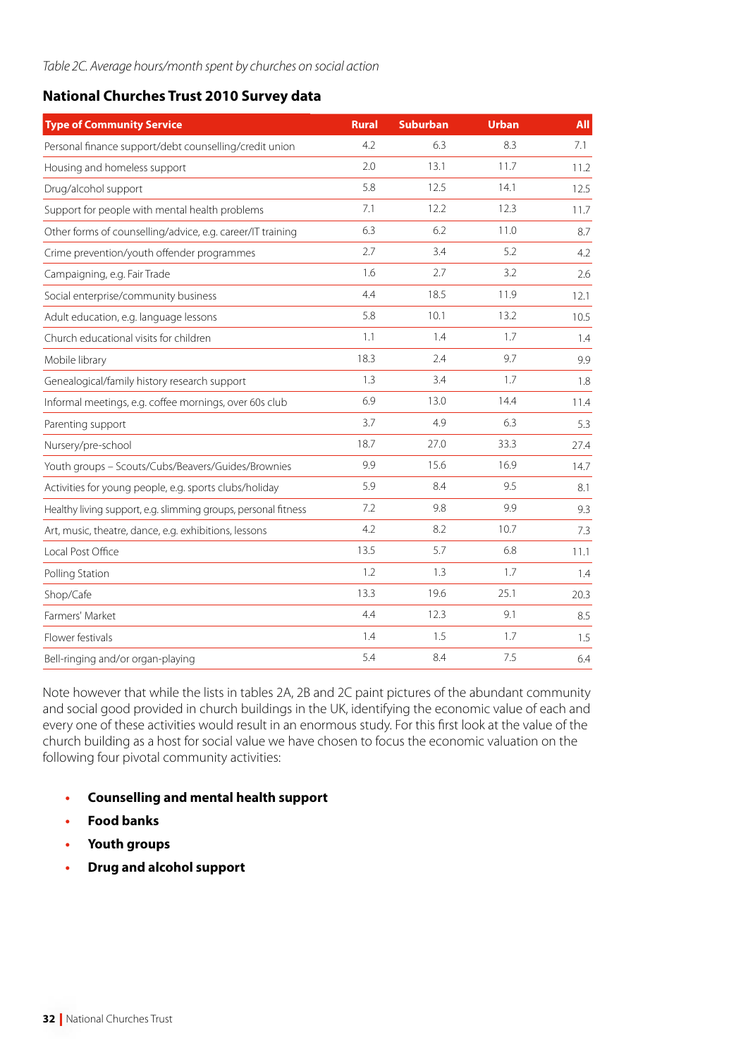*Table 2C. Average hours/month spent by churches on social action*

### National Churches Trust 2010 Survey data

| Type of Community Service | Rural | Suburban | Urban | All |
|---|---|---|---|---|
| Personal finance support/debt counselling/credit union | 4.2 | 6.3 | 8.3 | 7.1 |
| Housing and homeless support | 2.0 | 13.1 | 11.7 | 11.2 |
| Drug/alcohol support | 5.8 | 12.5 | 14.1 | 12.5 |
| Support for people with mental health problems | 7.1 | 12.2 | 12.3 | 11.7 |
| Other forms of counselling/advice, e.g. career/IT training | 6.3 | 6.2 | 11.0 | 8.7 |
| Crime prevention/youth offender programmes | 2.7 | 3.4 | 5.2 | 4.2 |
| Campaigning, e.g. Fair Trade | 1.6 | 2.7 | 3.2 | 2.6 |
| Social enterprise/community business | 4.4 | 18.5 | 11.9 | 12.1 |
| Adult education, e.g. language lessons | 5.8 | 10.1 | 13.2 | 10.5 |
| Church educational visits for children | 1.1 | 1.4 | 1.7 | 1.4 |
| Mobile library | 18.3 | 2.4 | 9.7 | 9.9 |
| Genealogical/family history research support | 1.3 | 3.4 | 1.7 | 1.8 |
| Informal meetings, e.g. coffee mornings, over 60s club | 6.9 | 13.0 | 14.4 | 11.4 |
| Parenting support | 3.7 | 4.9 | 6.3 | 5.3 |
| Nursery/pre-school | 18.7 | 27.0 | 33.3 | 27.4 |
| Youth groups – Scouts/Cubs/Beavers/Guides/Brownies | 9.9 | 15.6 | 16.9 | 14.7 |
| Activities for young people, e.g. sports clubs/holiday | 5.9 | 8.4 | 9.5 | 8.1 |
| Healthy living support, e.g. slimming groups, personal fitness | 7.2 | 9.8 | 9.9 | 9.3 |
| Art, music, theatre, dance, e.g. exhibitions, lessons | 4.2 | 8.2 | 10.7 | 7.3 |
| Local Post Office | 13.5 | 5.7 | 6.8 | 11.1 |
| Polling Station | 1.2 | 1.3 | 1.7 | 1.4 |
| Shop/Cafe | 13.3 | 19.6 | 25.1 | 20.3 |
| Farmers' Market | 4.4 | 12.3 | 9.1 | 8.5 |
| Flower festivals | 1.4 | 1.5 | 1.7 | 1.5 |
| Bell-ringing and/or organ-playing | 5.4 | 8.4 | 7.5 | 6.4 |

Note however that while the lists in tables 2A, 2B and 2C paint pictures of the abundant community and social good provided in church buildings in the UK, identifying the economic value of each and every one of these activities would result in an enormous study. For this first look at the value of the church building as a host for social value we have chosen to focus the economic valuation on the following four pivotal community activities:

- **Counselling and mental health support**
- **Food banks**
- **Youth groups**
- **Drug and alcohol support**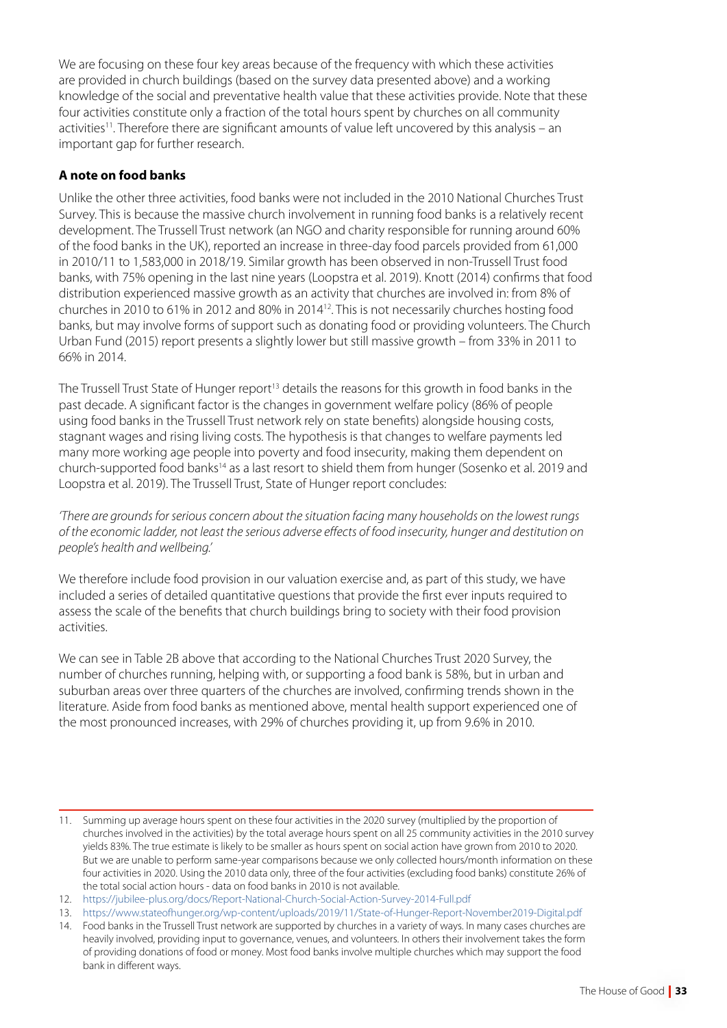We are focusing on these four key areas because of the frequency with which these activities are provided in church buildings (based on the survey data presented above) and a working knowledge of the social and preventative health value that these activities provide. Note that these four activities constitute only a fraction of the total hours spent by churches on all community activities[11]. Therefore there are significant amounts of value left uncovered by this analysis – an important gap for further research.

**A note on food banks**

Unlike the other three activities, food banks were not included in the 2010 National Churches Trust Survey. This is because the massive church involvement in running food banks is a relatively recent development. The Trussell Trust network (an NGO and charity responsible for running around 60% of the food banks in the UK), reported an increase in three-day food parcels provided from 61,000 in 2010/11 to 1,583,000 in 2018/19. Similar growth has been observed in non-Trussell Trust food banks, with 75% opening in the last nine years (Loopstra et al. 2019). Knott (2014) confirms that food distribution experienced massive growth as an activity that churches are involved in: from 8% of churches in 2010 to 61% in 2012 and 80% in 2014[12]. This is not necessarily churches hosting food banks, but may involve forms of support such as donating food or providing volunteers. The Church Urban Fund (2015) report presents a slightly lower but still massive growth – from 33% in 2011 to 66% in 2014.

The Trussell Trust State of Hunger report[13] details the reasons for this growth in food banks in the past decade. A significant factor is the changes in government welfare policy (86% of people using food banks in the Trussell Trust network rely on state benefits) alongside housing costs, stagnant wages and rising living costs. The hypothesis is that changes to welfare payments led many more working age people into poverty and food insecurity, making them dependent on church-supported food banks[14] as a last resort to shield them from hunger (Sosenko et al. 2019 and Loopstra et al. 2019). The Trussell Trust, State of Hunger report concludes:

*'There are grounds for serious concern about the situation facing many households on the lowest rungs of the economic ladder, not least the serious adverse effects of food insecurity, hunger and destitution on people's health and wellbeing.'*

We therefore include food provision in our valuation exercise and, as part of this study, we have included a series of detailed quantitative questions that provide the first ever inputs required to assess the scale of the benefits that church buildings bring to society with their food provision activities.

We can see in Table 2B above that according to the National Churches Trust 2020 Survey, the number of churches running, helping with, or supporting a food bank is 58%, but in urban and suburban areas over three quarters of the churches are involved, confirming trends shown in the literature. Aside from food banks as mentioned above, mental health support experienced one of the most pronounced increases, with 29% of churches providing it, up from 9.6% in 2010.

---

11. Summing up average hours spent on these four activities in the 2020 survey (multiplied by the proportion of churches involved in the activities) by the total average hours spent on all 25 community activities in the 2010 survey yields 83%. The true estimate is likely to be smaller as hours spent on social action have grown from 2010 to 2020. But we are unable to perform same-year comparisons because we only collected hours/month information on these four activities in 2020. Using the 2010 data only, three of the four activities (excluding food banks) constitute 26% of the total social action hours - data on food banks in 2010 is not available.
12. https://jubilee-plus.org/docs/Report-National-Church-Social-Action-Survey-2014-Full.pdf
13. https://www.stateofhunger.org/wp-content/uploads/2019/11/State-of-Hunger-Report-November2019-Digital.pdf
14. Food banks in the Trussell Trust network are supported by churches in a variety of ways. In many cases churches are heavily involved, providing input to governance, venues, and volunteers. In others their involvement takes the form of providing donations of food or money. Most food banks involve multiple churches which may support the food bank in different ways.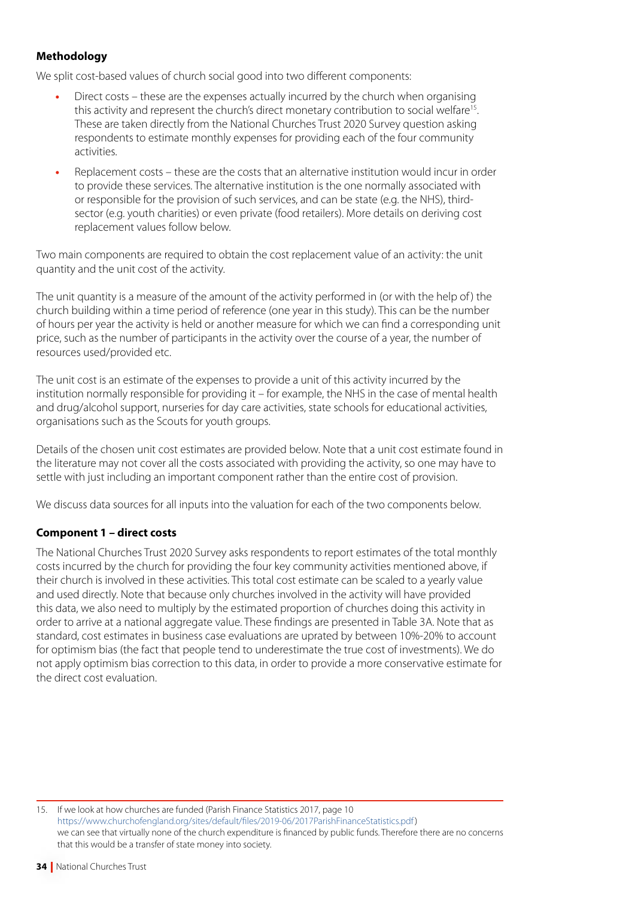#### Methodology

We split cost-based values of church social good into two different components:

- Direct costs – these are the expenses actually incurred by the church when organising this activity and represent the church's direct monetary contribution to social welfare[15]. These are taken directly from the National Churches Trust 2020 Survey question asking respondents to estimate monthly expenses for providing each of the four community activities.
- Replacement costs – these are the costs that an alternative institution would incur in order to provide these services. The alternative institution is the one normally associated with or responsible for the provision of such services, and can be state (e.g. the NHS), third-sector (e.g. youth charities) or even private (food retailers). More details on deriving cost replacement values follow below.

Two main components are required to obtain the cost replacement value of an activity: the unit quantity and the unit cost of the activity.

The unit quantity is a measure of the amount of the activity performed in (or with the help of) the church building within a time period of reference (one year in this study). This can be the number of hours per year the activity is held or another measure for which we can find a corresponding unit price, such as the number of participants in the activity over the course of a year, the number of resources used/provided etc.

The unit cost is an estimate of the expenses to provide a unit of this activity incurred by the institution normally responsible for providing it – for example, the NHS in the case of mental health and drug/alcohol support, nurseries for day care activities, state schools for educational activities, organisations such as the Scouts for youth groups.

Details of the chosen unit cost estimates are provided below. Note that a unit cost estimate found in the literature may not cover all the costs associated with providing the activity, so one may have to settle with just including an important component rather than the entire cost of provision.

We discuss data sources for all inputs into the valuation for each of the two components below.

#### Component 1 – direct costs

The National Churches Trust 2020 Survey asks respondents to report estimates of the total monthly costs incurred by the church for providing the four key community activities mentioned above, if their church is involved in these activities. This total cost estimate can be scaled to a yearly value and used directly. Note that because only churches involved in the activity will have provided this data, we also need to multiply by the estimated proportion of churches doing this activity in order to arrive at a national aggregate value. These findings are presented in Table 3A. Note that as standard, cost estimates in business case evaluations are uprated by between 10%-20% to account for optimism bias (the fact that people tend to underestimate the true cost of investments). We do not apply optimism bias correction to this data, in order to provide a more conservative estimate for the direct cost evaluation.

---

15. If we look at how churches are funded (Parish Finance Statistics 2017, page 10 https://www.churchofengland.org/sites/default/files/2019-06/2017ParishFinanceStatistics.pdf) we can see that virtually none of the church expenditure is financed by public funds. Therefore there are no concerns that this would be a transfer of state money into society.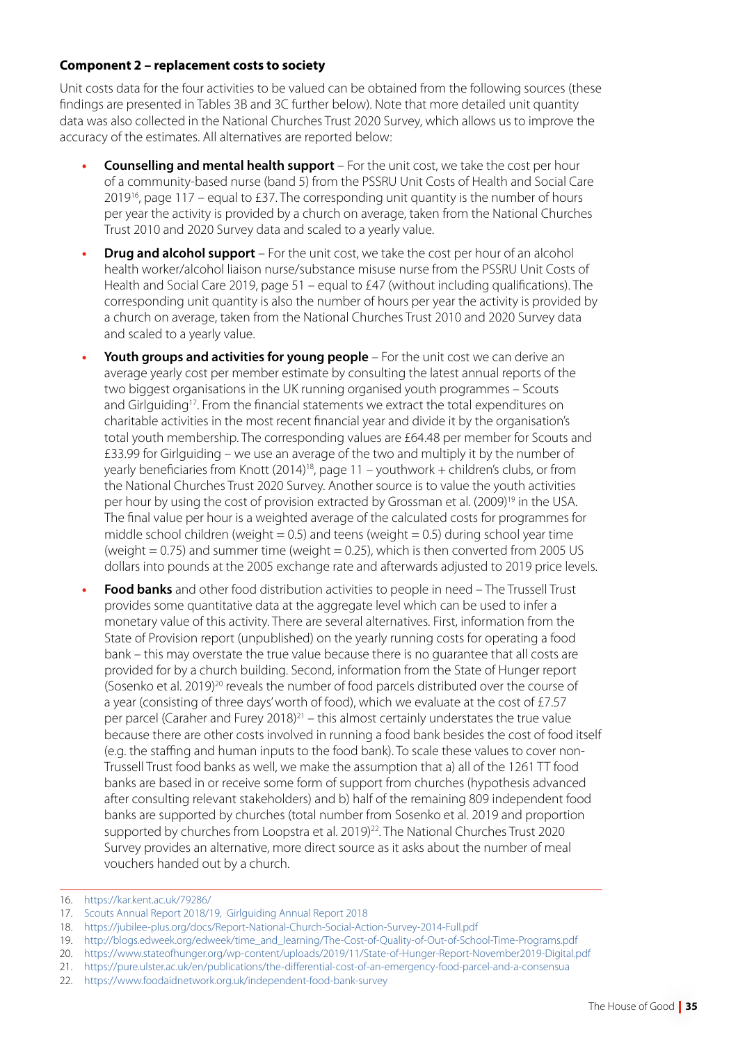**Component 2 – replacement costs to society**

Unit costs data for the four activities to be valued can be obtained from the following sources (these findings are presented in Tables 3B and 3C further below). Note that more detailed unit quantity data was also collected in the National Churches Trust 2020 Survey, which allows us to improve the accuracy of the estimates. All alternatives are reported below:

- **Counselling and mental health support** – For the unit cost, we take the cost per hour of a community-based nurse (band 5) from the PSSRU Unit Costs of Health and Social Care 2019[16], page 117 – equal to £37. The corresponding unit quantity is the number of hours per year the activity is provided by a church on average, taken from the National Churches Trust 2010 and 2020 Survey data and scaled to a yearly value.
- **Drug and alcohol support** – For the unit cost, we take the cost per hour of an alcohol health worker/alcohol liaison nurse/substance misuse nurse from the PSSRU Unit Costs of Health and Social Care 2019, page 51 – equal to £47 (without including qualifications). The corresponding unit quantity is also the number of hours per year the activity is provided by a church on average, taken from the National Churches Trust 2010 and 2020 Survey data and scaled to a yearly value.
- **Youth groups and activities for young people** – For the unit cost we can derive an average yearly cost per member estimate by consulting the latest annual reports of the two biggest organisations in the UK running organised youth programmes – Scouts and Girlguiding[17]. From the financial statements we extract the total expenditures on charitable activities in the most recent financial year and divide it by the organisation's total youth membership. The corresponding values are £64.48 per member for Scouts and £33.99 for Girlguiding – we use an average of the two and multiply it by the number of yearly beneficiaries from Knott (2014)[18], page 11 – youthwork + children's clubs, or from the National Churches Trust 2020 Survey. Another source is to value the youth activities per hour by using the cost of provision extracted by Grossman et al. (2009)[19] in the USA. The final value per hour is a weighted average of the calculated costs for programmes for middle school children (weight = 0.5) and teens (weight = 0.5) during school year time (weight = 0.75) and summer time (weight = 0.25), which is then converted from 2005 US dollars into pounds at the 2005 exchange rate and afterwards adjusted to 2019 price levels.
- **Food banks** and other food distribution activities to people in need – The Trussell Trust provides some quantitative data at the aggregate level which can be used to infer a monetary value of this activity. There are several alternatives. First, information from the State of Provision report (unpublished) on the yearly running costs for operating a food bank – this may overstate the true value because there is no guarantee that all costs are provided for by a church building. Second, information from the State of Hunger report (Sosenko et al. 2019)[20] reveals the number of food parcels distributed over the course of a year (consisting of three days' worth of food), which we evaluate at the cost of £7.57 per parcel (Caraher and Furey 2018)[21] – this almost certainly understates the true value because there are other costs involved in running a food bank besides the cost of food itself (e.g. the staffing and human inputs to the food bank). To scale these values to cover non-Trussell Trust food banks as well, we make the assumption that a) all of the 1261 TT food banks are based in or receive some form of support from churches (hypothesis advanced after consulting relevant stakeholders) and b) half of the remaining 809 independent food banks are supported by churches (total number from Sosenko et al. 2019 and proportion supported by churches from Loopstra et al. 2019)[22]. The National Churches Trust 2020 Survey provides an alternative, more direct source as it asks about the number of meal vouchers handed out by a church.

---

16. https://kar.kent.ac.uk/79286/
17. Scouts Annual Report 2018/19, Girlguiding Annual Report 2018
18. https://jubilee-plus.org/docs/Report-National-Church-Social-Action-Survey-2014-Full.pdf
19. http://blogs.edweek.org/edweek/time_and_learning/The-Cost-of-Quality-of-Out-of-School-Time-Programs.pdf
20. https://www.stateofhunger.org/wp-content/uploads/2019/11/State-of-Hunger-Report-November2019-Digital.pdf
21. https://pure.ulster.ac.uk/en/publications/the-differential-cost-of-an-emergency-food-parcel-and-a-consensua
22. https://www.foodaidnetwork.org.uk/independent-food-bank-survey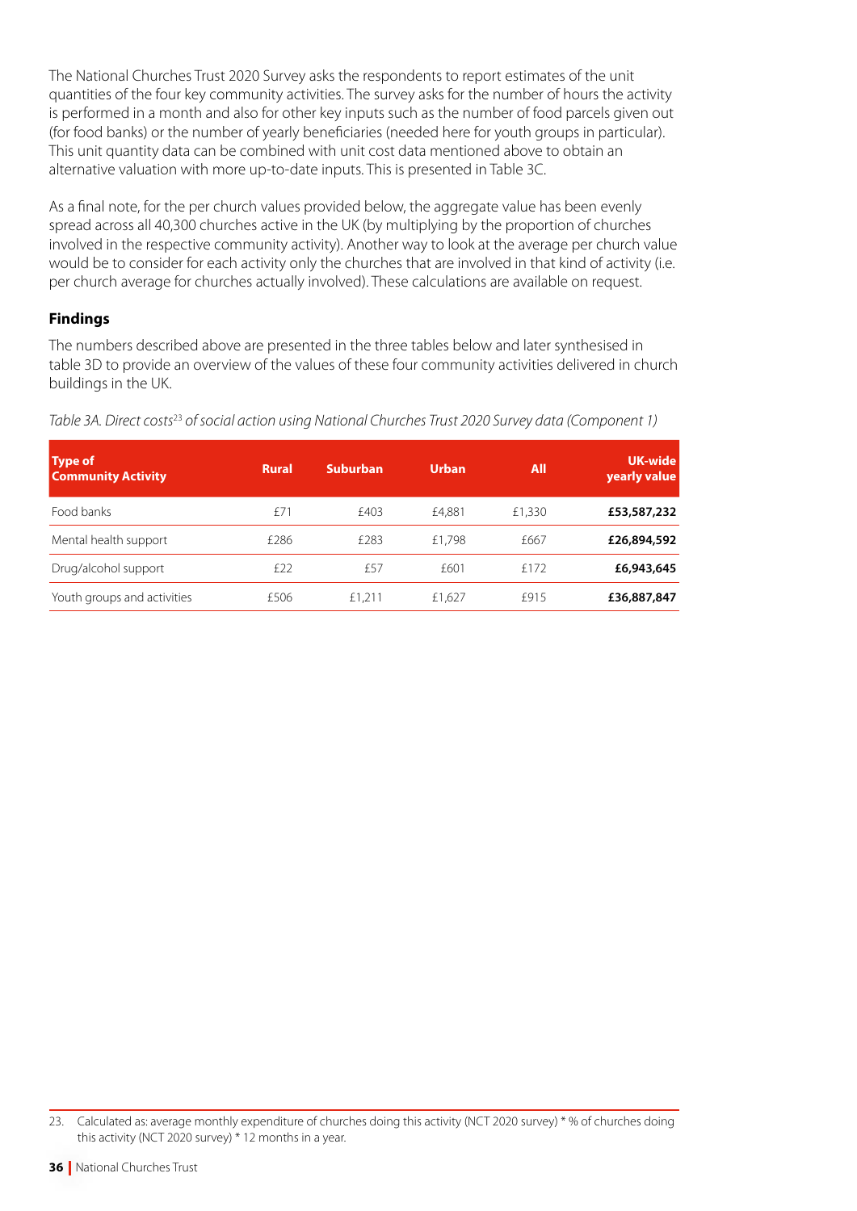The National Churches Trust 2020 Survey asks the respondents to report estimates of the unit quantities of the four key community activities. The survey asks for the number of hours the activity is performed in a month and also for other key inputs such as the number of food parcels given out (for food banks) or the number of yearly beneficiaries (needed here for youth groups in particular). This unit quantity data can be combined with unit cost data mentioned above to obtain an alternative valuation with more up-to-date inputs. This is presented in Table 3C.

As a final note, for the per church values provided below, the aggregate value has been evenly spread across all 40,300 churches active in the UK (by multiplying by the proportion of churches involved in the respective community activity). Another way to look at the average per church value would be to consider for each activity only the churches that are involved in that kind of activity (i.e. per church average for churches actually involved). These calculations are available on request.

### Findings

The numbers described above are presented in the three tables below and later synthesised in table 3D to provide an overview of the values of these four community activities delivered in church buildings in the UK.

*Table 3A. Direct costs[23] of social action using National Churches Trust 2020 Survey data (Component 1)*

| Type of Community Activity | Rural | Suburban | Urban | All | UK-wide yearly value |
|---|---|---|---|---|---|
| Food banks | £71 | £403 | £4,881 | £1,330 | **£53,587,232** |
| Mental health support | £286 | £283 | £1,798 | £667 | **£26,894,592** |
| Drug/alcohol support | £22 | £57 | £601 | £172 | **£6,943,645** |
| Youth groups and activities | £506 | £1,211 | £1,627 | £915 | **£36,887,847** |

23. Calculated as: average monthly expenditure of churches doing this activity (NCT 2020 survey) * % of churches doing this activity (NCT 2020 survey) * 12 months in a year.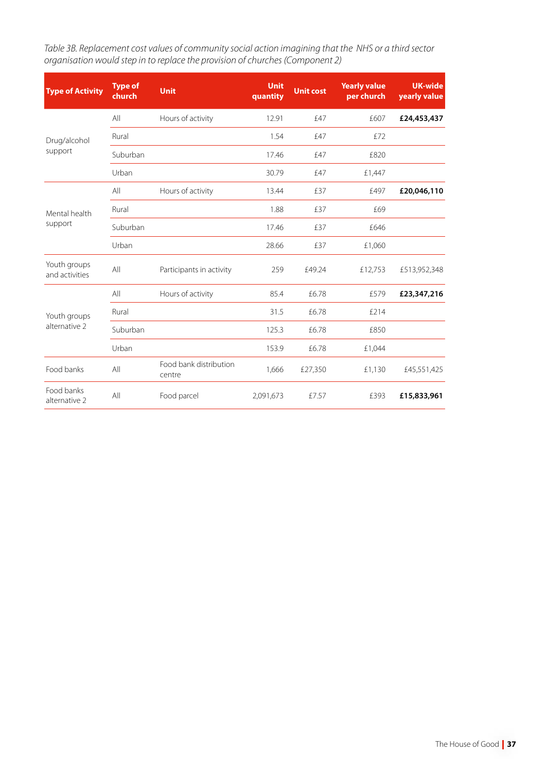*Table 3B. Replacement cost values of community social action imagining that the NHS or a third sector organisation would step in to replace the provision of churches (Component 2)*

| Type of Activity | Type of church | Unit | Unit quantity | Unit cost | Yearly value per church | UK-wide yearly value |
|---|---|---|---|---|---|---|
| Drug/alcohol support | All | Hours of activity | 12.91 | £47 | £607 | **£24,453,437** |
| | Rural | | 1.54 | £47 | £72 | |
| | Suburban | | 17.46 | £47 | £820 | |
| | Urban | | 30.79 | £47 | £1,447 | |
| Mental health support | All | Hours of activity | 13.44 | £37 | £497 | **£20,046,110** |
| | Rural | | 1.88 | £37 | £69 | |
| | Suburban | | 17.46 | £37 | £646 | |
| | Urban | | 28.66 | £37 | £1,060 | |
| Youth groups and activities | All | Participants in activity | 259 | £49.24 | £12,753 | £513,952,348 |
| Youth groups alternative 2 | All | Hours of activity | 85.4 | £6.78 | £579 | **£23,347,216** |
| | Rural | | 31.5 | £6.78 | £214 | |
| | Suburban | | 125.3 | £6.78 | £850 | |
| | Urban | | 153.9 | £6.78 | £1,044 | |
| Food banks | All | Food bank distribution centre | 1,666 | £27,350 | £1,130 | £45,551,425 |
| Food banks alternative 2 | All | Food parcel | 2,091,673 | £7.57 | £393 | **£15,833,961** |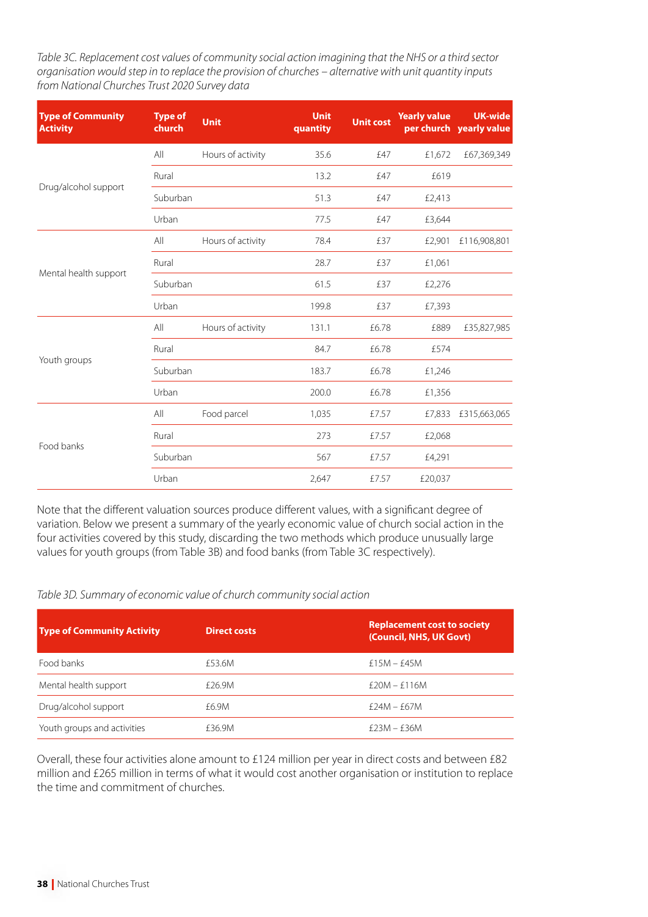*Table 3C. Replacement cost values of community social action imagining that the NHS or a third sector organisation would step in to replace the provision of churches – alternative with unit quantity inputs from National Churches Trust 2020 Survey data*

| Type of Community Activity | Type of church | Unit | Unit quantity | Unit cost | Yearly value per church | UK-wide yearly value |
|---|---|---|---|---|---|---|
| Drug/alcohol support | All | Hours of activity | 35.6 | £47 | £1,672 | £67,369,349 |
| | Rural | | 13.2 | £47 | £619 | |
| | Suburban | | 51.3 | £47 | £2,413 | |
| | Urban | | 77.5 | £47 | £3,644 | |
| Mental health support | All | Hours of activity | 78.4 | £37 | £2,901 | £116,908,801 |
| | Rural | | 28.7 | £37 | £1,061 | |
| | Suburban | | 61.5 | £37 | £2,276 | |
| | Urban | | 199.8 | £37 | £7,393 | |
| Youth groups | All | Hours of activity | 131.1 | £6.78 | £889 | £35,827,985 |
| | Rural | | 84.7 | £6.78 | £574 | |
| | Suburban | | 183.7 | £6.78 | £1,246 | |
| | Urban | | 200.0 | £6.78 | £1,356 | |
| Food banks | All | Food parcel | 1,035 | £7.57 | £7,833 | £315,663,065 |
| | Rural | | 273 | £7.57 | £2,068 | |
| | Suburban | | 567 | £7.57 | £4,291 | |
| | Urban | | 2,647 | £7.57 | £20,037 | |

Note that the different valuation sources produce different values, with a significant degree of variation. Below we present a summary of the yearly economic value of church social action in the four activities covered by this study, discarding the two methods which produce unusually large values for youth groups (from Table 3B) and food banks (from Table 3C respectively).

*Table 3D. Summary of economic value of church community social action*

| Type of Community Activity | Direct costs | Replacement cost to society (Council, NHS, UK Govt) |
|---|---|---|
| Food banks | £53.6M | £15M – £45M |
| Mental health support | £26.9M | £20M – £116M |
| Drug/alcohol support | £6.9M | £24M – £67M |
| Youth groups and activities | £36.9M | £23M – £36M |

Overall, these four activities alone amount to £124 million per year in direct costs and between £82 million and £265 million in terms of what it would cost another organisation or institution to replace the time and commitment of churches.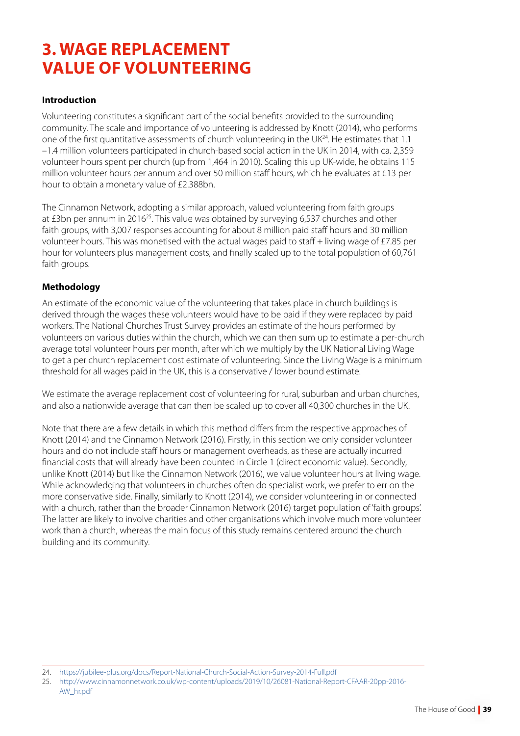# 3. WAGE REPLACEMENT VALUE OF VOLUNTEERING

### Introduction

Volunteering constitutes a significant part of the social benefits provided to the surrounding community. The scale and importance of volunteering is addressed by Knott (2014), who performs one of the first quantitative assessments of church volunteering in the UK[24]. He estimates that 1.1 –1.4 million volunteers participated in church-based social action in the UK in 2014, with ca. 2,359 volunteer hours spent per church (up from 1,464 in 2010). Scaling this up UK-wide, he obtains 115 million volunteer hours per annum and over 50 million staff hours, which he evaluates at £13 per hour to obtain a monetary value of £2.388bn.

The Cinnamon Network, adopting a similar approach, valued volunteering from faith groups at £3bn per annum in 2016[25]. This value was obtained by surveying 6,537 churches and other faith groups, with 3,007 responses accounting for about 8 million paid staff hours and 30 million volunteer hours. This was monetised with the actual wages paid to staff + living wage of £7.85 per hour for volunteers plus management costs, and finally scaled up to the total population of 60,761 faith groups.

### Methodology

An estimate of the economic value of the volunteering that takes place in church buildings is derived through the wages these volunteers would have to be paid if they were replaced by paid workers. The National Churches Trust Survey provides an estimate of the hours performed by volunteers on various duties within the church, which we can then sum up to estimate a per-church average total volunteer hours per month, after which we multiply by the UK National Living Wage to get a per church replacement cost estimate of volunteering. Since the Living Wage is a minimum threshold for all wages paid in the UK, this is a conservative / lower bound estimate.

We estimate the average replacement cost of volunteering for rural, suburban and urban churches, and also a nationwide average that can then be scaled up to cover all 40,300 churches in the UK.

Note that there are a few details in which this method differs from the respective approaches of Knott (2014) and the Cinnamon Network (2016). Firstly, in this section we only consider volunteer hours and do not include staff hours or management overheads, as these are actually incurred financial costs that will already have been counted in Circle 1 (direct economic value). Secondly, unlike Knott (2014) but like the Cinnamon Network (2016), we value volunteer hours at living wage. While acknowledging that volunteers in churches often do specialist work, we prefer to err on the more conservative side. Finally, similarly to Knott (2014), we consider volunteering in or connected with a church, rather than the broader Cinnamon Network (2016) target population of 'faith groups'. The latter are likely to involve charities and other organisations which involve much more volunteer work than a church, whereas the main focus of this study remains centered around the church building and its community.

---

24. https://jubilee-plus.org/docs/Report-National-Church-Social-Action-Survey-2014-Full.pdf
25. http://www.cinnamonnetwork.co.uk/wp-content/uploads/2019/10/26081-National-Report-CFAAR-20pp-2016-AW_hr.pdf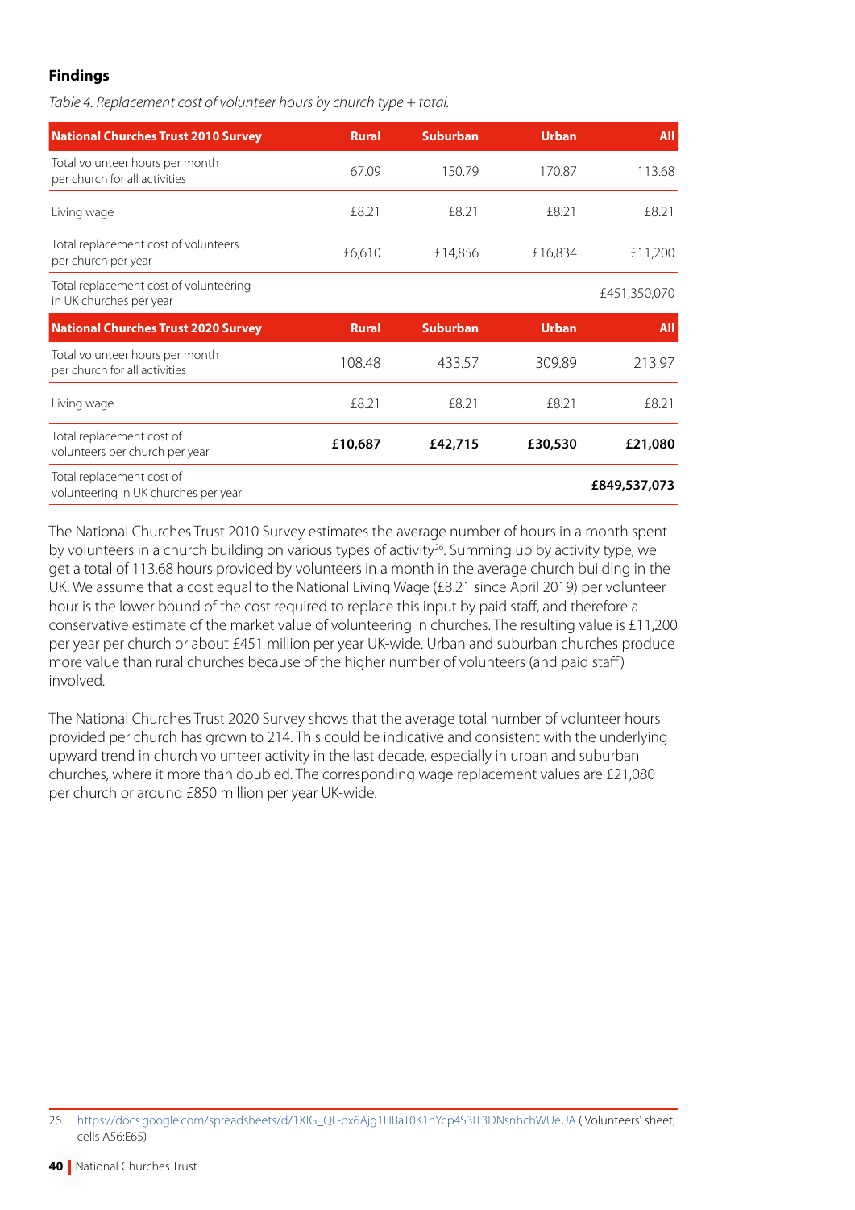### Findings

*Table 4. Replacement cost of volunteer hours by church type + total.*

| National Churches Trust 2010 Survey | Rural | Suburban | Urban | All |
|---|---|---|---|---|
| Total volunteer hours per month per church for all activities | 67.09 | 150.79 | 170.87 | 113.68 |
| Living wage | £8.21 | £8.21 | £8.21 | £8.21 |
| Total replacement cost of volunteers per church per year | £6,610 | £14,856 | £16,834 | £11,200 |
| Total replacement cost of volunteering in UK churches per year | | | | £451,350,070 |
| **National Churches Trust 2020 Survey** | **Rural** | **Suburban** | **Urban** | **All** |
| Total volunteer hours per month per church for all activities | 108.48 | 433.57 | 309.89 | 213.97 |
| Living wage | £8.21 | £8.21 | £8.21 | £8.21 |
| Total replacement cost of volunteers per church per year | **£10,687** | **£42,715** | **£30,530** | **£21,080** |
| Total replacement cost of volunteering in UK churches per year | | | | **£849,537,073** |

The National Churches Trust 2010 Survey estimates the average number of hours in a month spent by volunteers in a church building on various types of activity[26]. Summing up by activity type, we get a total of 113.68 hours provided by volunteers in a month in the average church building in the UK. We assume that a cost equal to the National Living Wage (£8.21 since April 2019) per volunteer hour is the lower bound of the cost required to replace this input by paid staff, and therefore a conservative estimate of the market value of volunteering in churches. The resulting value is £11,200 per year per church or about £451 million per year UK-wide. Urban and suburban churches produce more value than rural churches because of the higher number of volunteers (and paid staff) involved.

The National Churches Trust 2020 Survey shows that the average total number of volunteer hours provided per church has grown to 214. This could be indicative and consistent with the underlying upward trend in church volunteer activity in the last decade, especially in urban and suburban churches, where it more than doubled. The corresponding wage replacement values are £21,080 per church or around £850 million per year UK-wide.

26. https://docs.google.com/spreadsheets/d/1XlG_QL-px6Ajg1HBaT0K1nYcp4S3lT3DNsnhchWUeUA ('Volunteers' sheet, cells A56:E65)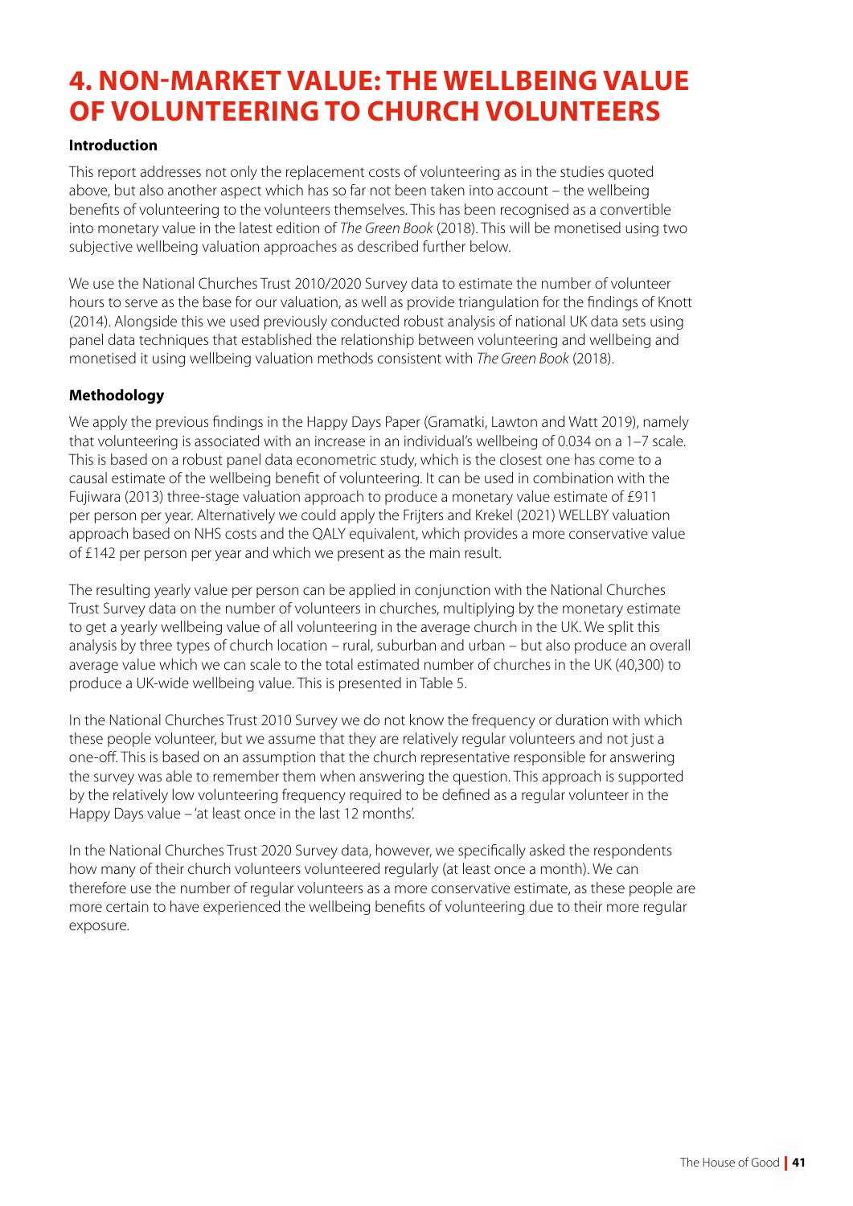# 4. NON-MARKET VALUE: THE WELLBEING VALUE OF VOLUNTEERING TO CHURCH VOLUNTEERS

**Introduction**

This report addresses not only the replacement costs of volunteering as in the studies quoted above, but also another aspect which has so far not been taken into account – the wellbeing benefits of volunteering to the volunteers themselves. This has been recognised as a convertible into monetary value in the latest edition of *The Green Book* (2018). This will be monetised using two subjective wellbeing valuation approaches as described further below.

We use the National Churches Trust 2010/2020 Survey data to estimate the number of volunteer hours to serve as the base for our valuation, as well as provide triangulation for the findings of Knott (2014). Alongside this we used previously conducted robust analysis of national UK data sets using panel data techniques that established the relationship between volunteering and wellbeing and monetised it using wellbeing valuation methods consistent with *The Green Book* (2018).

**Methodology**

We apply the previous findings in the Happy Days Paper (Gramatki, Lawton and Watt 2019), namely that volunteering is associated with an increase in an individual's wellbeing of 0.034 on a 1–7 scale. This is based on a robust panel data econometric study, which is the closest one has come to a causal estimate of the wellbeing benefit of volunteering. It can be used in combination with the Fujiwara (2013) three-stage valuation approach to produce a monetary value estimate of £911 per person per year. Alternatively we could apply the Frijters and Krekel (2021) WELLBY valuation approach based on NHS costs and the QALY equivalent, which provides a more conservative value of £142 per person per year and which we present as the main result.

The resulting yearly value per person can be applied in conjunction with the National Churches Trust Survey data on the number of volunteers in churches, multiplying by the monetary estimate to get a yearly wellbeing value of all volunteering in the average church in the UK. We split this analysis by three types of church location – rural, suburban and urban – but also produce an overall average value which we can scale to the total estimated number of churches in the UK (40,300) to produce a UK-wide wellbeing value. This is presented in Table 5.

In the National Churches Trust 2010 Survey we do not know the frequency or duration with which these people volunteer, but we assume that they are relatively regular volunteers and not just a one-off. This is based on an assumption that the church representative responsible for answering the survey was able to remember them when answering the question. This approach is supported by the relatively low volunteering frequency required to be defined as a regular volunteer in the Happy Days value – 'at least once in the last 12 months'.

In the National Churches Trust 2020 Survey data, however, we specifically asked the respondents how many of their church volunteers volunteered regularly (at least once a month). We can therefore use the number of regular volunteers as a more conservative estimate, as these people are more certain to have experienced the wellbeing benefits of volunteering due to their more regular exposure.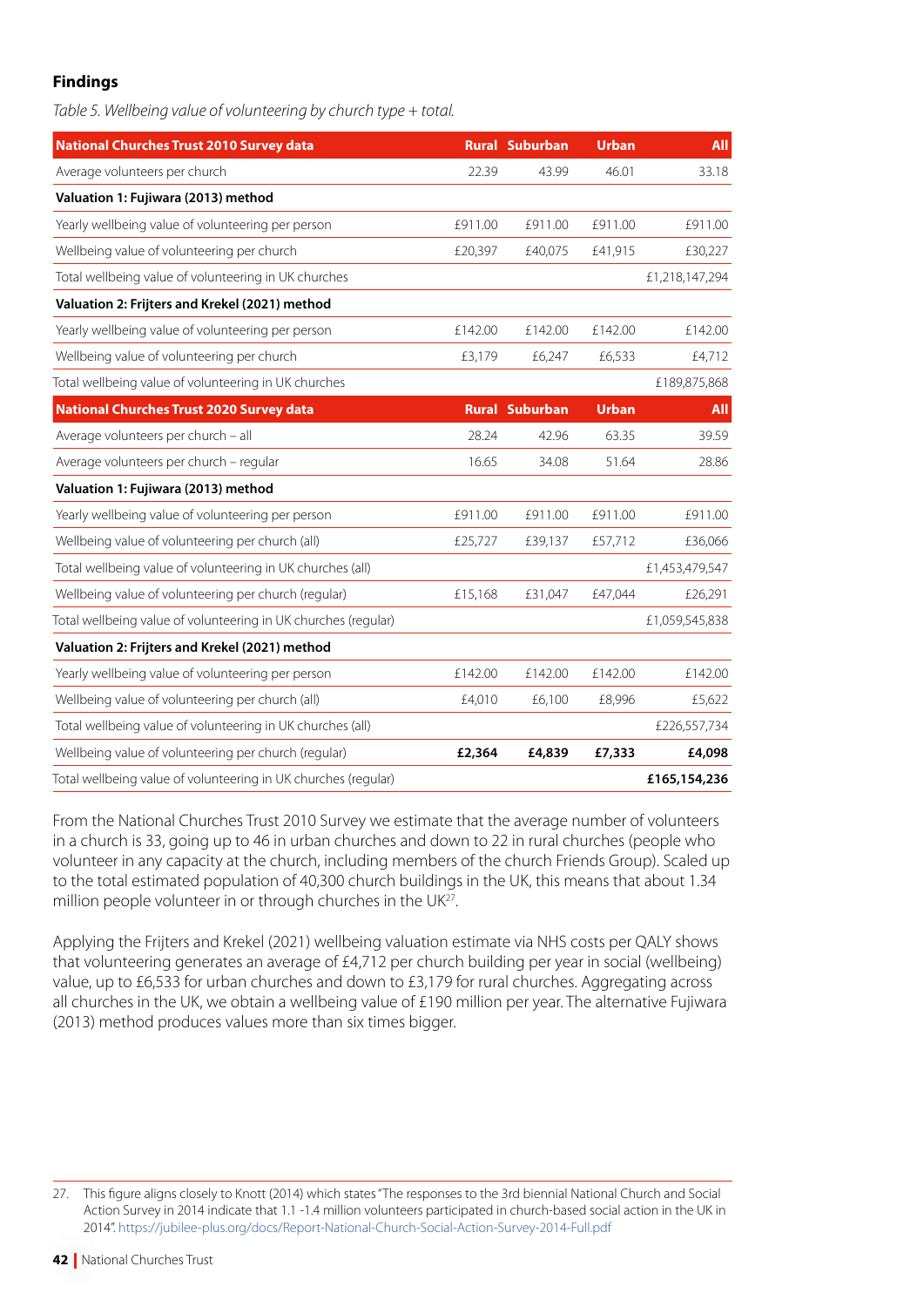### Findings

*Table 5. Wellbeing value of volunteering by church type + total.*

| National Churches Trust 2010 Survey data | Rural | Suburban | Urban | All |
|---|---|---|---|---|
| Average volunteers per church | 22.39 | 43.99 | 46.01 | 33.18 |
| **Valuation 1: Fujiwara (2013) method** | | | | |
| Yearly wellbeing value of volunteering per person | £911.00 | £911.00 | £911.00 | £911.00 |
| Wellbeing value of volunteering per church | £20,397 | £40,075 | £41,915 | £30,227 |
| Total wellbeing value of volunteering in UK churches | | | | £1,218,147,294 |
| **Valuation 2: Frijters and Krekel (2021) method** | | | | |
| Yearly wellbeing value of volunteering per person | £142.00 | £142.00 | £142.00 | £142.00 |
| Wellbeing value of volunteering per church | £3,179 | £6,247 | £6,533 | £4,712 |
| Total wellbeing value of volunteering in UK churches | | | | £189,875,868 |
| **National Churches Trust 2020 Survey data** | **Rural** | **Suburban** | **Urban** | **All** |
| Average volunteers per church – all | 28.24 | 42.96 | 63.35 | 39.59 |
| Average volunteers per church – regular | 16.65 | 34.08 | 51.64 | 28.86 |
| **Valuation 1: Fujiwara (2013) method** | | | | |
| Yearly wellbeing value of volunteering per person | £911.00 | £911.00 | £911.00 | £911.00 |
| Wellbeing value of volunteering per church (all) | £25,727 | £39,137 | £57,712 | £36,066 |
| Total wellbeing value of volunteering in UK churches (all) | | | | £1,453,479,547 |
| Wellbeing value of volunteering per church (regular) | £15,168 | £31,047 | £47,044 | £26,291 |
| Total wellbeing value of volunteering in UK churches (regular) | | | | £1,059,545,838 |
| **Valuation 2: Frijters and Krekel (2021) method** | | | | |
| Yearly wellbeing value of volunteering per person | £142.00 | £142.00 | £142.00 | £142.00 |
| Wellbeing value of volunteering per church (all) | £4,010 | £6,100 | £8,996 | £5,622 |
| Total wellbeing value of volunteering in UK churches (all) | | | | £226,557,734 |
| Wellbeing value of volunteering per church (regular) | **£2,364** | **£4,839** | **£7,333** | **£4,098** |
| Total wellbeing value of volunteering in UK churches (regular) | | | | **£165,154,236** |

From the National Churches Trust 2010 Survey we estimate that the average number of volunteers in a church is 33, going up to 46 in urban churches and down to 22 in rural churches (people who volunteer in any capacity at the church, including members of the church Friends Group). Scaled up to the total estimated population of 40,300 church buildings in the UK, this means that about 1.34 million people volunteer in or through churches in the UK[27].

Applying the Frijters and Krekel (2021) wellbeing valuation estimate via NHS costs per QALY shows that volunteering generates an average of £4,712 per church building per year in social (wellbeing) value, up to £6,533 for urban churches and down to £3,179 for rural churches. Aggregating across all churches in the UK, we obtain a wellbeing value of £190 million per year. The alternative Fujiwara (2013) method produces values more than six times bigger.

---

27. This figure aligns closely to Knott (2014) which states "The responses to the 3rd biennial National Church and Social Action Survey in 2014 indicate that 1.1 -1.4 million volunteers participated in church-based social action in the UK in 2014". https://jubilee-plus.org/docs/Report-National-Church-Social-Action-Survey-2014-Full.pdf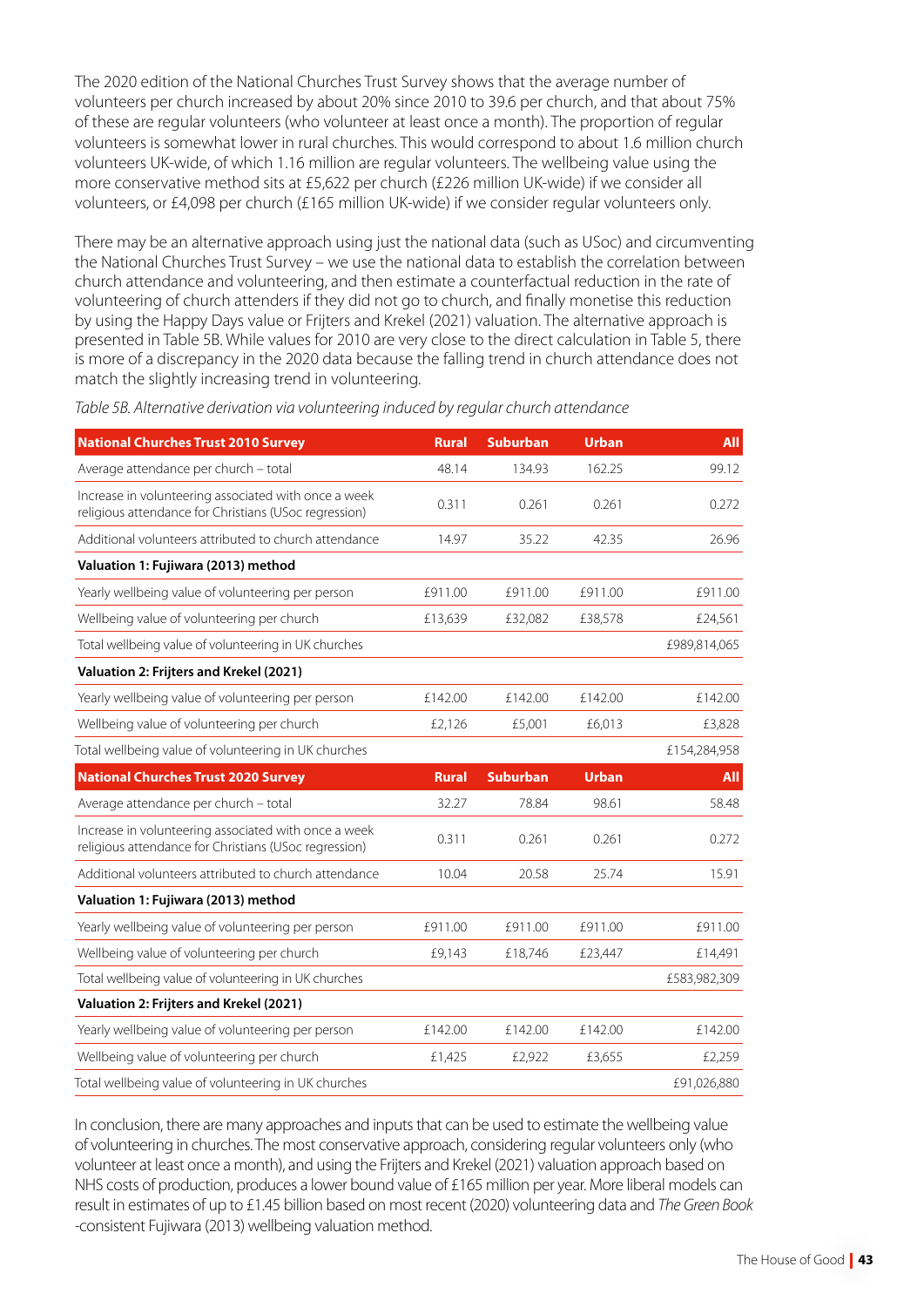The 2020 edition of the National Churches Trust Survey shows that the average number of volunteers per church increased by about 20% since 2010 to 39.6 per church, and that about 75% of these are regular volunteers (who volunteer at least once a month). The proportion of regular volunteers is somewhat lower in rural churches. This would correspond to about 1.6 million church volunteers UK-wide, of which 1.16 million are regular volunteers. The wellbeing value using the more conservative method sits at £5,622 per church (£226 million UK-wide) if we consider all volunteers, or £4,098 per church (£165 million UK-wide) if we consider regular volunteers only.

There may be an alternative approach using just the national data (such as USoc) and circumventing the National Churches Trust Survey – we use the national data to establish the correlation between church attendance and volunteering, and then estimate a counterfactual reduction in the rate of volunteering of church attenders if they did not go to church, and finally monetise this reduction by using the Happy Days value or Frijters and Krekel (2021) valuation. The alternative approach is presented in Table 5B. While values for 2010 are very close to the direct calculation in Table 5, there is more of a discrepancy in the 2020 data because the falling trend in church attendance does not match the slightly increasing trend in volunteering.

*Table 5B. Alternative derivation via volunteering induced by regular church attendance*

| National Churches Trust 2010 Survey | Rural | Suburban | Urban | All |
|---|---|---|---|---|
| Average attendance per church – total | 48.14 | 134.93 | 162.25 | 99.12 |
| Increase in volunteering associated with once a week religious attendance for Christians (USoc regression) | 0.311 | 0.261 | 0.261 | 0.272 |
| Additional volunteers attributed to church attendance | 14.97 | 35.22 | 42.35 | 26.96 |
| **Valuation 1: Fujiwara (2013) method** | | | | |
| Yearly wellbeing value of volunteering per person | £911.00 | £911.00 | £911.00 | £911.00 |
| Wellbeing value of volunteering per church | £13,639 | £32,082 | £38,578 | £24,561 |
| Total wellbeing value of volunteering in UK churches | | | | £989,814,065 |
| **Valuation 2: Frijters and Krekel (2021)** | | | | |
| Yearly wellbeing value of volunteering per person | £142.00 | £142.00 | £142.00 | £142.00 |
| Wellbeing value of volunteering per church | £2,126 | £5,001 | £6,013 | £3,828 |
| Total wellbeing value of volunteering in UK churches | | | | £154,284,958 |
| **National Churches Trust 2020 Survey** | **Rural** | **Suburban** | **Urban** | **All** |
| Average attendance per church – total | 32.27 | 78.84 | 98.61 | 58.48 |
| Increase in volunteering associated with once a week religious attendance for Christians (USoc regression) | 0.311 | 0.261 | 0.261 | 0.272 |
| Additional volunteers attributed to church attendance | 10.04 | 20.58 | 25.74 | 15.91 |
| **Valuation 1: Fujiwara (2013) method** | | | | |
| Yearly wellbeing value of volunteering per person | £911.00 | £911.00 | £911.00 | £911.00 |
| Wellbeing value of volunteering per church | £9,143 | £18,746 | £23,447 | £14,491 |
| Total wellbeing value of volunteering in UK churches | | | | £583,982,309 |
| **Valuation 2: Frijters and Krekel (2021)** | | | | |
| Yearly wellbeing value of volunteering per person | £142.00 | £142.00 | £142.00 | £142.00 |
| Wellbeing value of volunteering per church | £1,425 | £2,922 | £3,655 | £2,259 |
| Total wellbeing value of volunteering in UK churches | | | | £91,026,880 |

In conclusion, there are many approaches and inputs that can be used to estimate the wellbeing value of volunteering in churches. The most conservative approach, considering regular volunteers only (who volunteer at least once a month), and using the Frijters and Krekel (2021) valuation approach based on NHS costs of production, produces a lower bound value of £165 million per year. More liberal models can result in estimates of up to £1.45 billion based on most recent (2020) volunteering data and *The Green Book* -consistent Fujiwara (2013) wellbeing valuation method.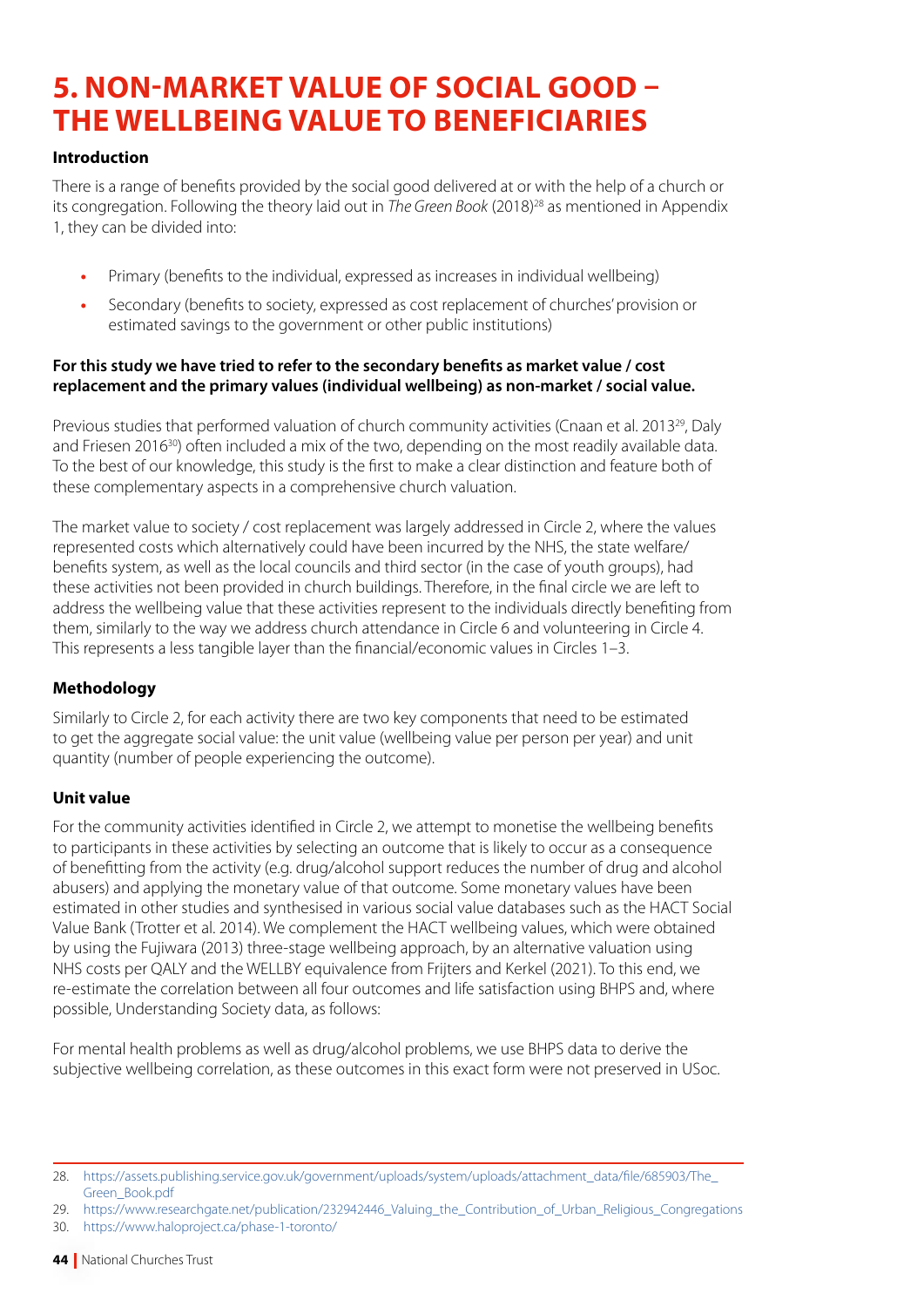# 5. NON-MARKET VALUE OF SOCIAL GOOD – THE WELLBEING VALUE TO BENEFICIARIES

**Introduction**

There is a range of benefits provided by the social good delivered at or with the help of a church or its congregation. Following the theory laid out in *The Green Book* (2018)[28] as mentioned in Appendix 1, they can be divided into:

- Primary (benefits to the individual, expressed as increases in individual wellbeing)
- Secondary (benefits to society, expressed as cost replacement of churches' provision or estimated savings to the government or other public institutions)

**For this study we have tried to refer to the secondary benefits as market value / cost replacement and the primary values (individual wellbeing) as non-market / social value.**

Previous studies that performed valuation of church community activities (Cnaan et al. 2013[29], Daly and Friesen 2016[30]) often included a mix of the two, depending on the most readily available data. To the best of our knowledge, this study is the first to make a clear distinction and feature both of these complementary aspects in a comprehensive church valuation.

The market value to society / cost replacement was largely addressed in Circle 2, where the values represented costs which alternatively could have been incurred by the NHS, the state welfare/benefits system, as well as the local councils and third sector (in the case of youth groups), had these activities not been provided in church buildings. Therefore, in the final circle we are left to address the wellbeing value that these activities represent to the individuals directly benefiting from them, similarly to the way we address church attendance in Circle 6 and volunteering in Circle 4. This represents a less tangible layer than the financial/economic values in Circles 1–3.

**Methodology**

Similarly to Circle 2, for each activity there are two key components that need to be estimated to get the aggregate social value: the unit value (wellbeing value per person per year) and unit quantity (number of people experiencing the outcome).

**Unit value**

For the community activities identified in Circle 2, we attempt to monetise the wellbeing benefits to participants in these activities by selecting an outcome that is likely to occur as a consequence of benefitting from the activity (e.g. drug/alcohol support reduces the number of drug and alcohol abusers) and applying the monetary value of that outcome. Some monetary values have been estimated in other studies and synthesised in various social value databases such as the HACT Social Value Bank (Trotter et al. 2014). We complement the HACT wellbeing values, which were obtained by using the Fujiwara (2013) three-stage wellbeing approach, by an alternative valuation using NHS costs per QALY and the WELLBY equivalence from Frijters and Kerkel (2021). To this end, we re-estimate the correlation between all four outcomes and life satisfaction using BHPS and, where possible, Understanding Society data, as follows:

For mental health problems as well as drug/alcohol problems, we use BHPS data to derive the subjective wellbeing correlation, as these outcomes in this exact form were not preserved in USoc.

---

28. https://assets.publishing.service.gov.uk/government/uploads/system/uploads/attachment_data/file/685903/The_Green_Book.pdf
29. https://www.researchgate.net/publication/232942446_Valuing_the_Contribution_of_Urban_Religious_Congregations
30. https://www.haloproject.ca/phase-1-toronto/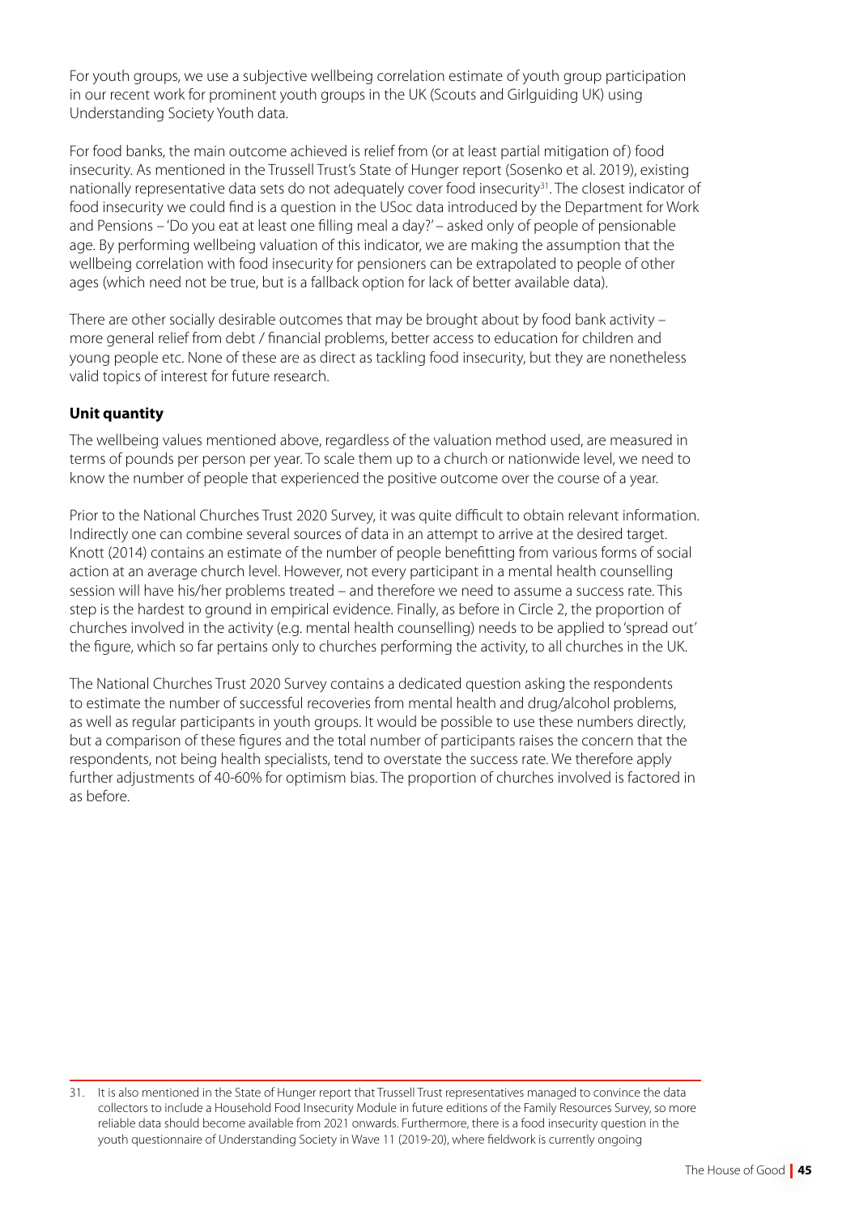For youth groups, we use a subjective wellbeing correlation estimate of youth group participation in our recent work for prominent youth groups in the UK (Scouts and Girlguiding UK) using Understanding Society Youth data.

For food banks, the main outcome achieved is relief from (or at least partial mitigation of) food insecurity. As mentioned in the Trussell Trust's State of Hunger report (Sosenko et al. 2019), existing nationally representative data sets do not adequately cover food insecurity[31]. The closest indicator of food insecurity we could find is a question in the USoc data introduced by the Department for Work and Pensions – 'Do you eat at least one filling meal a day?' – asked only of people of pensionable age. By performing wellbeing valuation of this indicator, we are making the assumption that the wellbeing correlation with food insecurity for pensioners can be extrapolated to people of other ages (which need not be true, but is a fallback option for lack of better available data).

There are other socially desirable outcomes that may be brought about by food bank activity – more general relief from debt / financial problems, better access to education for children and young people etc. None of these are as direct as tackling food insecurity, but they are nonetheless valid topics of interest for future research.

### Unit quantity

The wellbeing values mentioned above, regardless of the valuation method used, are measured in terms of pounds per person per year. To scale them up to a church or nationwide level, we need to know the number of people that experienced the positive outcome over the course of a year.

Prior to the National Churches Trust 2020 Survey, it was quite difficult to obtain relevant information. Indirectly one can combine several sources of data in an attempt to arrive at the desired target. Knott (2014) contains an estimate of the number of people benefitting from various forms of social action at an average church level. However, not every participant in a mental health counselling session will have his/her problems treated – and therefore we need to assume a success rate. This step is the hardest to ground in empirical evidence. Finally, as before in Circle 2, the proportion of churches involved in the activity (e.g. mental health counselling) needs to be applied to 'spread out' the figure, which so far pertains only to churches performing the activity, to all churches in the UK.

The National Churches Trust 2020 Survey contains a dedicated question asking the respondents to estimate the number of successful recoveries from mental health and drug/alcohol problems, as well as regular participants in youth groups. It would be possible to use these numbers directly, but a comparison of these figures and the total number of participants raises the concern that the respondents, not being health specialists, tend to overstate the success rate. We therefore apply further adjustments of 40-60% for optimism bias. The proportion of churches involved is factored in as before.

---

31. It is also mentioned in the State of Hunger report that Trussell Trust representatives managed to convince the data collectors to include a Household Food Insecurity Module in future editions of the Family Resources Survey, so more reliable data should become available from 2021 onwards. Furthermore, there is a food insecurity question in the youth questionnaire of Understanding Society in Wave 11 (2019-20), where fieldwork is currently ongoing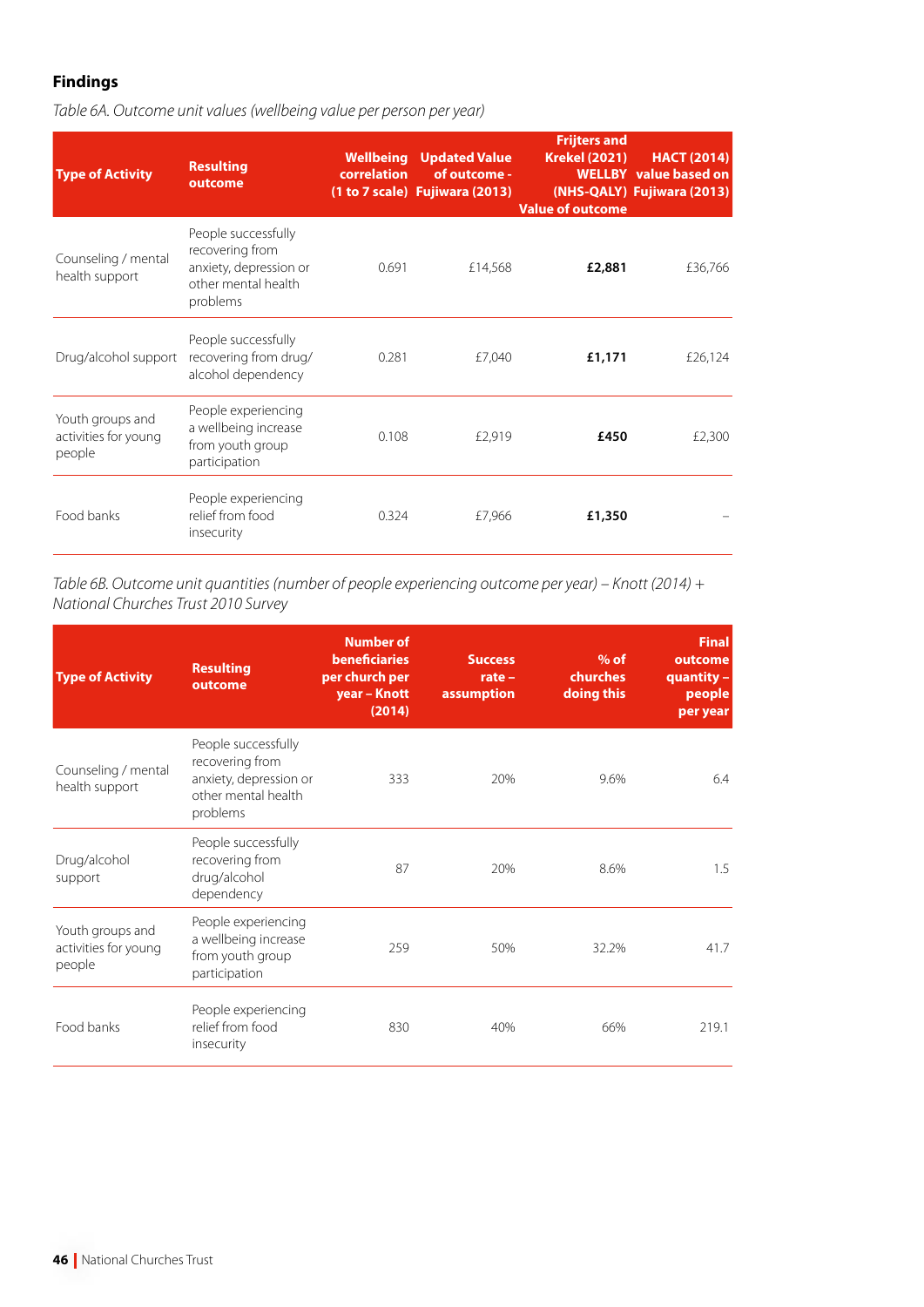### Findings

*Table 6A. Outcome unit values (wellbeing value per person per year)*

| Type of Activity | Resulting outcome | Wellbeing correlation (1 to 7 scale) | Updated Value of outcome - Fujiwara (2013) | Frijters and Krekel (2021) WELLBY (NHS-QALY) Value of outcome | HACT (2014) value based on Fujiwara (2013) |
|---|---|---|---|---|---|
| Counseling / mental health support | People successfully recovering from anxiety, depression or other mental health problems | 0.691 | £14,568 | **£2,881** | £36,766 |
| Drug/alcohol support | People successfully recovering from drug/ alcohol dependency | 0.281 | £7,040 | **£1,171** | £26,124 |
| Youth groups and activities for young people | People experiencing a wellbeing increase from youth group participation | 0.108 | £2,919 | **£450** | £2,300 |
| Food banks | People experiencing relief from food insecurity | 0.324 | £7,966 | **£1,350** | – |

*Table 6B. Outcome unit quantities (number of people experiencing outcome per year) – Knott (2014) + National Churches Trust 2010 Survey*

| Type of Activity | Resulting outcome | Number of beneficiaries per church per year – Knott (2014) | Success rate – assumption | % of churches doing this | Final outcome quantity – people per year |
|---|---|---|---|---|---|
| Counseling / mental health support | People successfully recovering from anxiety, depression or other mental health problems | 333 | 20% | 9.6% | 6.4 |
| Drug/alcohol support | People successfully recovering from drug/alcohol dependency | 87 | 20% | 8.6% | 1.5 |
| Youth groups and activities for young people | People experiencing a wellbeing increase from youth group participation | 259 | 50% | 32.2% | 41.7 |
| Food banks | People experiencing relief from food insecurity | 830 | 40% | 66% | 219.1 |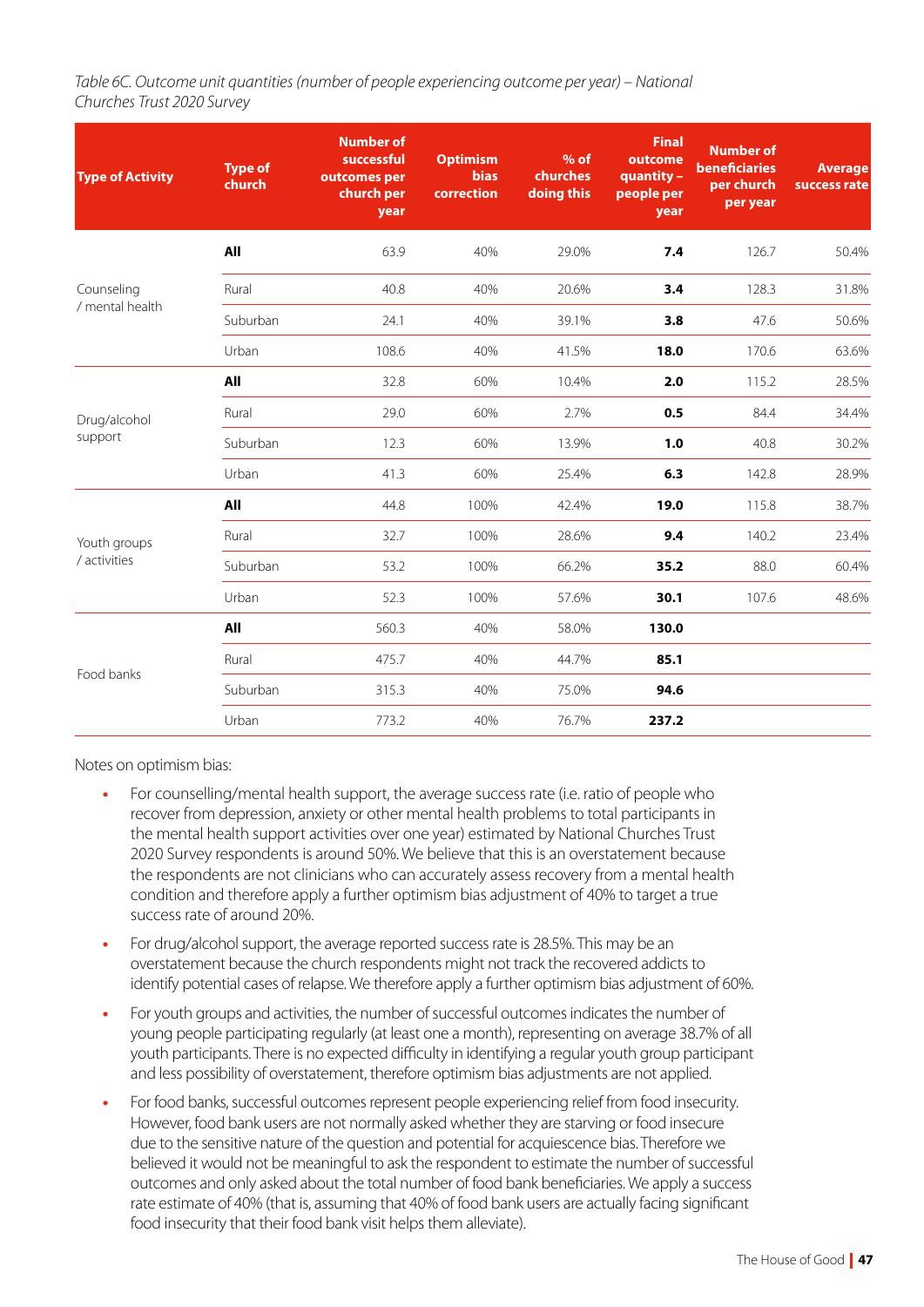*Table 6C. Outcome unit quantities (number of people experiencing outcome per year) – National Churches Trust 2020 Survey*

| Type of Activity | Type of church | Number of successful outcomes per church per year | Optimism bias correction | % of churches doing this | Final outcome quantity – people per year | Number of beneficiaries per church per year | Average success rate |
|---|---|---|---|---|---|---|---|
| Counseling / mental health | **All** | 63.9 | 40% | 29.0% | **7.4** | 126.7 | 50.4% |
| | Rural | 40.8 | 40% | 20.6% | **3.4** | 128.3 | 31.8% |
| | Suburban | 24.1 | 40% | 39.1% | **3.8** | 47.6 | 50.6% |
| | Urban | 108.6 | 40% | 41.5% | **18.0** | 170.6 | 63.6% |
| Drug/alcohol support | **All** | 32.8 | 60% | 10.4% | **2.0** | 115.2 | 28.5% |
| | Rural | 29.0 | 60% | 2.7% | **0.5** | 84.4 | 34.4% |
| | Suburban | 12.3 | 60% | 13.9% | **1.0** | 40.8 | 30.2% |
| | Urban | 41.3 | 60% | 25.4% | **6.3** | 142.8 | 28.9% |
| Youth groups / activities | **All** | 44.8 | 100% | 42.4% | **19.0** | 115.8 | 38.7% |
| | Rural | 32.7 | 100% | 28.6% | **9.4** | 140.2 | 23.4% |
| | Suburban | 53.2 | 100% | 66.2% | **35.2** | 88.0 | 60.4% |
| | Urban | 52.3 | 100% | 57.6% | **30.1** | 107.6 | 48.6% |
| Food banks | **All** | 560.3 | 40% | 58.0% | **130.0** | | |
| | Rural | 475.7 | 40% | 44.7% | **85.1** | | |
| | Suburban | 315.3 | 40% | 75.0% | **94.6** | | |
| | Urban | 773.2 | 40% | 76.7% | **237.2** | | |

Notes on optimism bias:

- For counselling/mental health support, the average success rate (i.e. ratio of people who recover from depression, anxiety or other mental health problems to total participants in the mental health support activities over one year) estimated by National Churches Trust 2020 Survey respondents is around 50%. We believe that this is an overstatement because the respondents are not clinicians who can accurately assess recovery from a mental health condition and therefore apply a further optimism bias adjustment of 40% to target a true success rate of around 20%.
- For drug/alcohol support, the average reported success rate is 28.5%. This may be an overstatement because the church respondents might not track the recovered addicts to identify potential cases of relapse. We therefore apply a further optimism bias adjustment of 60%.
- For youth groups and activities, the number of successful outcomes indicates the number of young people participating regularly (at least one a month), representing on average 38.7% of all youth participants. There is no expected difficulty in identifying a regular youth group participant and less possibility of overstatement, therefore optimism bias adjustments are not applied.
- For food banks, successful outcomes represent people experiencing relief from food insecurity. However, food bank users are not normally asked whether they are starving or food insecure due to the sensitive nature of the question and potential for acquiescence bias. Therefore we believed it would not be meaningful to ask the respondent to estimate the number of successful outcomes and only asked about the total number of food bank beneficiaries. We apply a success rate estimate of 40% (that is, assuming that 40% of food bank users are actually facing significant food insecurity that their food bank visit helps them alleviate).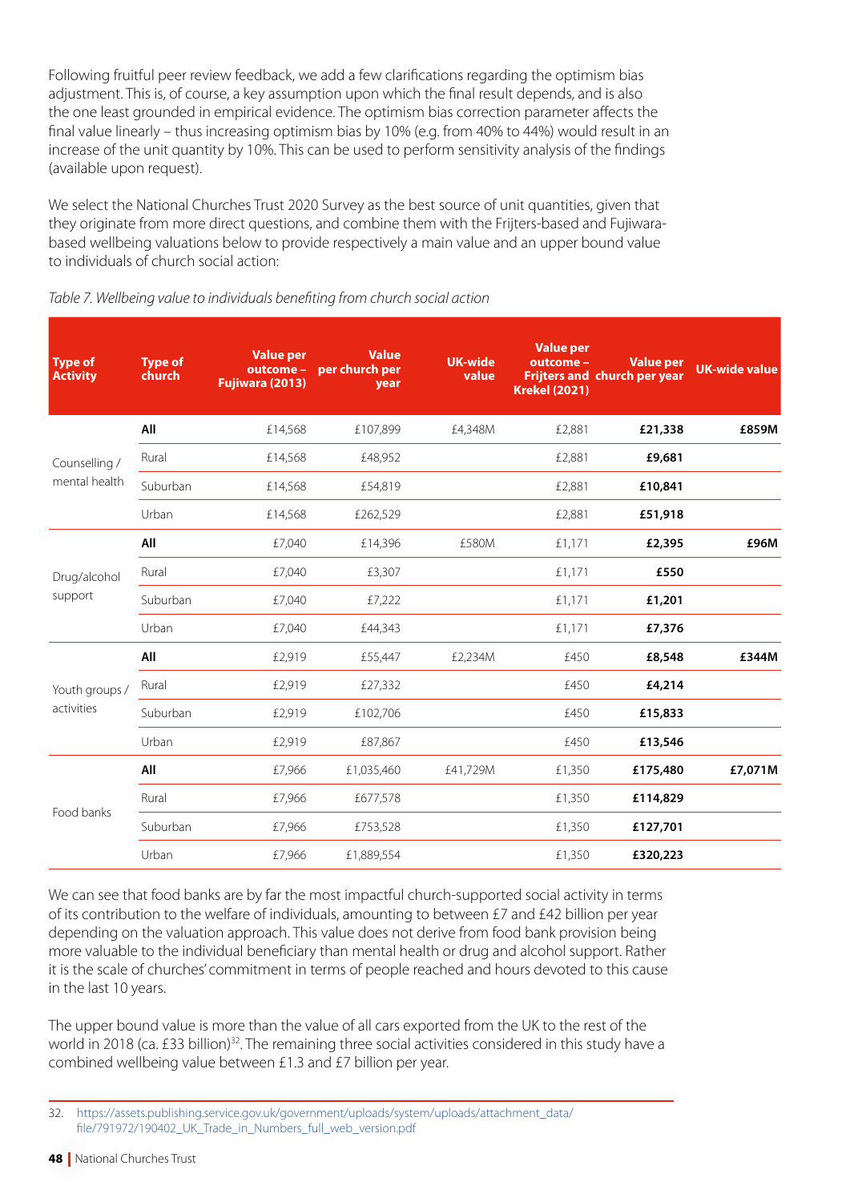Following fruitful peer review feedback, we add a few clarifications regarding the optimism bias adjustment. This is, of course, a key assumption upon which the final result depends, and is also the one least grounded in empirical evidence. The optimism bias correction parameter affects the final value linearly – thus increasing optimism bias by 10% (e.g. from 40% to 44%) would result in an increase of the unit quantity by 10%. This can be used to perform sensitivity analysis of the findings (available upon request).

We select the National Churches Trust 2020 Survey as the best source of unit quantities, given that they originate from more direct questions, and combine them with the Frijters-based and Fujiwara-based wellbeing valuations below to provide respectively a main value and an upper bound value to individuals of church social action:

*Table 7. Wellbeing value to individuals benefiting from church social action*

| Type of Activity | Type of church | Value per outcome – Fujiwara (2013) | Value per church per year | UK-wide value | Value per outcome – Frijters and Krekel (2021) | Value per church per year | UK-wide value |
|---|---|---|---|---|---|---|---|
| Counselling / mental health | **All** | £14,568 | £107,899 | £4,348M | £2,881 | **£21,338** | **£859M** |
| | Rural | £14,568 | £48,952 | | £2,881 | **£9,681** | |
| | Suburban | £14,568 | £54,819 | | £2,881 | **£10,841** | |
| | Urban | £14,568 | £262,529 | | £2,881 | **£51,918** | |
| Drug/alcohol support | **All** | £7,040 | £14,396 | £580M | £1,171 | **£2,395** | **£96M** |
| | Rural | £7,040 | £3,307 | | £1,171 | **£550** | |
| | Suburban | £7,040 | £7,222 | | £1,171 | **£1,201** | |
| | Urban | £7,040 | £44,343 | | £1,171 | **£7,376** | |
| Youth groups / activities | **All** | £2,919 | £55,447 | £2,234M | £450 | **£8,548** | **£344M** |
| | Rural | £2,919 | £27,332 | | £450 | **£4,214** | |
| | Suburban | £2,919 | £102,706 | | £450 | **£15,833** | |
| | Urban | £2,919 | £87,867 | | £450 | **£13,546** | |
| Food banks | **All** | £7,966 | £1,035,460 | £41,729M | £1,350 | **£175,480** | **£7,071M** |
| | Rural | £7,966 | £677,578 | | £1,350 | **£114,829** | |
| | Suburban | £7,966 | £753,528 | | £1,350 | **£127,701** | |
| | Urban | £7,966 | £1,889,554 | | £1,350 | **£320,223** | |

We can see that food banks are by far the most impactful church-supported social activity in terms of its contribution to the welfare of individuals, amounting to between £7 and £42 billion per year depending on the valuation approach. This value does not derive from food bank provision being more valuable to the individual beneficiary than mental health or drug and alcohol support. Rather it is the scale of churches' commitment in terms of people reached and hours devoted to this cause in the last 10 years.

The upper bound value is more than the value of all cars exported from the UK to the rest of the world in 2018 (ca. £33 billion)[32]. The remaining three social activities considered in this study have a combined wellbeing value between £1.3 and £7 billion per year.

32. https://assets.publishing.service.gov.uk/government/uploads/system/uploads/attachment_data/file/791972/190402_UK_Trade_in_Numbers_full_web_version.pdf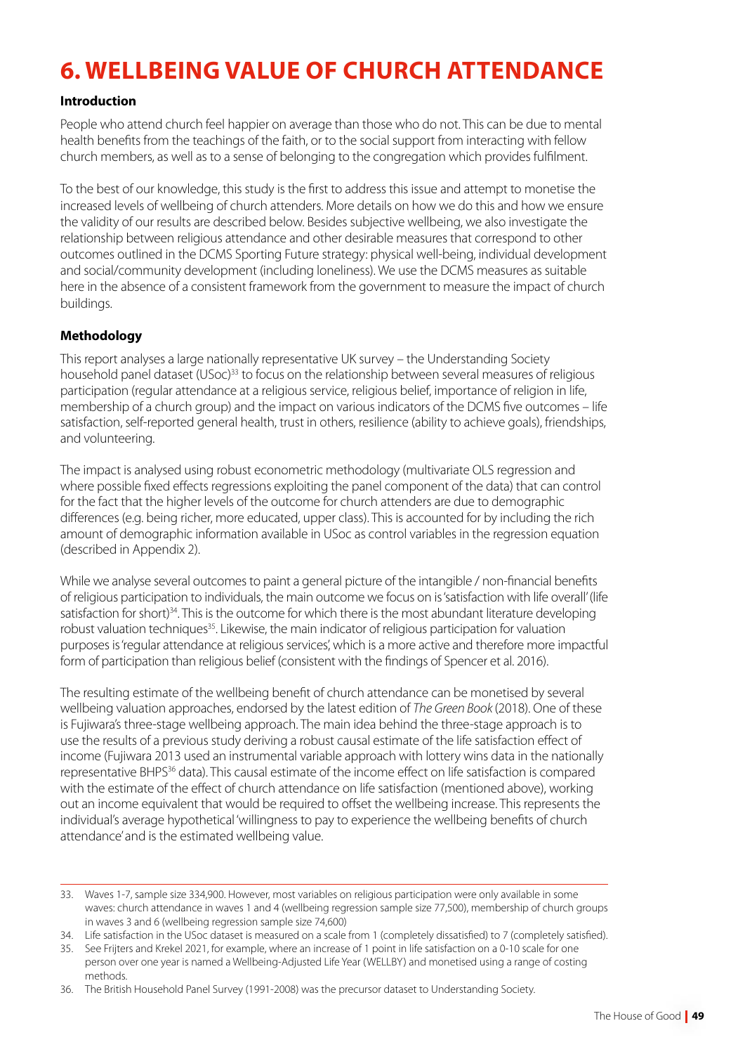# 6. WELLBEING VALUE OF CHURCH ATTENDANCE

### Introduction

People who attend church feel happier on average than those who do not. This can be due to mental health benefits from the teachings of the faith, or to the social support from interacting with fellow church members, as well as to a sense of belonging to the congregation which provides fulfilment.

To the best of our knowledge, this study is the first to address this issue and attempt to monetise the increased levels of wellbeing of church attenders. More details on how we do this and how we ensure the validity of our results are described below. Besides subjective wellbeing, we also investigate the relationship between religious attendance and other desirable measures that correspond to other outcomes outlined in the DCMS Sporting Future strategy: physical well-being, individual development and social/community development (including loneliness). We use the DCMS measures as suitable here in the absence of a consistent framework from the government to measure the impact of church buildings.

### Methodology

This report analyses a large nationally representative UK survey – the Understanding Society household panel dataset (USoc)[33] to focus on the relationship between several measures of religious participation (regular attendance at a religious service, religious belief, importance of religion in life, membership of a church group) and the impact on various indicators of the DCMS five outcomes – life satisfaction, self-reported general health, trust in others, resilience (ability to achieve goals), friendships, and volunteering.

The impact is analysed using robust econometric methodology (multivariate OLS regression and where possible fixed effects regressions exploiting the panel component of the data) that can control for the fact that the higher levels of the outcome for church attenders are due to demographic differences (e.g. being richer, more educated, upper class). This is accounted for by including the rich amount of demographic information available in USoc as control variables in the regression equation (described in Appendix 2).

While we analyse several outcomes to paint a general picture of the intangible / non-financial benefits of religious participation to individuals, the main outcome we focus on is 'satisfaction with life overall' (life satisfaction for short)[34]. This is the outcome for which there is the most abundant literature developing robust valuation techniques[35]. Likewise, the main indicator of religious participation for valuation purposes is 'regular attendance at religious services', which is a more active and therefore more impactful form of participation than religious belief (consistent with the findings of Spencer et al. 2016).

The resulting estimate of the wellbeing benefit of church attendance can be monetised by several wellbeing valuation approaches, endorsed by the latest edition of *The Green Book* (2018). One of these is Fujiwara's three-stage wellbeing approach. The main idea behind the three-stage approach is to use the results of a previous study deriving a robust causal estimate of the life satisfaction effect of income (Fujiwara 2013 used an instrumental variable approach with lottery wins data in the nationally representative BHPS[36] data). This causal estimate of the income effect on life satisfaction is compared with the estimate of the effect of church attendance on life satisfaction (mentioned above), working out an income equivalent that would be required to offset the wellbeing increase. This represents the individual's average hypothetical 'willingness to pay to experience the wellbeing benefits of church attendance' and is the estimated wellbeing value.

---

33. Waves 1-7, sample size 334,900. However, most variables on religious participation were only available in some waves: church attendance in waves 1 and 4 (wellbeing regression sample size 77,500), membership of church groups in waves 3 and 6 (wellbeing regression sample size 74,600)
34. Life satisfaction in the USoc dataset is measured on a scale from 1 (completely dissatisfied) to 7 (completely satisfied).
35. See Frijters and Krekel 2021, for example, where an increase of 1 point in life satisfaction on a 0-10 scale for one person over one year is named a Wellbeing-Adjusted Life Year (WELLBY) and monetised using a range of costing methods.
36. The British Household Panel Survey (1991-2008) was the precursor dataset to Understanding Society.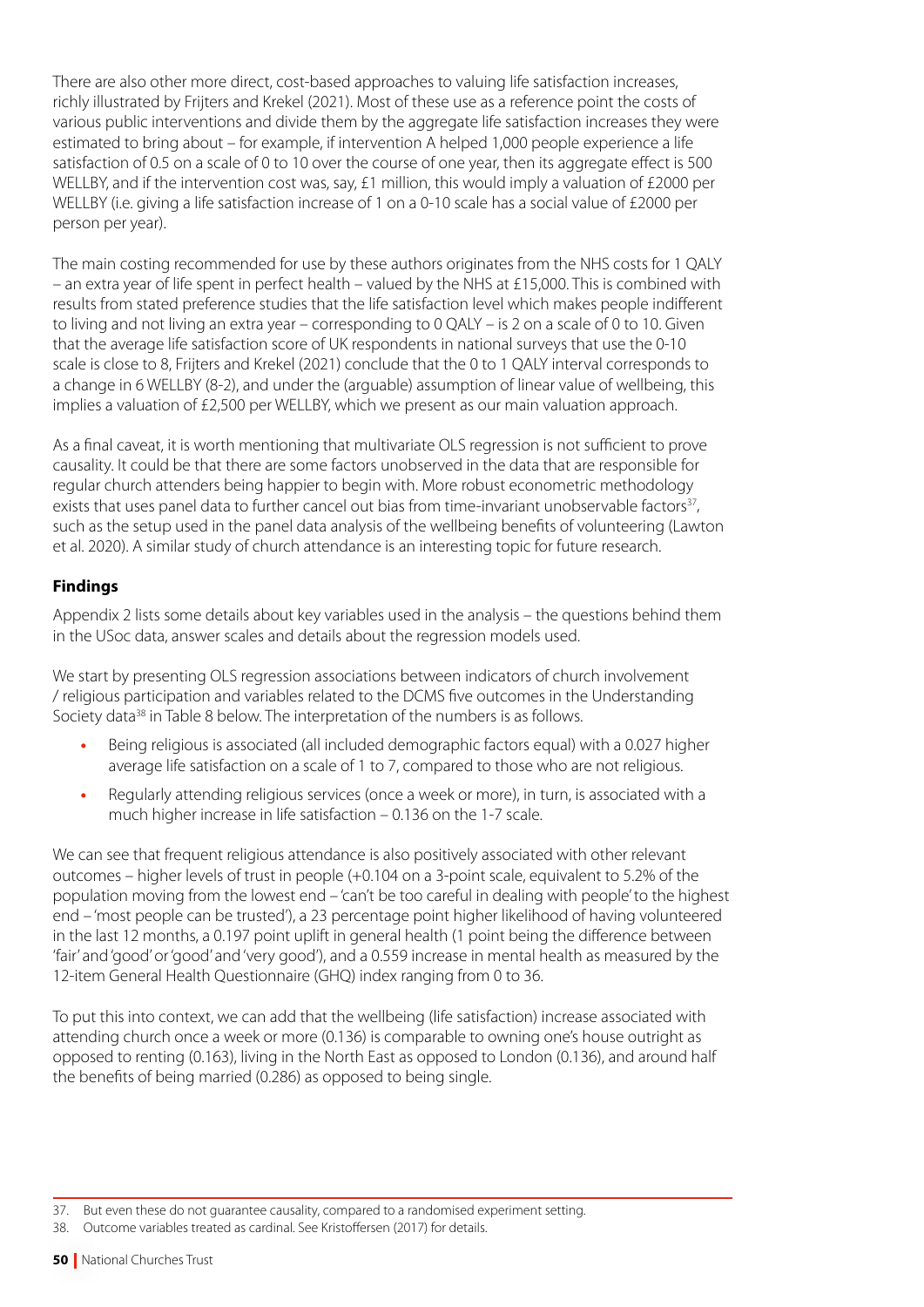There are also other more direct, cost-based approaches to valuing life satisfaction increases, richly illustrated by Frijters and Krekel (2021). Most of these use as a reference point the costs of various public interventions and divide them by the aggregate life satisfaction increases they were estimated to bring about – for example, if intervention A helped 1,000 people experience a life satisfaction of 0.5 on a scale of 0 to 10 over the course of one year, then its aggregate effect is 500 WELLBY, and if the intervention cost was, say, £1 million, this would imply a valuation of £2000 per WELLBY (i.e. giving a life satisfaction increase of 1 on a 0-10 scale has a social value of £2000 per person per year).

The main costing recommended for use by these authors originates from the NHS costs for 1 QALY – an extra year of life spent in perfect health – valued by the NHS at £15,000. This is combined with results from stated preference studies that the life satisfaction level which makes people indifferent to living and not living an extra year – corresponding to 0 QALY – is 2 on a scale of 0 to 10. Given that the average life satisfaction score of UK respondents in national surveys that use the 0-10 scale is close to 8, Frijters and Krekel (2021) conclude that the 0 to 1 QALY interval corresponds to a change in 6 WELLBY (8-2), and under the (arguable) assumption of linear value of wellbeing, this implies a valuation of £2,500 per WELLBY, which we present as our main valuation approach.

As a final caveat, it is worth mentioning that multivariate OLS regression is not sufficient to prove causality. It could be that there are some factors unobserved in the data that are responsible for regular church attenders being happier to begin with. More robust econometric methodology exists that uses panel data to further cancel out bias from time-invariant unobservable factors[37], such as the setup used in the panel data analysis of the wellbeing benefits of volunteering (Lawton et al. 2020). A similar study of church attendance is an interesting topic for future research.

### Findings

Appendix 2 lists some details about key variables used in the analysis – the questions behind them in the USoc data, answer scales and details about the regression models used.

We start by presenting OLS regression associations between indicators of church involvement / religious participation and variables related to the DCMS five outcomes in the Understanding Society data[38] in Table 8 below. The interpretation of the numbers is as follows.

- Being religious is associated (all included demographic factors equal) with a 0.027 higher average life satisfaction on a scale of 1 to 7, compared to those who are not religious.
- Regularly attending religious services (once a week or more), in turn, is associated with a much higher increase in life satisfaction – 0.136 on the 1-7 scale.

We can see that frequent religious attendance is also positively associated with other relevant outcomes – higher levels of trust in people (+0.104 on a 3-point scale, equivalent to 5.2% of the population moving from the lowest end – 'can't be too careful in dealing with people' to the highest end – 'most people can be trusted'), a 23 percentage point higher likelihood of having volunteered in the last 12 months, a 0.197 point uplift in general health (1 point being the difference between 'fair' and 'good' or 'good' and 'very good'), and a 0.559 increase in mental health as measured by the 12-item General Health Questionnaire (GHQ) index ranging from 0 to 36.

To put this into context, we can add that the wellbeing (life satisfaction) increase associated with attending church once a week or more (0.136) is comparable to owning one's house outright as opposed to renting (0.163), living in the North East as opposed to London (0.136), and around half the benefits of being married (0.286) as opposed to being single.

---

37. But even these do not guarantee causality, compared to a randomised experiment setting.
38. Outcome variables treated as cardinal. See Kristoffersen (2017) for details.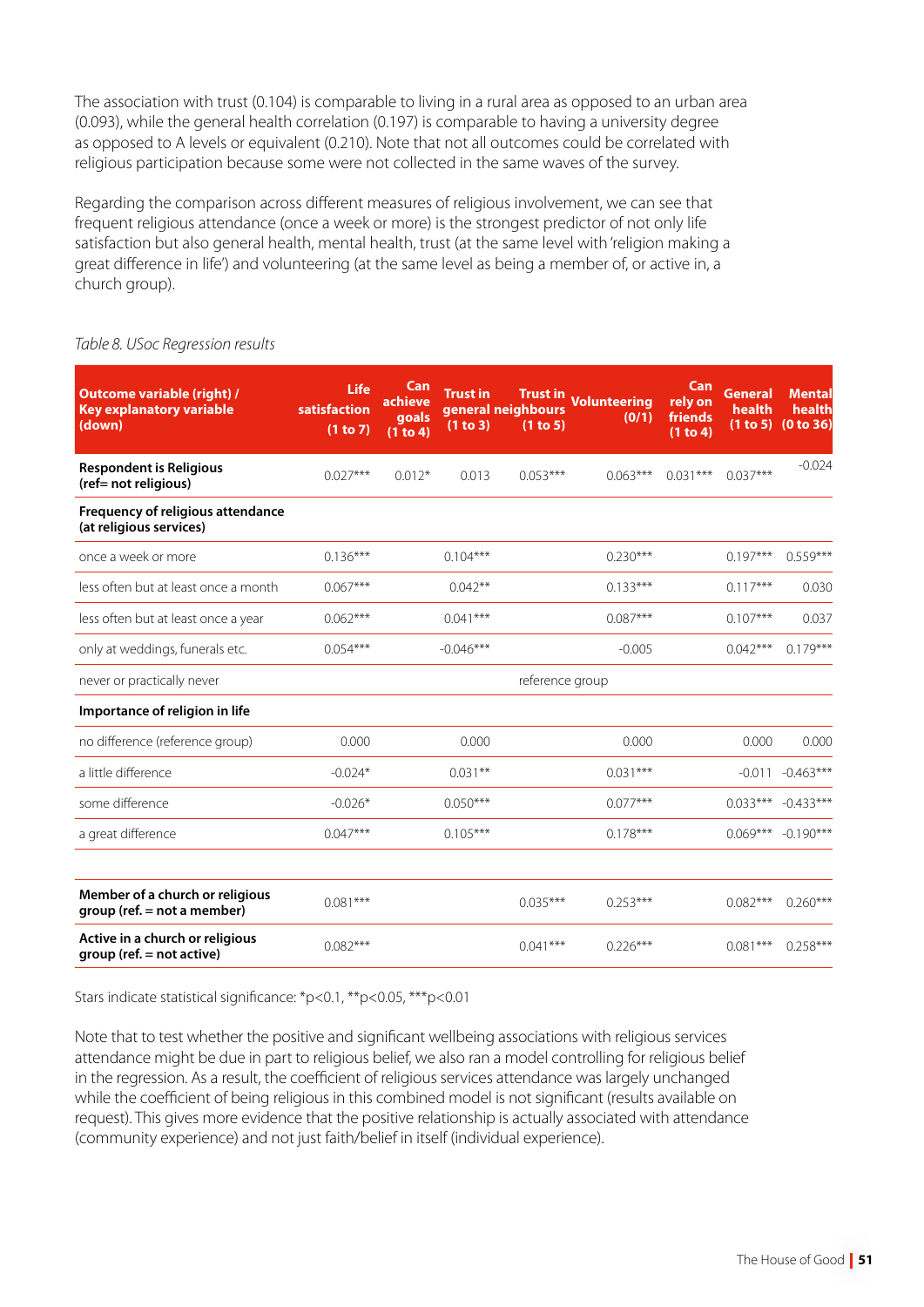The association with trust (0.104) is comparable to living in a rural area as opposed to an urban area (0.093), while the general health correlation (0.197) is comparable to having a university degree as opposed to A levels or equivalent (0.210). Note that not all outcomes could be correlated with religious participation because some were not collected in the same waves of the survey.

Regarding the comparison across different measures of religious involvement, we can see that frequent religious attendance (once a week or more) is the strongest predictor of not only life satisfaction but also general health, mental health, trust (at the same level with 'religion making a great difference in life') and volunteering (at the same level as being a member of, or active in, a church group).

*Table 8. USoc Regression results*

| Outcome variable (right) / Key explanatory variable (down) | Life satisfaction (1 to 7) | Can achieve goals (1 to 4) | Trust in general (1 to 3) | Trust in neighbours (1 to 5) | Volunteering (0/1) | Can rely on friends (1 to 4) | General health (1 to 5) | Mental health (0 to 36) |
|---|---|---|---|---|---|---|---|---|
| **Respondent is Religious (ref= not religious)** | 0.027*** | 0.012* | 0.013 | 0.053*** | 0.063*** | 0.031*** | 0.037*** | -0.024 |
| **Frequency of religious attendance (at religious services)** | | | | | | | | |
| once a week or more | 0.136*** | | 0.104*** | | 0.230*** | | 0.197*** | 0.559*** |
| less often but at least once a month | 0.067*** | | 0.042** | | 0.133*** | | 0.117*** | 0.030 |
| less often but at least once a year | 0.062*** | | 0.041*** | | 0.087*** | | 0.107*** | 0.037 |
| only at weddings, funerals etc. | 0.054*** | | -0.046*** | | -0.005 | | 0.042*** | 0.179*** |
| never or practically never | | | | reference group | | | | |
| **Importance of religion in life** | | | | | | | | |
| no difference (reference group) | 0.000 | | 0.000 | | 0.000 | | 0.000 | 0.000 |
| a little difference | -0.024* | | 0.031** | | 0.031*** | | -0.011 | -0.463*** |
| some difference | -0.026* | | 0.050*** | | 0.077*** | | 0.033*** | -0.433*** |
| a great difference | 0.047*** | | 0.105*** | | 0.178*** | | 0.069*** | -0.190*** |
| | | | | | | | | |
| **Member of a church or religious group (ref. = not a member)** | 0.081*** | | | 0.035*** | 0.253*** | | 0.082*** | 0.260*** |
| **Active in a church or religious group (ref. = not active)** | 0.082*** | | | 0.041*** | 0.226*** | | 0.081*** | 0.258*** |

Stars indicate statistical significance: *p<0.1, **p<0.05, ***p<0.01

Note that to test whether the positive and significant wellbeing associations with religious services attendance might be due in part to religious belief, we also ran a model controlling for religious belief in the regression. As a result, the coefficient of religious services attendance was largely unchanged while the coefficient of being religious in this combined model is not significant (results available on request). This gives more evidence that the positive relationship is actually associated with attendance (community experience) and not just faith/belief in itself (individual experience).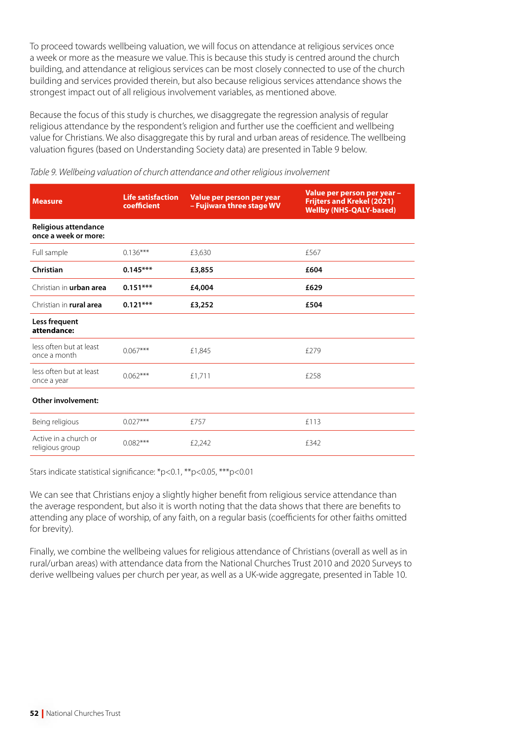To proceed towards wellbeing valuation, we will focus on attendance at religious services once a week or more as the measure we value. This is because this study is centred around the church building, and attendance at religious services can be most closely connected to use of the church building and services provided therein, but also because religious services attendance shows the strongest impact out of all religious involvement variables, as mentioned above.

Because the focus of this study is churches, we disaggregate the regression analysis of regular religious attendance by the respondent's religion and further use the coefficient and wellbeing value for Christians. We also disaggregate this by rural and urban areas of residence. The wellbeing valuation figures (based on Understanding Society data) are presented in Table 9 below.

*Table 9. Wellbeing valuation of church attendance and other religious involvement*

| Measure | Life satisfaction coefficient | Value per person per year – Fujiwara three stage WV | Value per person per year – Frijters and Krekel (2021) Wellby (NHS-QALY-based) |
|---|---|---|---|
| **Religious attendance once a week or more:** | | | |
| Full sample | 0.136*** | £3,630 | £567 |
| **Christian** | **0.145*** ** | **£3,855** | **£604** |
| Christian in **urban area** | **0.151*** ** | **£4,004** | **£629** |
| Christian in **rural area** | **0.121*** ** | **£3,252** | **£504** |
| **Less frequent attendance:** | | | |
| less often but at least once a month | 0.067*** | £1,845 | £279 |
| less often but at least once a year | 0.062*** | £1,711 | £258 |
| **Other involvement:** | | | |
| Being religious | 0.027*** | £757 | £113 |
| Active in a church or religious group | 0.082*** | £2,242 | £342 |

Stars indicate statistical significance: *p<0.1, **p<0.05, ***p<0.01

We can see that Christians enjoy a slightly higher benefit from religious service attendance than the average respondent, but also it is worth noting that the data shows that there are benefits to attending any place of worship, of any faith, on a regular basis (coefficients for other faiths omitted for brevity).

Finally, we combine the wellbeing values for religious attendance of Christians (overall as well as in rural/urban areas) with attendance data from the National Churches Trust 2010 and 2020 Surveys to derive wellbeing values per church per year, as well as a UK-wide aggregate, presented in Table 10.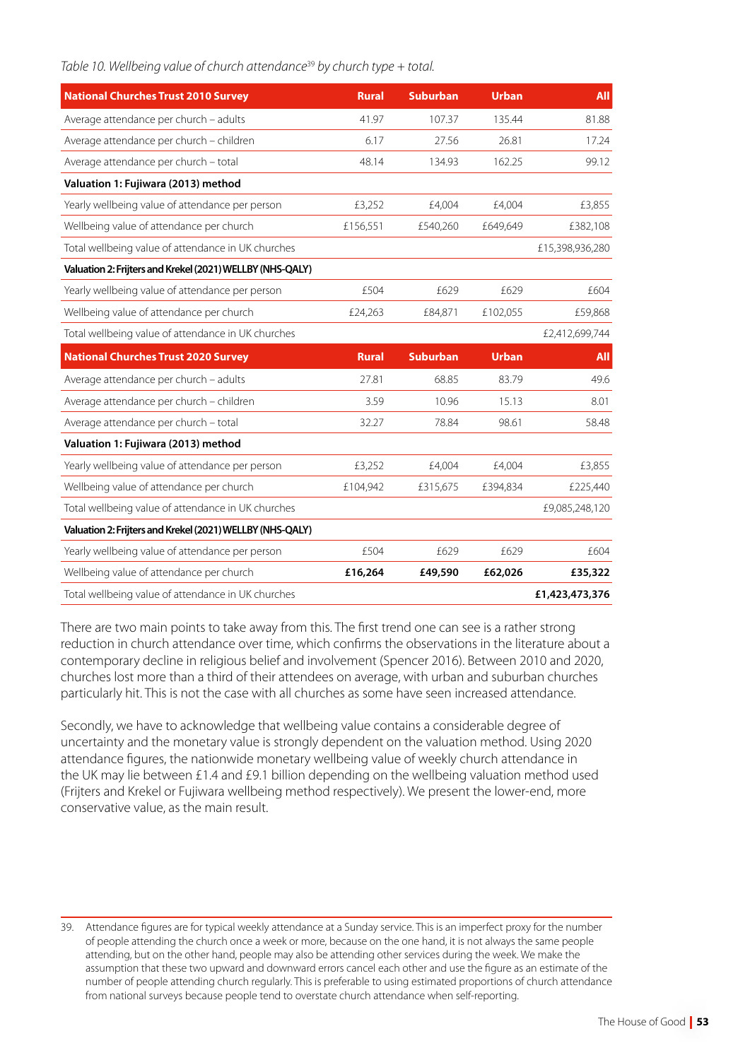*Table 10. Wellbeing value of church attendance[39] by church type + total.*

| National Churches Trust 2010 Survey | Rural | Suburban | Urban | All |
|---|---|---|---|---|
| Average attendance per church – adults | 41.97 | 107.37 | 135.44 | 81.88 |
| Average attendance per church – children | 6.17 | 27.56 | 26.81 | 17.24 |
| Average attendance per church – total | 48.14 | 134.93 | 162.25 | 99.12 |
| **Valuation 1: Fujiwara (2013) method** | | | | |
| Yearly wellbeing value of attendance per person | £3,252 | £4,004 | £4,004 | £3,855 |
| Wellbeing value of attendance per church | £156,551 | £540,260 | £649,649 | £382,108 |
| Total wellbeing value of attendance in UK churches | | | | £15,398,936,280 |
| **Valuation 2: Frijters and Krekel (2021) WELLBY (NHS-QALY)** | | | | |
| Yearly wellbeing value of attendance per person | £504 | £629 | £629 | £604 |
| Wellbeing value of attendance per church | £24,263 | £84,871 | £102,055 | £59,868 |
| Total wellbeing value of attendance in UK churches | | | | £2,412,699,744 |
| **National Churches Trust 2020 Survey** | **Rural** | **Suburban** | **Urban** | **All** |
| Average attendance per church – adults | 27.81 | 68.85 | 83.79 | 49.6 |
| Average attendance per church – children | 3.59 | 10.96 | 15.13 | 8.01 |
| Average attendance per church – total | 32.27 | 78.84 | 98.61 | 58.48 |
| **Valuation 1: Fujiwara (2013) method** | | | | |
| Yearly wellbeing value of attendance per person | £3,252 | £4,004 | £4,004 | £3,855 |
| Wellbeing value of attendance per church | £104,942 | £315,675 | £394,834 | £225,440 |
| Total wellbeing value of attendance in UK churches | | | | £9,085,248,120 |
| **Valuation 2: Frijters and Krekel (2021) WELLBY (NHS-QALY)** | | | | |
| Yearly wellbeing value of attendance per person | £504 | £629 | £629 | £604 |
| Wellbeing value of attendance per church | **£16,264** | **£49,590** | **£62,026** | **£35,322** |
| Total wellbeing value of attendance in UK churches | | | | **£1,423,473,376** |

There are two main points to take away from this. The first trend one can see is a rather strong reduction in church attendance over time, which confirms the observations in the literature about a contemporary decline in religious belief and involvement (Spencer 2016). Between 2010 and 2020, churches lost more than a third of their attendees on average, with urban and suburban churches particularly hit. This is not the case with all churches as some have seen increased attendance.

Secondly, we have to acknowledge that wellbeing value contains a considerable degree of uncertainty and the monetary value is strongly dependent on the valuation method. Using 2020 attendance figures, the nationwide monetary wellbeing value of weekly church attendance in the UK may lie between £1.4 and £9.1 billion depending on the wellbeing valuation method used (Frijters and Krekel or Fujiwara wellbeing method respectively). We present the lower-end, more conservative value, as the main result.

39. Attendance figures are for typical weekly attendance at a Sunday service. This is an imperfect proxy for the number of people attending the church once a week or more, because on the one hand, it is not always the same people attending, but on the other hand, people may also be attending other services during the week. We make the assumption that these two upward and downward errors cancel each other and use the figure as an estimate of the number of people attending church regularly. This is preferable to using estimated proportions of church attendance from national surveys because people tend to overstate church attendance when self-reporting.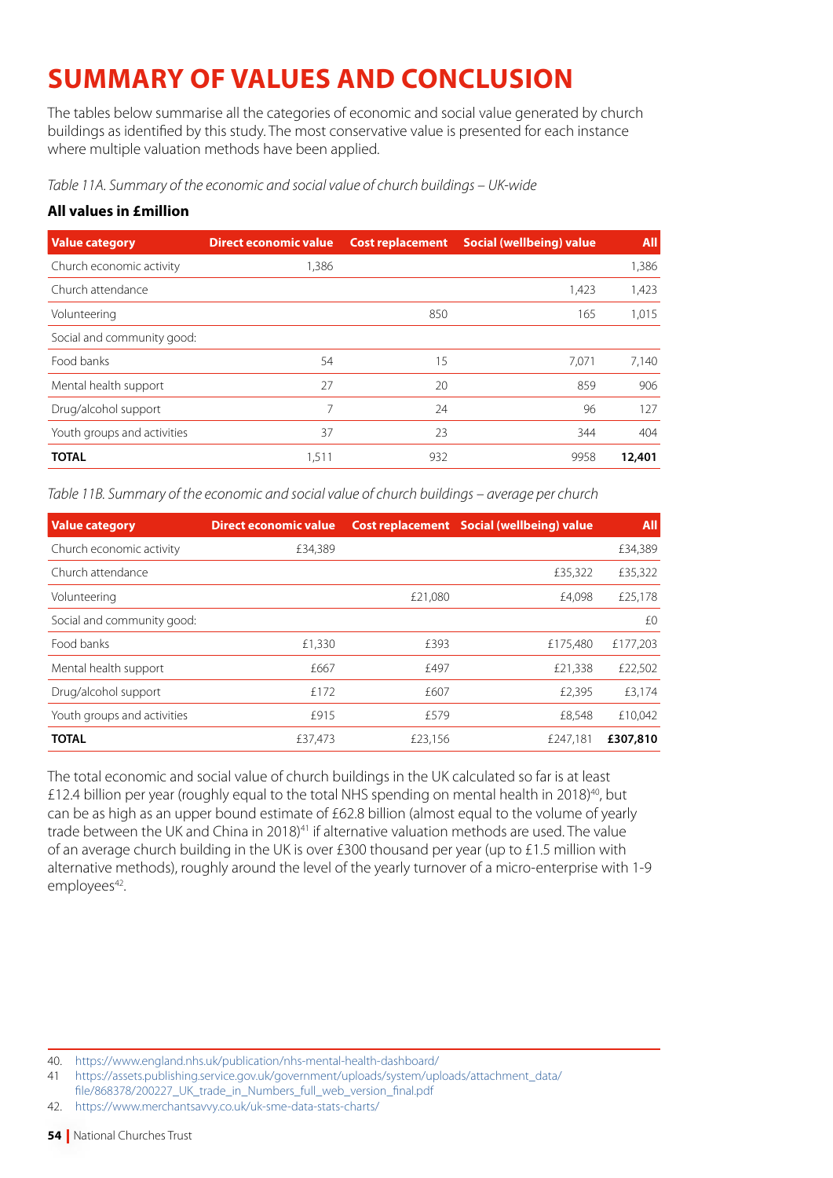# SUMMARY OF VALUES AND CONCLUSION

The tables below summarise all the categories of economic and social value generated by church buildings as identified by this study. The most conservative value is presented for each instance where multiple valuation methods have been applied.

*Table 11A. Summary of the economic and social value of church buildings – UK-wide*

**All values in £million**

| Value category | Direct economic value | Cost replacement | Social (wellbeing) value | All |
|---|---|---|---|---|
| Church economic activity | 1,386 | | | 1,386 |
| Church attendance | | | 1,423 | 1,423 |
| Volunteering | | 850 | 165 | 1,015 |
| Social and community good: | | | | |
| Food banks | 54 | 15 | 7,071 | 7,140 |
| Mental health support | 27 | 20 | 859 | 906 |
| Drug/alcohol support | 7 | 24 | 96 | 127 |
| Youth groups and activities | 37 | 23 | 344 | 404 |
| **TOTAL** | 1,511 | 932 | 9958 | **12,401** |

*Table 11B. Summary of the economic and social value of church buildings – average per church*

| Value category | Direct economic value | Cost replacement | Social (wellbeing) value | All |
|---|---|---|---|---|
| Church economic activity | £34,389 | | | £34,389 |
| Church attendance | | | £35,322 | £35,322 |
| Volunteering | | £21,080 | £4,098 | £25,178 |
| Social and community good: | | | | £0 |
| Food banks | £1,330 | £393 | £175,480 | £177,203 |
| Mental health support | £667 | £497 | £21,338 | £22,502 |
| Drug/alcohol support | £172 | £607 | £2,395 | £3,174 |
| Youth groups and activities | £915 | £579 | £8,548 | £10,042 |
| **TOTAL** | £37,473 | £23,156 | £247,181 | **£307,810** |

The total economic and social value of church buildings in the UK calculated so far is at least £12.4 billion per year (roughly equal to the total NHS spending on mental health in 2018)[40], but can be as high as an upper bound estimate of £62.8 billion (almost equal to the volume of yearly trade between the UK and China in 2018)[41] if alternative valuation methods are used. The value of an average church building in the UK is over £300 thousand per year (up to £1.5 million with alternative methods), roughly around the level of the yearly turnover of a micro-enterprise with 1-9 employees[42].

40. https://www.england.nhs.uk/publication/nhs-mental-health-dashboard/
41 https://assets.publishing.service.gov.uk/government/uploads/system/uploads/attachment_data/file/868378/200227_UK_trade_in_Numbers_full_web_version_final.pdf
42. https://www.merchantsavvy.co.uk/uk-sme-data-stats-charts/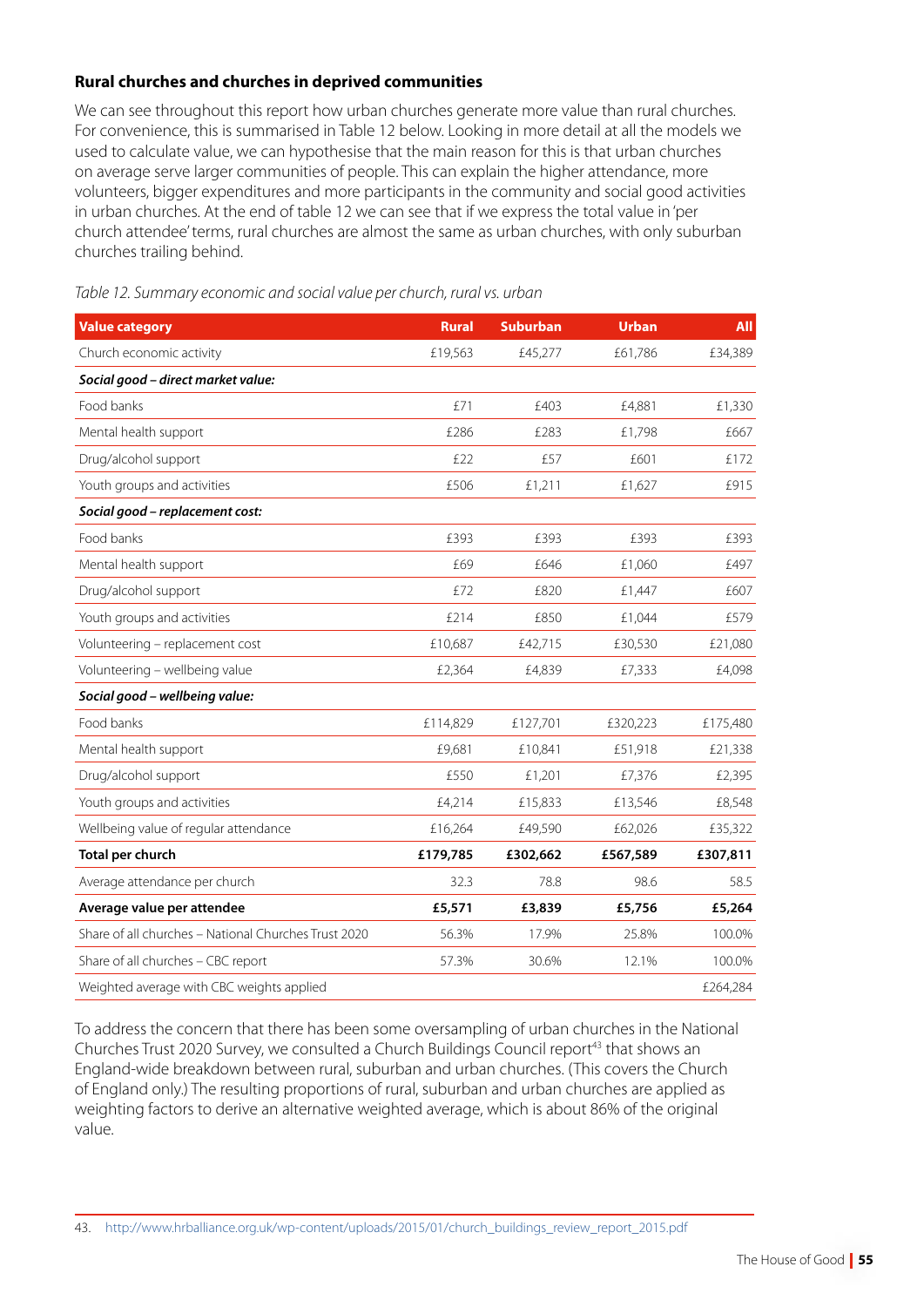### Rural churches and churches in deprived communities

We can see throughout this report how urban churches generate more value than rural churches. For convenience, this is summarised in Table 12 below. Looking in more detail at all the models we used to calculate value, we can hypothesise that the main reason for this is that urban churches on average serve larger communities of people. This can explain the higher attendance, more volunteers, bigger expenditures and more participants in the community and social good activities in urban churches. At the end of table 12 we can see that if we express the total value in 'per church attendee' terms, rural churches are almost the same as urban churches, with only suburban churches trailing behind.

*Table 12. Summary economic and social value per church, rural vs. urban*

| Value category | Rural | Suburban | Urban | All |
|---|---|---|---|---|
| Church economic activity | £19,563 | £45,277 | £61,786 | £34,389 |
| ***Social good – direct market value:*** | | | | |
| Food banks | £71 | £403 | £4,881 | £1,330 |
| Mental health support | £286 | £283 | £1,798 | £667 |
| Drug/alcohol support | £22 | £57 | £601 | £172 |
| Youth groups and activities | £506 | £1,211 | £1,627 | £915 |
| ***Social good – replacement cost:*** | | | | |
| Food banks | £393 | £393 | £393 | £393 |
| Mental health support | £69 | £646 | £1,060 | £497 |
| Drug/alcohol support | £72 | £820 | £1,447 | £607 |
| Youth groups and activities | £214 | £850 | £1,044 | £579 |
| Volunteering – replacement cost | £10,687 | £42,715 | £30,530 | £21,080 |
| Volunteering – wellbeing value | £2,364 | £4,839 | £7,333 | £4,098 |
| ***Social good – wellbeing value:*** | | | | |
| Food banks | £114,829 | £127,701 | £320,223 | £175,480 |
| Mental health support | £9,681 | £10,841 | £51,918 | £21,338 |
| Drug/alcohol support | £550 | £1,201 | £7,376 | £2,395 |
| Youth groups and activities | £4,214 | £15,833 | £13,546 | £8,548 |
| Wellbeing value of regular attendance | £16,264 | £49,590 | £62,026 | £35,322 |
| **Total per church** | **£179,785** | **£302,662** | **£567,589** | **£307,811** |
| Average attendance per church | 32.3 | 78.8 | 98.6 | 58.5 |
| **Average value per attendee** | **£5,571** | **£3,839** | **£5,756** | **£5,264** |
| Share of all churches – National Churches Trust 2020 | 56.3% | 17.9% | 25.8% | 100.0% |
| Share of all churches – CBC report | 57.3% | 30.6% | 12.1% | 100.0% |
| Weighted average with CBC weights applied | | | | £264,284 |

To address the concern that there has been some oversampling of urban churches in the National Churches Trust 2020 Survey, we consulted a Church Buildings Council report[43] that shows an England-wide breakdown between rural, suburban and urban churches. (This covers the Church of England only.) The resulting proportions of rural, suburban and urban churches are applied as weighting factors to derive an alternative weighted average, which is about 86% of the original value.

43. http://www.hrballiance.org.uk/wp-content/uploads/2015/01/church_buildings_review_report_2015.pdf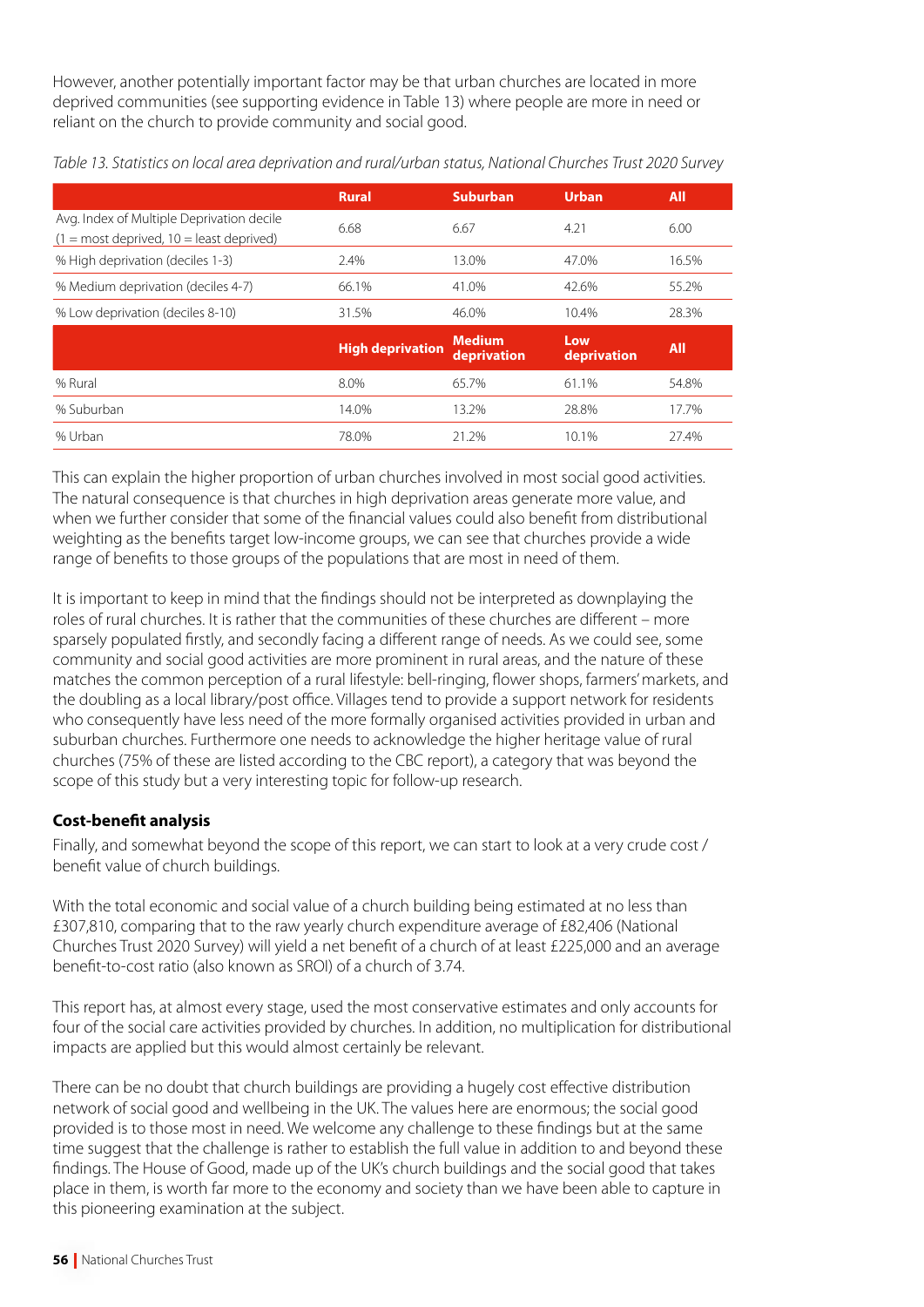However, another potentially important factor may be that urban churches are located in more deprived communities (see supporting evidence in Table 13) where people are more in need or reliant on the church to provide community and social good.

*Table 13. Statistics on local area deprivation and rural/urban status, National Churches Trust 2020 Survey*

| | Rural | Suburban | Urban | All |
|---|---|---|---|---|
| Avg. Index of Multiple Deprivation decile (1 = most deprived, 10 = least deprived) | 6.68 | 6.67 | 4.21 | 6.00 |
| % High deprivation (deciles 1-3) | 2.4% | 13.0% | 47.0% | 16.5% |
| % Medium deprivation (deciles 4-7) | 66.1% | 41.0% | 42.6% | 55.2% |
| % Low deprivation (deciles 8-10) | 31.5% | 46.0% | 10.4% | 28.3% |
| | **High deprivation** | **Medium deprivation** | **Low deprivation** | **All** |
| % Rural | 8.0% | 65.7% | 61.1% | 54.8% |
| % Suburban | 14.0% | 13.2% | 28.8% | 17.7% |
| % Urban | 78.0% | 21.2% | 10.1% | 27.4% |

This can explain the higher proportion of urban churches involved in most social good activities. The natural consequence is that churches in high deprivation areas generate more value, and when we further consider that some of the financial values could also benefit from distributional weighting as the benefits target low-income groups, we can see that churches provide a wide range of benefits to those groups of the populations that are most in need of them.

It is important to keep in mind that the findings should not be interpreted as downplaying the roles of rural churches. It is rather that the communities of these churches are different – more sparsely populated firstly, and secondly facing a different range of needs. As we could see, some community and social good activities are more prominent in rural areas, and the nature of these matches the common perception of a rural lifestyle: bell-ringing, flower shops, farmers' markets, and the doubling as a local library/post office. Villages tend to provide a support network for residents who consequently have less need of the more formally organised activities provided in urban and suburban churches. Furthermore one needs to acknowledge the higher heritage value of rural churches (75% of these are listed according to the CBC report), a category that was beyond the scope of this study but a very interesting topic for follow-up research.

**Cost-benefit analysis**

Finally, and somewhat beyond the scope of this report, we can start to look at a very crude cost / benefit value of church buildings.

With the total economic and social value of a church building being estimated at no less than £307,810, comparing that to the raw yearly church expenditure average of £82,406 (National Churches Trust 2020 Survey) will yield a net benefit of a church of at least £225,000 and an average benefit-to-cost ratio (also known as SROI) of a church of 3.74.

This report has, at almost every stage, used the most conservative estimates and only accounts for four of the social care activities provided by churches. In addition, no multiplication for distributional impacts are applied but this would almost certainly be relevant.

There can be no doubt that church buildings are providing a hugely cost effective distribution network of social good and wellbeing in the UK. The values here are enormous; the social good provided is to those most in need. We welcome any challenge to these findings but at the same time suggest that the challenge is rather to establish the full value in addition to and beyond these findings. The House of Good, made up of the UK's church buildings and the social good that takes place in them, is worth far more to the economy and society than we have been able to capture in this pioneering examination at the subject.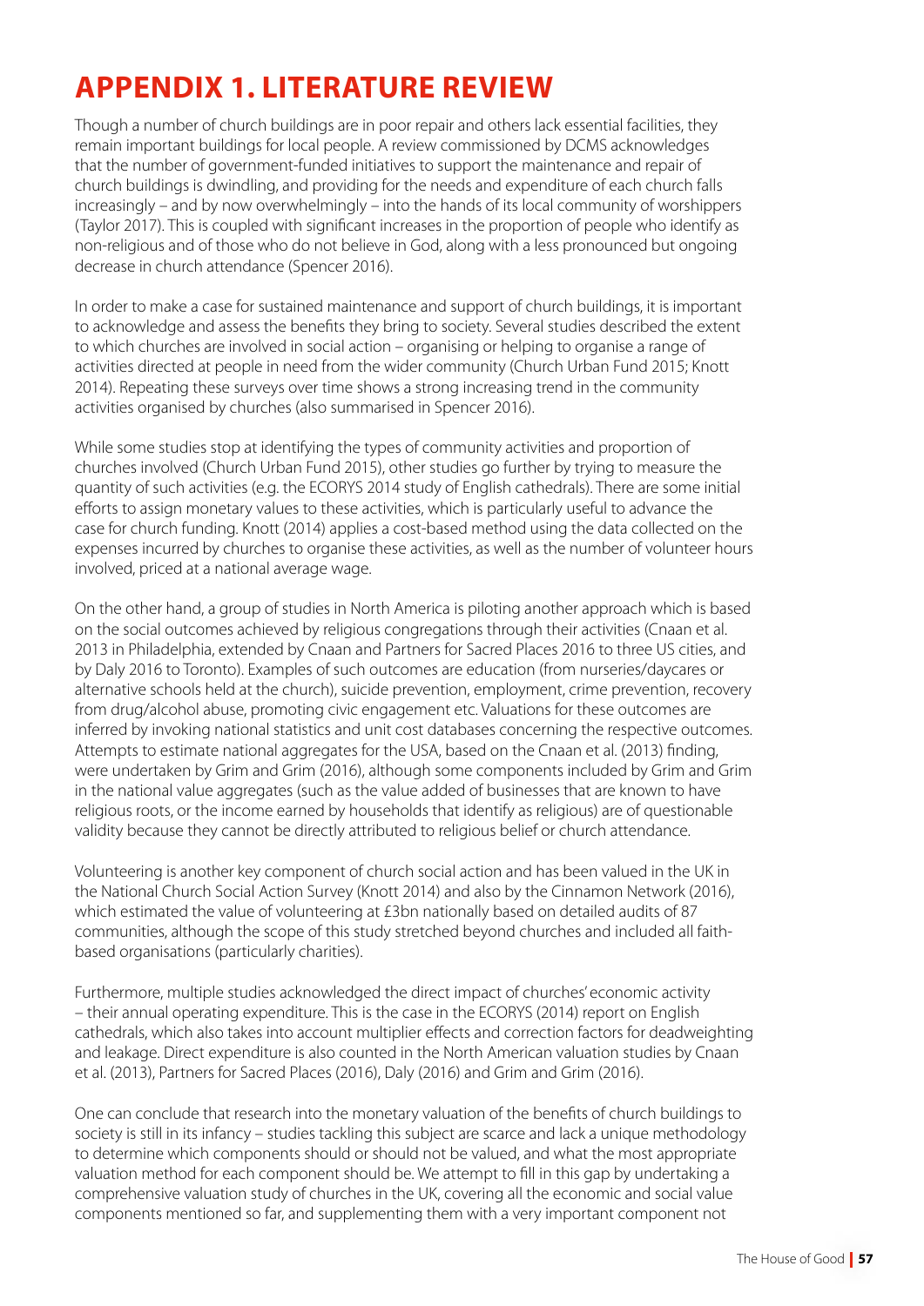# APPENDIX 1. LITERATURE REVIEW

Though a number of church buildings are in poor repair and others lack essential facilities, they remain important buildings for local people. A review commissioned by DCMS acknowledges that the number of government-funded initiatives to support the maintenance and repair of church buildings is dwindling, and providing for the needs and expenditure of each church falls increasingly – and by now overwhelmingly – into the hands of its local community of worshippers (Taylor 2017). This is coupled with significant increases in the proportion of people who identify as non-religious and of those who do not believe in God, along with a less pronounced but ongoing decrease in church attendance (Spencer 2016).

In order to make a case for sustained maintenance and support of church buildings, it is important to acknowledge and assess the benefits they bring to society. Several studies described the extent to which churches are involved in social action – organising or helping to organise a range of activities directed at people in need from the wider community (Church Urban Fund 2015; Knott 2014). Repeating these surveys over time shows a strong increasing trend in the community activities organised by churches (also summarised in Spencer 2016).

While some studies stop at identifying the types of community activities and proportion of churches involved (Church Urban Fund 2015), other studies go further by trying to measure the quantity of such activities (e.g. the ECORYS 2014 study of English cathedrals). There are some initial efforts to assign monetary values to these activities, which is particularly useful to advance the case for church funding. Knott (2014) applies a cost-based method using the data collected on the expenses incurred by churches to organise these activities, as well as the number of volunteer hours involved, priced at a national average wage.

On the other hand, a group of studies in North America is piloting another approach which is based on the social outcomes achieved by religious congregations through their activities (Cnaan et al. 2013 in Philadelphia, extended by Cnaan and Partners for Sacred Places 2016 to three US cities, and by Daly 2016 to Toronto). Examples of such outcomes are education (from nurseries/daycares or alternative schools held at the church), suicide prevention, employment, crime prevention, recovery from drug/alcohol abuse, promoting civic engagement etc. Valuations for these outcomes are inferred by invoking national statistics and unit cost databases concerning the respective outcomes. Attempts to estimate national aggregates for the USA, based on the Cnaan et al. (2013) finding, were undertaken by Grim and Grim (2016), although some components included by Grim and Grim in the national value aggregates (such as the value added of businesses that are known to have religious roots, or the income earned by households that identify as religious) are of questionable validity because they cannot be directly attributed to religious belief or church attendance.

Volunteering is another key component of church social action and has been valued in the UK in the National Church Social Action Survey (Knott 2014) and also by the Cinnamon Network (2016), which estimated the value of volunteering at £3bn nationally based on detailed audits of 87 communities, although the scope of this study stretched beyond churches and included all faith-based organisations (particularly charities).

Furthermore, multiple studies acknowledged the direct impact of churches' economic activity – their annual operating expenditure. This is the case in the ECORYS (2014) report on English cathedrals, which also takes into account multiplier effects and correction factors for deadweighting and leakage. Direct expenditure is also counted in the North American valuation studies by Cnaan et al. (2013), Partners for Sacred Places (2016), Daly (2016) and Grim and Grim (2016).

One can conclude that research into the monetary valuation of the benefits of church buildings to society is still in its infancy – studies tackling this subject are scarce and lack a unique methodology to determine which components should or should not be valued, and what the most appropriate valuation method for each component should be. We attempt to fill in this gap by undertaking a comprehensive valuation study of churches in the UK, covering all the economic and social value components mentioned so far, and supplementing them with a very important component not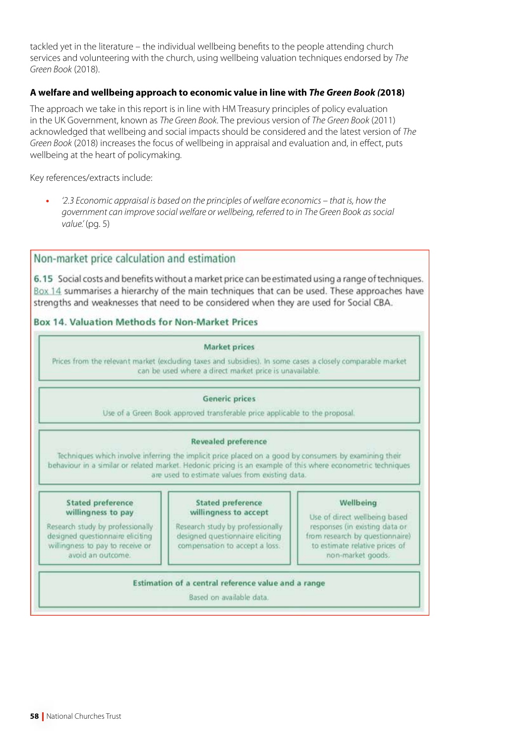tackled yet in the literature – the individual wellbeing benefits to the people attending church services and volunteering with the church, using wellbeing valuation techniques endorsed by *The Green Book* (2018).

**A welfare and wellbeing approach to economic value in line with *The Green Book (*2018)**

The approach we take in this report is in line with HM Treasury principles of policy evaluation in the UK Government, known as *The Green Book*. The previous version of *The Green Book* (2011) acknowledged that wellbeing and social impacts should be considered and the latest version of *The Green Book* (2018) increases the focus of wellbeing in appraisal and evaluation and, in effect, puts wellbeing at the heart of policymaking.

Key references/extracts include:

- *'2.3 Economic appraisal is based on the principles of welfare economics – that is, how the government can improve social welfare or wellbeing, referred to in The Green Book as social value.'* (pg. 5)

## Non-market price calculation and estimation

**6.15** Social costs and benefits without a market price can be estimated using a range of techniques. Box 14 summarises a hierarchy of the main techniques that can be used. These approaches have strengths and weaknesses that need to be considered when they are used for Social CBA.

### Box 14. Valuation Methods for Non-Market Prices

**Market prices**

Prices from the relevant market (excluding taxes and subsidies). In some cases a closely comparable market can be used where a direct market price is unavailable.

**Generic prices**

Use of a Green Book approved transferable price applicable to the proposal.

**Revealed preference**

Techniques which involve inferring the implicit price placed on a good by consumers by examining their behaviour in a similar or related market. Hedonic pricing is an example of this where econometric techniques are used to estimate values from existing data.

| Stated preference willingness to pay | Stated preference willingness to accept | Wellbeing |
|---|---|---|
| Research study by professionally designed questionnaire eliciting willingness to pay to receive or avoid an outcome. | Research study by professionally designed questionnaire eliciting compensation to accept a loss. | Use of direct wellbeing based responses (in existing data or from research by questionnaire) to estimate relative prices of non-market goods. |

**Estimation of a central reference value and a range**

Based on available data.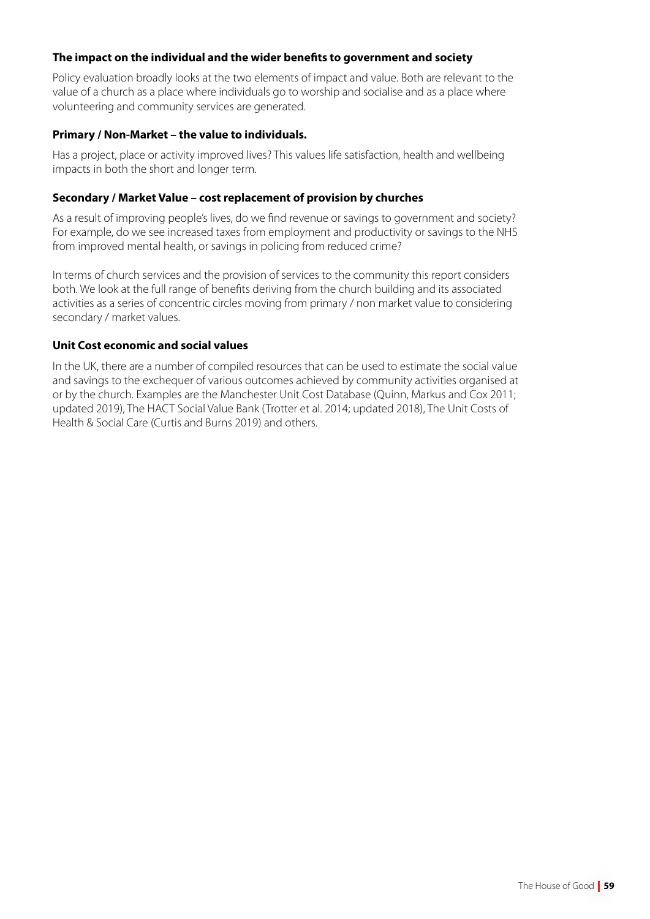### The impact on the individual and the wider benefits to government and society

Policy evaluation broadly looks at the two elements of impact and value. Both are relevant to the value of a church as a place where individuals go to worship and socialise and as a place where volunteering and community services are generated.

### Primary / Non-Market – the value to individuals.

Has a project, place or activity improved lives? This values life satisfaction, health and wellbeing impacts in both the short and longer term.

### Secondary / Market Value – cost replacement of provision by churches

As a result of improving people's lives, do we find revenue or savings to government and society? For example, do we see increased taxes from employment and productivity or savings to the NHS from improved mental health, or savings in policing from reduced crime?

In terms of church services and the provision of services to the community this report considers both. We look at the full range of benefits deriving from the church building and its associated activities as a series of concentric circles moving from primary / non market value to considering secondary / market values.

### Unit Cost economic and social values

In the UK, there are a number of compiled resources that can be used to estimate the social value and savings to the exchequer of various outcomes achieved by community activities organised at or by the church. Examples are the Manchester Unit Cost Database (Quinn, Markus and Cox 2011; updated 2019), The HACT Social Value Bank (Trotter et al. 2014; updated 2018), The Unit Costs of Health & Social Care (Curtis and Burns 2019) and others.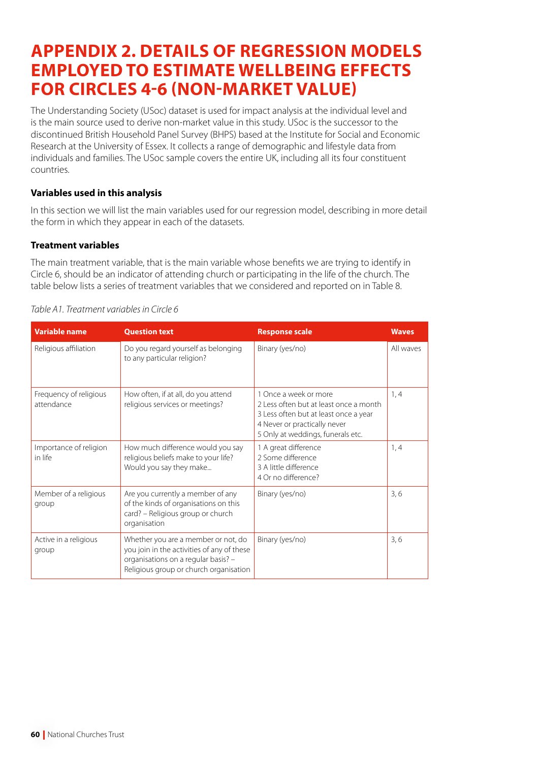# APPENDIX 2. DETAILS OF REGRESSION MODELS EMPLOYED TO ESTIMATE WELLBEING EFFECTS FOR CIRCLES 4-6 (NON-MARKET VALUE)

The Understanding Society (USoc) dataset is used for impact analysis at the individual level and is the main source used to derive non-market value in this study. USoc is the successor to the discontinued British Household Panel Survey (BHPS) based at the Institute for Social and Economic Research at the University of Essex. It collects a range of demographic and lifestyle data from individuals and families. The USoc sample covers the entire UK, including all its four constituent countries.

### Variables used in this analysis

In this section we will list the main variables used for our regression model, describing in more detail the form in which they appear in each of the datasets.

### Treatment variables

The main treatment variable, that is the main variable whose benefits we are trying to identify in Circle 6, should be an indicator of attending church or participating in the life of the church. The table below lists a series of treatment variables that we considered and reported on in Table 8.

*Table A1. Treatment variables in Circle 6*

| Variable name | Question text | Response scale | Waves |
|---|---|---|---|
| Religious affiliation | Do you regard yourself as belonging to any particular religion? | Binary (yes/no) | All waves |
| Frequency of religious attendance | How often, if at all, do you attend religious services or meetings? | 1 Once a week or more<br>2 Less often but at least once a month<br>3 Less often but at least once a year<br>4 Never or practically never<br>5 Only at weddings, funerals etc. | 1, 4 |
| Importance of religion in life | How much difference would you say religious beliefs make to your life? Would you say they make... | 1 A great difference<br>2 Some difference<br>3 A little difference<br>4 Or no difference? | 1, 4 |
| Member of a religious group | Are you currently a member of any of the kinds of organisations on this card? – Religious group or church organisation | Binary (yes/no) | 3, 6 |
| Active in a religious group | Whether you are a member or not, do you join in the activities of any of these organisations on a regular basis? – Religious group or church organisation | Binary (yes/no) | 3, 6 |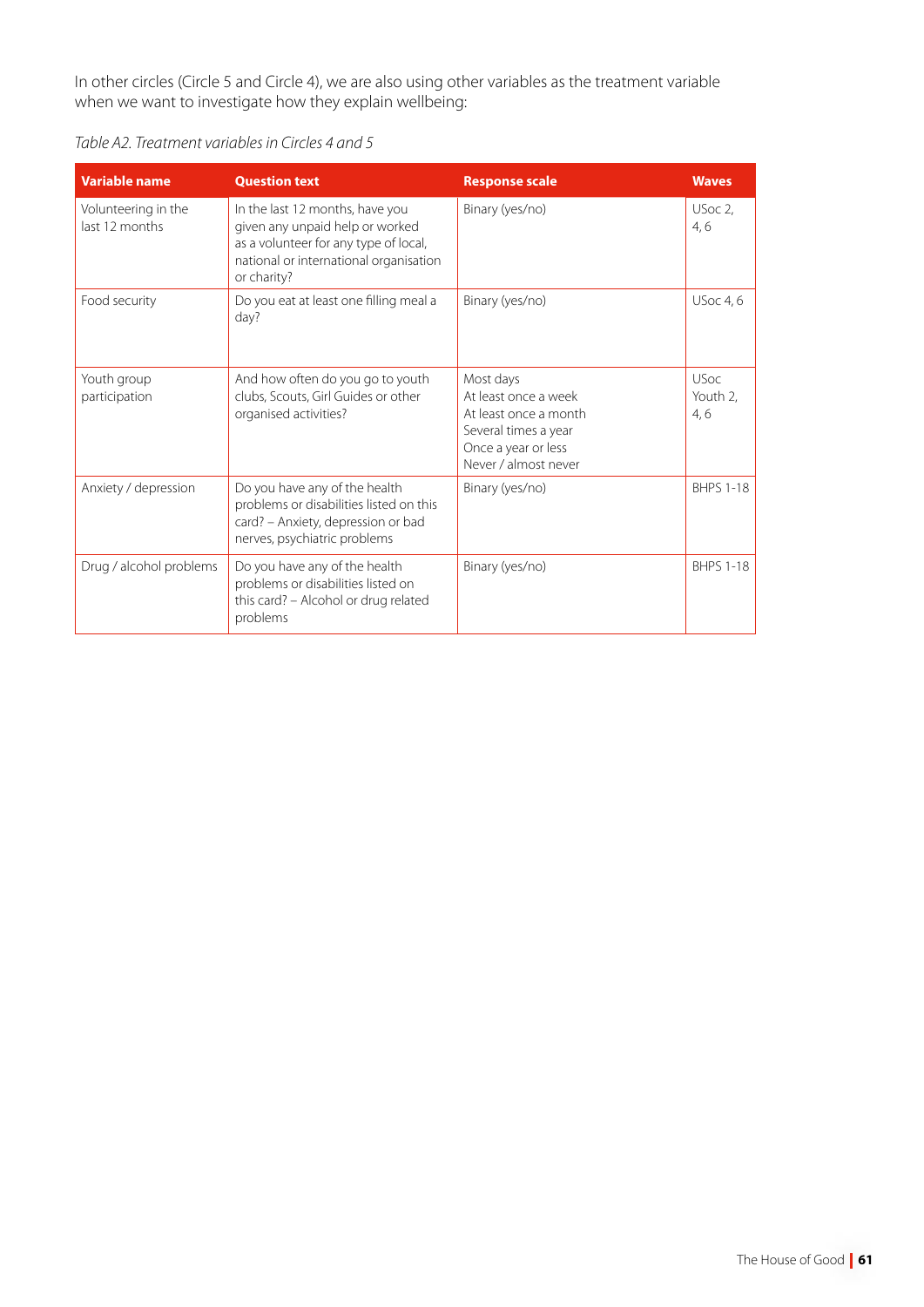In other circles (Circle 5 and Circle 4), we are also using other variables as the treatment variable when we want to investigate how they explain wellbeing:

*Table A2. Treatment variables in Circles 4 and 5*

| Variable name | Question text | Response scale | Waves |
|---|---|---|---|
| Volunteering in the last 12 months | In the last 12 months, have you given any unpaid help or worked as a volunteer for any type of local, national or international organisation or charity? | Binary (yes/no) | USoc 2, 4, 6 |
| Food security | Do you eat at least one filling meal a day? | Binary (yes/no) | USoc 4, 6 |
| Youth group participation | And how often do you go to youth clubs, Scouts, Girl Guides or other organised activities? | Most days<br>At least once a week<br>At least once a month<br>Several times a year<br>Once a year or less<br>Never / almost never | USoc Youth 2, 4, 6 |
| Anxiety / depression | Do you have any of the health problems or disabilities listed on this card? – Anxiety, depression or bad nerves, psychiatric problems | Binary (yes/no) | BHPS 1-18 |
| Drug / alcohol problems | Do you have any of the health problems or disabilities listed on this card? – Alcohol or drug related problems | Binary (yes/no) | BHPS 1-18 |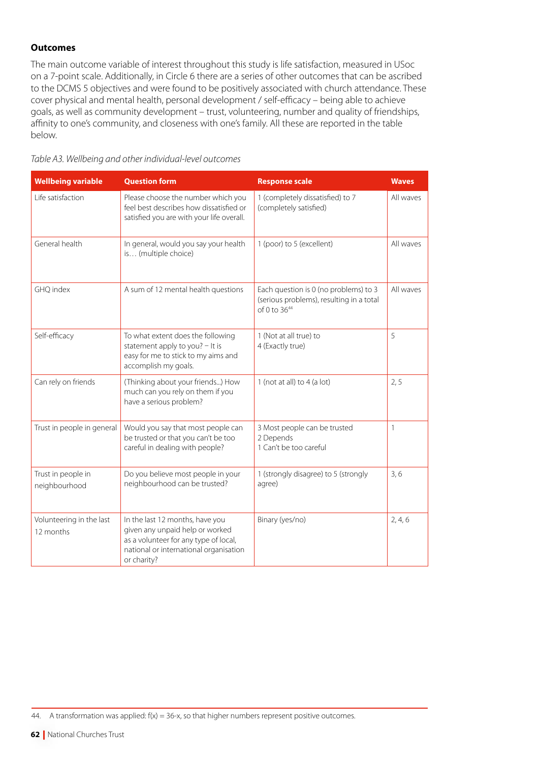**Outcomes**

The main outcome variable of interest throughout this study is life satisfaction, measured in USoc on a 7-point scale. Additionally, in Circle 6 there are a series of other outcomes that can be ascribed to the DCMS 5 objectives and were found to be positively associated with church attendance. These cover physical and mental health, personal development / self-efficacy – being able to achieve goals, as well as community development – trust, volunteering, number and quality of friendships, affinity to one's community, and closeness with one's family. All these are reported in the table below.

*Table A3. Wellbeing and other individual-level outcomes*

| Wellbeing variable | Question form | Response scale | Waves |
|---|---|---|---|
| Life satisfaction | Please choose the number which you feel best describes how dissatisfied or satisfied you are with your life overall. | 1 (completely dissatisfied) to 7 (completely satisfied) | All waves |
| General health | In general, would you say your health is… (multiple choice) | 1 (poor) to 5 (excellent) | All waves |
| GHQ index | A sum of 12 mental health questions | Each question is 0 (no problems) to 3 (serious problems), resulting in a total of 0 to 36[44] | All waves |
| Self-efficacy | To what extent does the following statement apply to you? – It is easy for me to stick to my aims and accomplish my goals. | 1 (Not at all true) to 4 (Exactly true) | 5 |
| Can rely on friends | (Thinking about your friends...) How much can you rely on them if you have a serious problem? | 1 (not at all) to 4 (a lot) | 2, 5 |
| Trust in people in general | Would you say that most people can be trusted or that you can't be too careful in dealing with people? | 3 Most people can be trusted<br>2 Depends<br>1 Can't be too careful | 1 |
| Trust in people in neighbourhood | Do you believe most people in your neighbourhood can be trusted? | 1 (strongly disagree) to 5 (strongly agree) | 3, 6 |
| Volunteering in the last 12 months | In the last 12 months, have you given any unpaid help or worked as a volunteer for any type of local, national or international organisation or charity? | Binary (yes/no) | 2, 4, 6 |

44. A transformation was applied: $f(x) = 36-x$, so that higher numbers represent positive outcomes.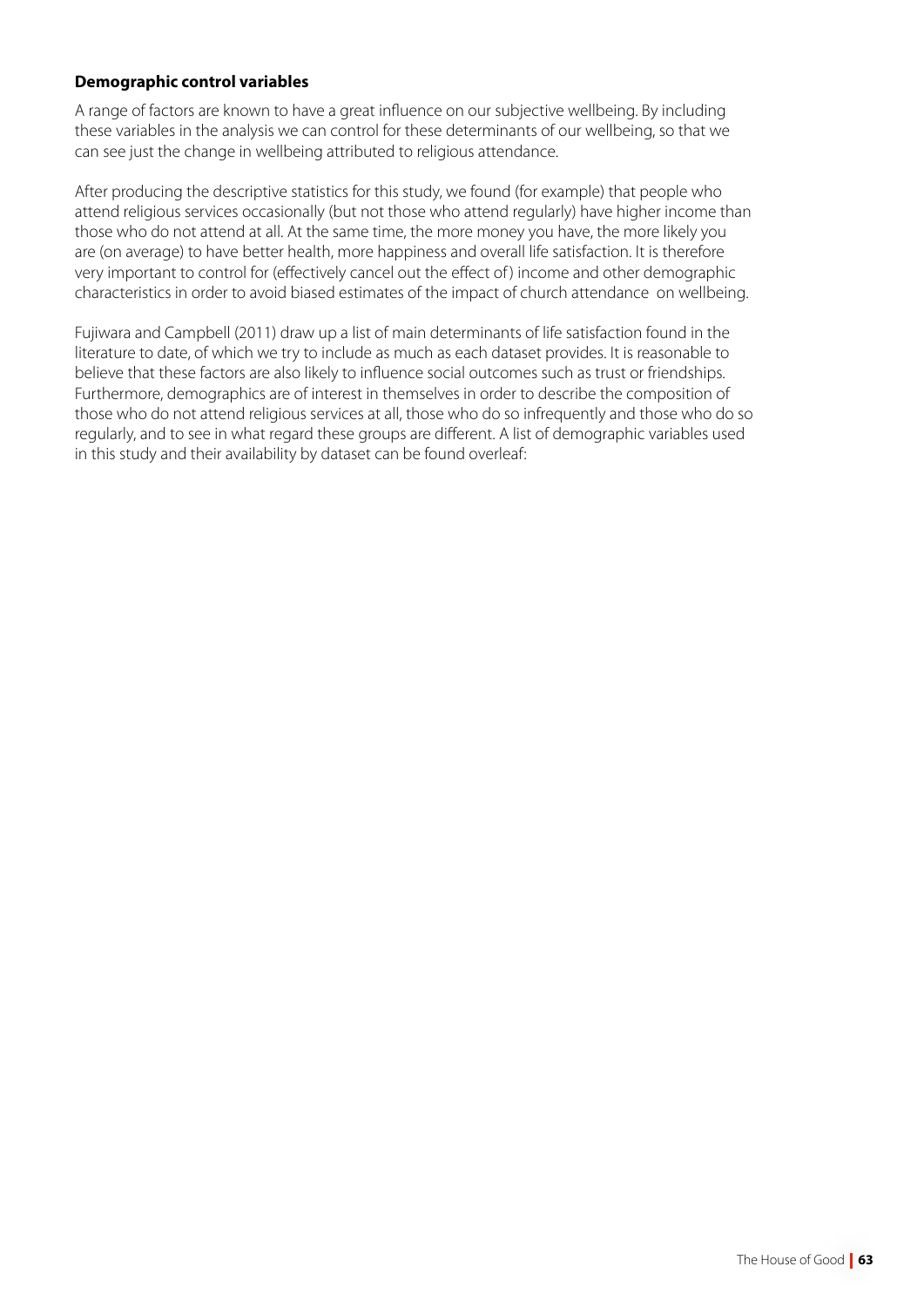**Demographic control variables**

A range of factors are known to have a great influence on our subjective wellbeing. By including these variables in the analysis we can control for these determinants of our wellbeing, so that we can see just the change in wellbeing attributed to religious attendance.

After producing the descriptive statistics for this study, we found (for example) that people who attend religious services occasionally (but not those who attend regularly) have higher income than those who do not attend at all. At the same time, the more money you have, the more likely you are (on average) to have better health, more happiness and overall life satisfaction. It is therefore very important to control for (effectively cancel out the effect of) income and other demographic characteristics in order to avoid biased estimates of the impact of church attendance on wellbeing.

Fujiwara and Campbell (2011) draw up a list of main determinants of life satisfaction found in the literature to date, of which we try to include as much as each dataset provides. It is reasonable to believe that these factors are also likely to influence social outcomes such as trust or friendships. Furthermore, demographics are of interest in themselves in order to describe the composition of those who do not attend religious services at all, those who do so infrequently and those who do so regularly, and to see in what regard these groups are different. A list of demographic variables used in this study and their availability by dataset can be found overleaf: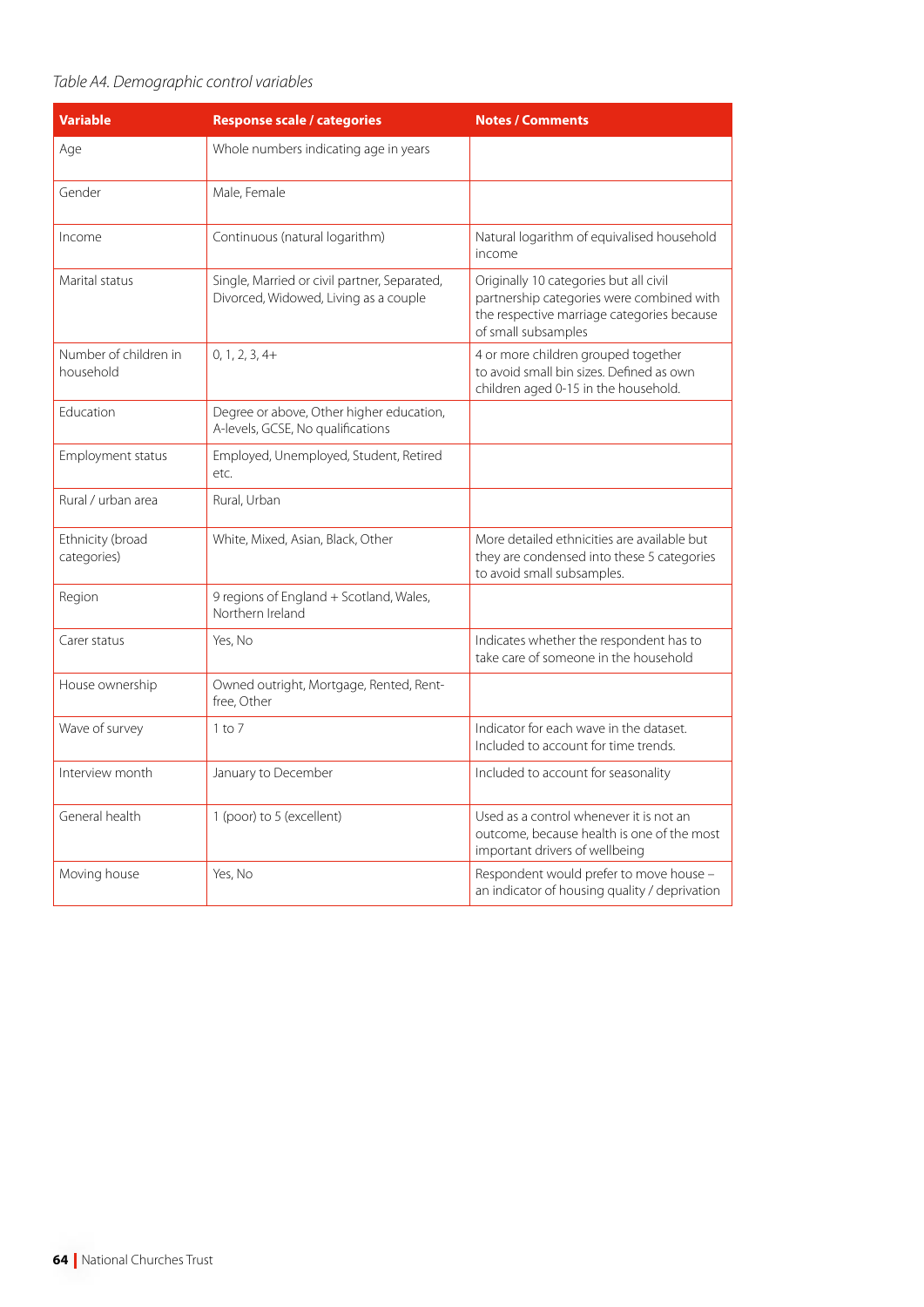*Table A4. Demographic control variables*

| Variable | Response scale / categories | Notes / Comments |
|---|---|---|
| Age | Whole numbers indicating age in years | |
| Gender | Male, Female | |
| Income | Continuous (natural logarithm) | Natural logarithm of equivalised household income |
| Marital status | Single, Married or civil partner, Separated, Divorced, Widowed, Living as a couple | Originally 10 categories but all civil partnership categories were combined with the respective marriage categories because of small subsamples |
| Number of children in household | 0, 1, 2, 3, 4+ | 4 or more children grouped together to avoid small bin sizes. Defined as own children aged 0-15 in the household. |
| Education | Degree or above, Other higher education, A-levels, GCSE, No qualifications | |
| Employment status | Employed, Unemployed, Student, Retired etc. | |
| Rural / urban area | Rural, Urban | |
| Ethnicity (broad categories) | White, Mixed, Asian, Black, Other | More detailed ethnicities are available but they are condensed into these 5 categories to avoid small subsamples. |
| Region | 9 regions of England + Scotland, Wales, Northern Ireland | |
| Carer status | Yes, No | Indicates whether the respondent has to take care of someone in the household |
| House ownership | Owned outright, Mortgage, Rented, Rent-free, Other | |
| Wave of survey | 1 to 7 | Indicator for each wave in the dataset. Included to account for time trends. |
| Interview month | January to December | Included to account for seasonality |
| General health | 1 (poor) to 5 (excellent) | Used as a control whenever it is not an outcome, because health is one of the most important drivers of wellbeing |
| Moving house | Yes, No | Respondent would prefer to move house – an indicator of housing quality / deprivation |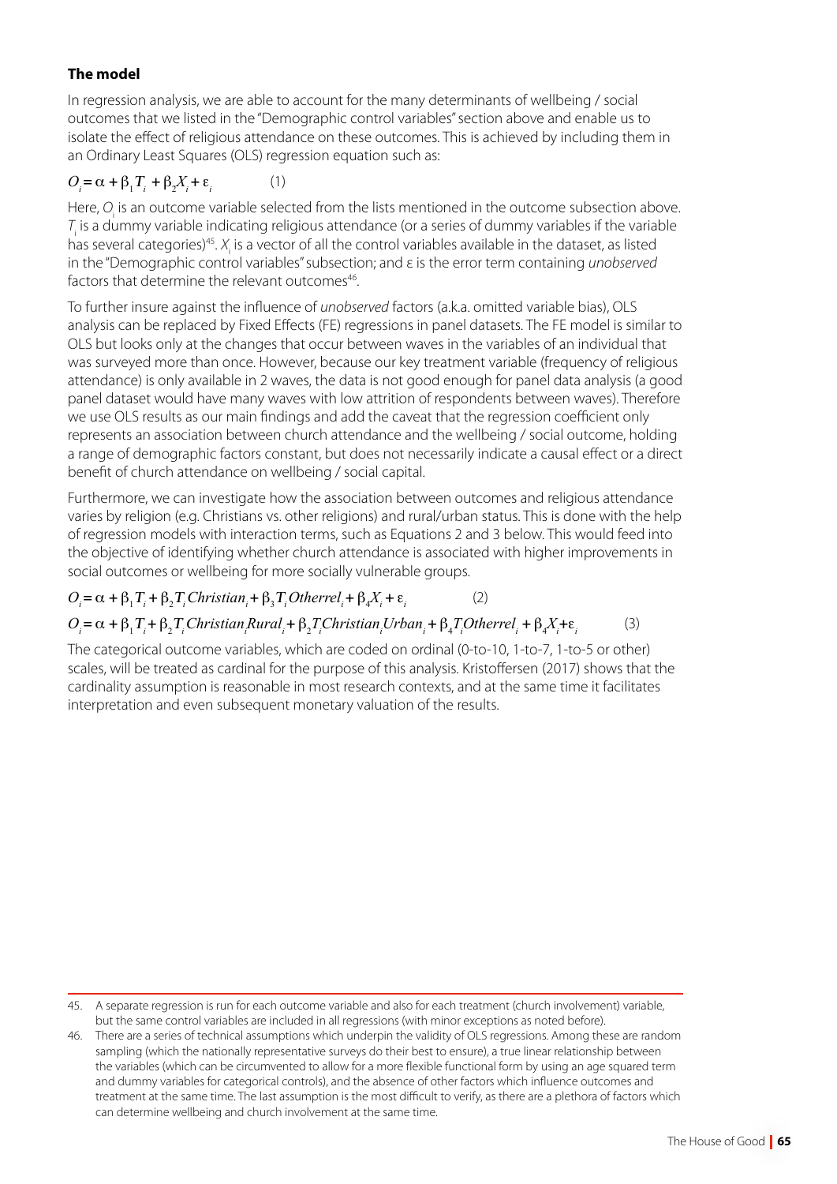### The model

In regression analysis, we are able to account for the many determinants of wellbeing / social outcomes that we listed in the "Demographic control variables" section above and enable us to isolate the effect of religious attendance on these outcomes. This is achieved by including them in an Ordinary Least Squares (OLS) regression equation such as:

$$O_i = \alpha + \beta_1 T_i + \beta_2 X_i + \varepsilon_i \qquad (1)$$

Here, $O_i$ is an outcome variable selected from the lists mentioned in the outcome subsection above. $T_i$ is a dummy variable indicating religious attendance (or a series of dummy variables if the variable has several categories)[45]. $X_i$ is a vector of all the control variables available in the dataset, as listed in the "Demographic control variables" subsection; and ε is the error term containing *unobserved* factors that determine the relevant outcomes[46].

To further insure against the influence of *unobserved* factors (a.k.a. omitted variable bias), OLS analysis can be replaced by Fixed Effects (FE) regressions in panel datasets. The FE model is similar to OLS but looks only at the changes that occur between waves in the variables of an individual that was surveyed more than once. However, because our key treatment variable (frequency of religious attendance) is only available in 2 waves, the data is not good enough for panel data analysis (a good panel dataset would have many waves with low attrition of respondents between waves). Therefore we use OLS results as our main findings and add the caveat that the regression coefficient only represents an association between church attendance and the wellbeing / social outcome, holding a range of demographic factors constant, but does not necessarily indicate a causal effect or a direct benefit of church attendance on wellbeing / social capital.

Furthermore, we can investigate how the association between outcomes and religious attendance varies by religion (e.g. Christians vs. other religions) and rural/urban status. This is done with the help of regression models with interaction terms, such as Equations 2 and 3 below. This would feed into the objective of identifying whether church attendance is associated with higher improvements in social outcomes or wellbeing for more socially vulnerable groups.

$$O_i = \alpha + \beta_1 T_i + \beta_2 T_i Christian_i + \beta_3 T_i Otherrel_i + \beta_4 X_i + \varepsilon_i \qquad (2)$$

$$O_i = \alpha + \beta_1 T_i + \beta_2 T_i Christian_i Rural_i + \beta_2 T_i Christian_i Urban_i + \beta_4 T_i Otherrel_i + \beta_4 X_i + \varepsilon_i \qquad (3)$$

The categorical outcome variables, which are coded on ordinal (0-to-10, 1-to-7, 1-to-5 or other) scales, will be treated as cardinal for the purpose of this analysis. Kristoffersen (2017) shows that the cardinality assumption is reasonable in most research contexts, and at the same time it facilitates interpretation and even subsequent monetary valuation of the results.

---

45. A separate regression is run for each outcome variable and also for each treatment (church involvement) variable, but the same control variables are included in all regressions (with minor exceptions as noted before).

46. There are a series of technical assumptions which underpin the validity of OLS regressions. Among these are random sampling (which the nationally representative surveys do their best to ensure), a true linear relationship between the variables (which can be circumvented to allow for a more flexible functional form by using an age squared term and dummy variables for categorical controls), and the absence of other factors which influence outcomes and treatment at the same time. The last assumption is the most difficult to verify, as there are a plethora of factors which can determine wellbeing and church involvement at the same time.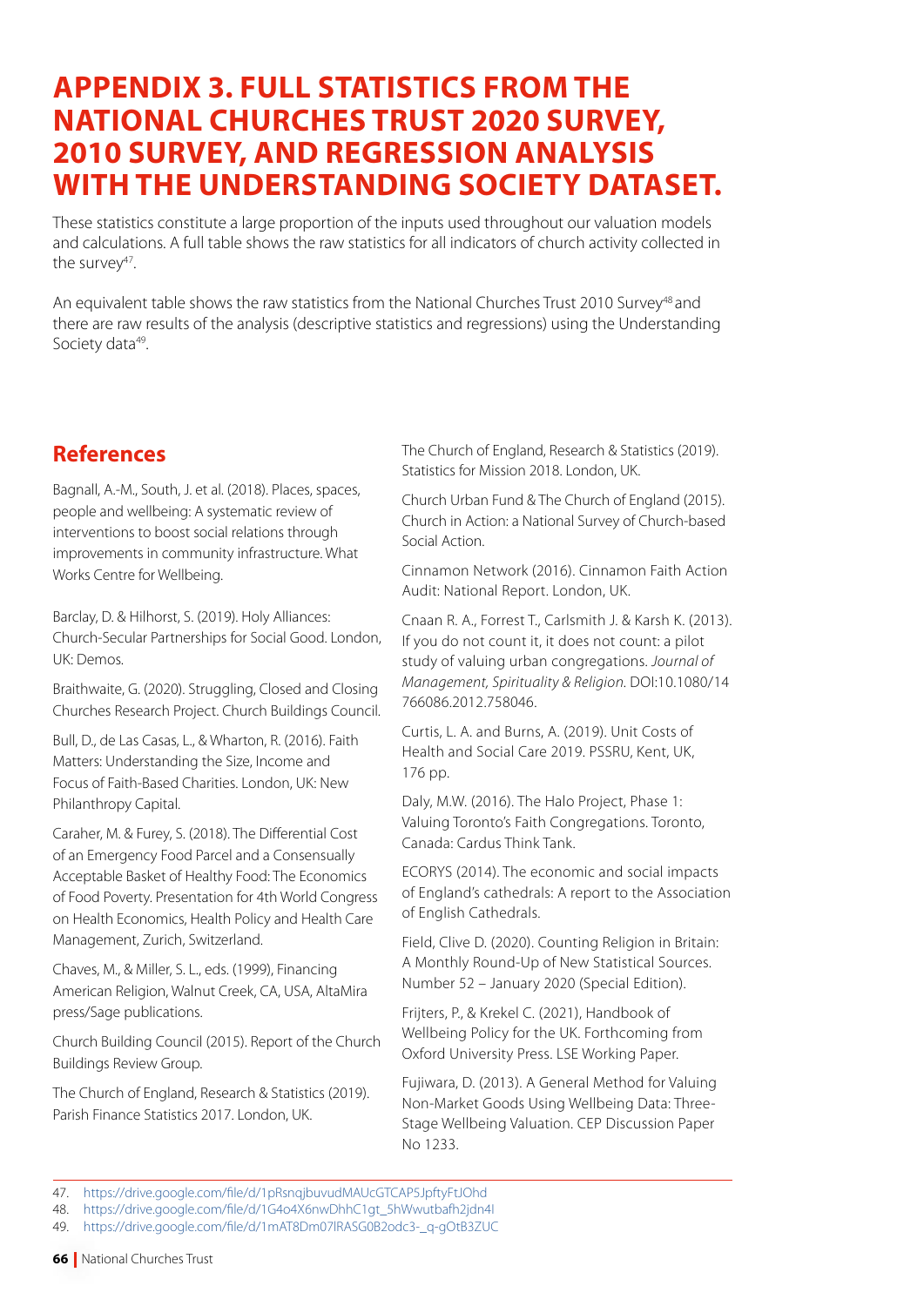# APPENDIX 3. FULL STATISTICS FROM THE NATIONAL CHURCHES TRUST 2020 SURVEY, 2010 SURVEY, AND REGRESSION ANALYSIS WITH THE UNDERSTANDING SOCIETY DATASET.

These statistics constitute a large proportion of the inputs used throughout our valuation models and calculations. A full table shows the raw statistics for all indicators of church activity collected in the survey[47].

An equivalent table shows the raw statistics from the National Churches Trust 2010 Survey[48] and there are raw results of the analysis (descriptive statistics and regressions) using the Understanding Society data[49].

## References

Bagnall, A.-M., South, J. et al. (2018). Places, spaces, people and wellbeing: A systematic review of interventions to boost social relations through improvements in community infrastructure. What Works Centre for Wellbeing.

Barclay, D. & Hilhorst, S. (2019). Holy Alliances: Church-Secular Partnerships for Social Good. London, UK: Demos.

Braithwaite, G. (2020). Struggling, Closed and Closing Churches Research Project. Church Buildings Council.

Bull, D., de Las Casas, L., & Wharton, R. (2016). Faith Matters: Understanding the Size, Income and Focus of Faith-Based Charities. London, UK: New Philanthropy Capital.

Caraher, M. & Furey, S. (2018). The Differential Cost of an Emergency Food Parcel and a Consensually Acceptable Basket of Healthy Food: The Economics of Food Poverty. Presentation for 4th World Congress on Health Economics, Health Policy and Health Care Management, Zurich, Switzerland.

Chaves, M., & Miller, S. L., eds. (1999), Financing American Religion, Walnut Creek, CA, USA, AltaMira press/Sage publications.

Church Building Council (2015). Report of the Church Buildings Review Group.

The Church of England, Research & Statistics (2019). Parish Finance Statistics 2017. London, UK.

The Church of England, Research & Statistics (2019). Statistics for Mission 2018. London, UK.

Church Urban Fund & The Church of England (2015). Church in Action: a National Survey of Church-based Social Action.

Cinnamon Network (2016). Cinnamon Faith Action Audit: National Report. London, UK.

Cnaan R. A., Forrest T., Carlsmith J. & Karsh K. (2013). If you do not count it, it does not count: a pilot study of valuing urban congregations. *Journal of Management, Spirituality & Religion*. DOI:10.1080/14766086.2012.758046.

Curtis, L. A. and Burns, A. (2019). Unit Costs of Health and Social Care 2019. PSSRU, Kent, UK, 176 pp.

Daly, M.W. (2016). The Halo Project, Phase 1: Valuing Toronto's Faith Congregations. Toronto, Canada: Cardus Think Tank.

ECORYS (2014). The economic and social impacts of England's cathedrals: A report to the Association of English Cathedrals.

Field, Clive D. (2020). Counting Religion in Britain: A Monthly Round-Up of New Statistical Sources. Number 52 – January 2020 (Special Edition).

Frijters, P., & Krekel C. (2021), Handbook of Wellbeing Policy for the UK. Forthcoming from Oxford University Press. LSE Working Paper.

Fujiwara, D. (2013). A General Method for Valuing Non-Market Goods Using Wellbeing Data: Three-Stage Wellbeing Valuation. CEP Discussion Paper No 1233.

---

47. https://drive.google.com/file/d/1pRsnqjbuvudMAUcGTCAP5JpftyFtJOhd
48. https://drive.google.com/file/d/1G4o4X6nwDhhC1gt_5hWwutbafh2jdn4l
49. https://drive.google.com/file/d/1mAT8Dm07lRASG0B2odc3-_q-gOtB3ZUC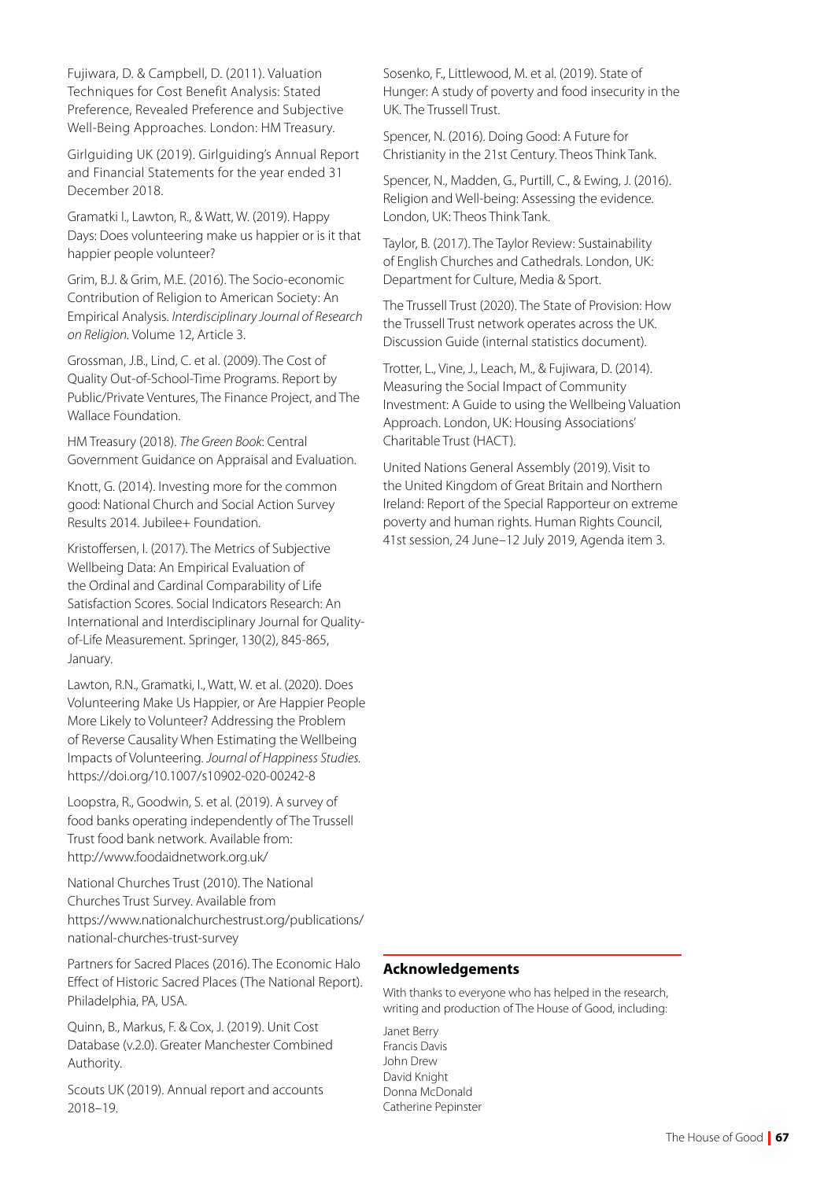Fujiwara, D. & Campbell, D. (2011). Valuation Techniques for Cost Benefit Analysis: Stated Preference, Revealed Preference and Subjective Well-Being Approaches. London: HM Treasury.

Girlguiding UK (2019). Girlguiding's Annual Report and Financial Statements for the year ended 31 December 2018.

Gramatki I., Lawton, R., & Watt, W. (2019). Happy Days: Does volunteering make us happier or is it that happier people volunteer?

Grim, B.J. & Grim, M.E. (2016). The Socio-economic Contribution of Religion to American Society: An Empirical Analysis. *Interdisciplinary Journal of Research on Religion*. Volume 12, Article 3.

Grossman, J.B., Lind, C. et al. (2009). The Cost of Quality Out-of-School-Time Programs. Report by Public/Private Ventures, The Finance Project, and The Wallace Foundation.

HM Treasury (2018). *The Green Book*: Central Government Guidance on Appraisal and Evaluation.

Knott, G. (2014). Investing more for the common good: National Church and Social Action Survey Results 2014. Jubilee+ Foundation.

Kristoffersen, I. (2017). The Metrics of Subjective Wellbeing Data: An Empirical Evaluation of the Ordinal and Cardinal Comparability of Life Satisfaction Scores. Social Indicators Research: An International and Interdisciplinary Journal for Quality-of-Life Measurement. Springer, 130(2), 845-865, January.

Lawton, R.N., Gramatki, I., Watt, W. et al. (2020). Does Volunteering Make Us Happier, or Are Happier People More Likely to Volunteer? Addressing the Problem of Reverse Causality When Estimating the Wellbeing Impacts of Volunteering. *Journal of Happiness Studies*. https://doi.org/10.1007/s10902-020-00242-8

Loopstra, R., Goodwin, S. et al. (2019). A survey of food banks operating independently of The Trussell Trust food bank network. Available from: http://www.foodaidnetwork.org.uk/

National Churches Trust (2010). The National Churches Trust Survey. Available from https://www.nationalchurchestrust.org/publications/national-churches-trust-survey

Partners for Sacred Places (2016). The Economic Halo Effect of Historic Sacred Places (The National Report). Philadelphia, PA, USA.

Quinn, B., Markus, F. & Cox, J. (2019). Unit Cost Database (v.2.0). Greater Manchester Combined Authority.

Scouts UK (2019). Annual report and accounts 2018–19.

Sosenko, F., Littlewood, M. et al. (2019). State of Hunger: A study of poverty and food insecurity in the UK. The Trussell Trust.

Spencer, N. (2016). Doing Good: A Future for Christianity in the 21st Century. Theos Think Tank.

Spencer, N., Madden, G., Purtill, C., & Ewing, J. (2016). Religion and Well-being: Assessing the evidence. London, UK: Theos Think Tank.

Taylor, B. (2017). The Taylor Review: Sustainability of English Churches and Cathedrals. London, UK: Department for Culture, Media & Sport.

The Trussell Trust (2020). The State of Provision: How the Trussell Trust network operates across the UK. Discussion Guide (internal statistics document).

Trotter, L., Vine, J., Leach, M., & Fujiwara, D. (2014). Measuring the Social Impact of Community Investment: A Guide to using the Wellbeing Valuation Approach. London, UK: Housing Associations' Charitable Trust (HACT).

United Nations General Assembly (2019). Visit to the United Kingdom of Great Britain and Northern Ireland: Report of the Special Rapporteur on extreme poverty and human rights. Human Rights Council, 41st session, 24 June–12 July 2019, Agenda item 3.

## Acknowledgements

With thanks to everyone who has helped in the research, writing and production of The House of Good, including:

Janet Berry
Francis Davis
John Drew
David Knight
Donna McDonald
Catherine Pepinster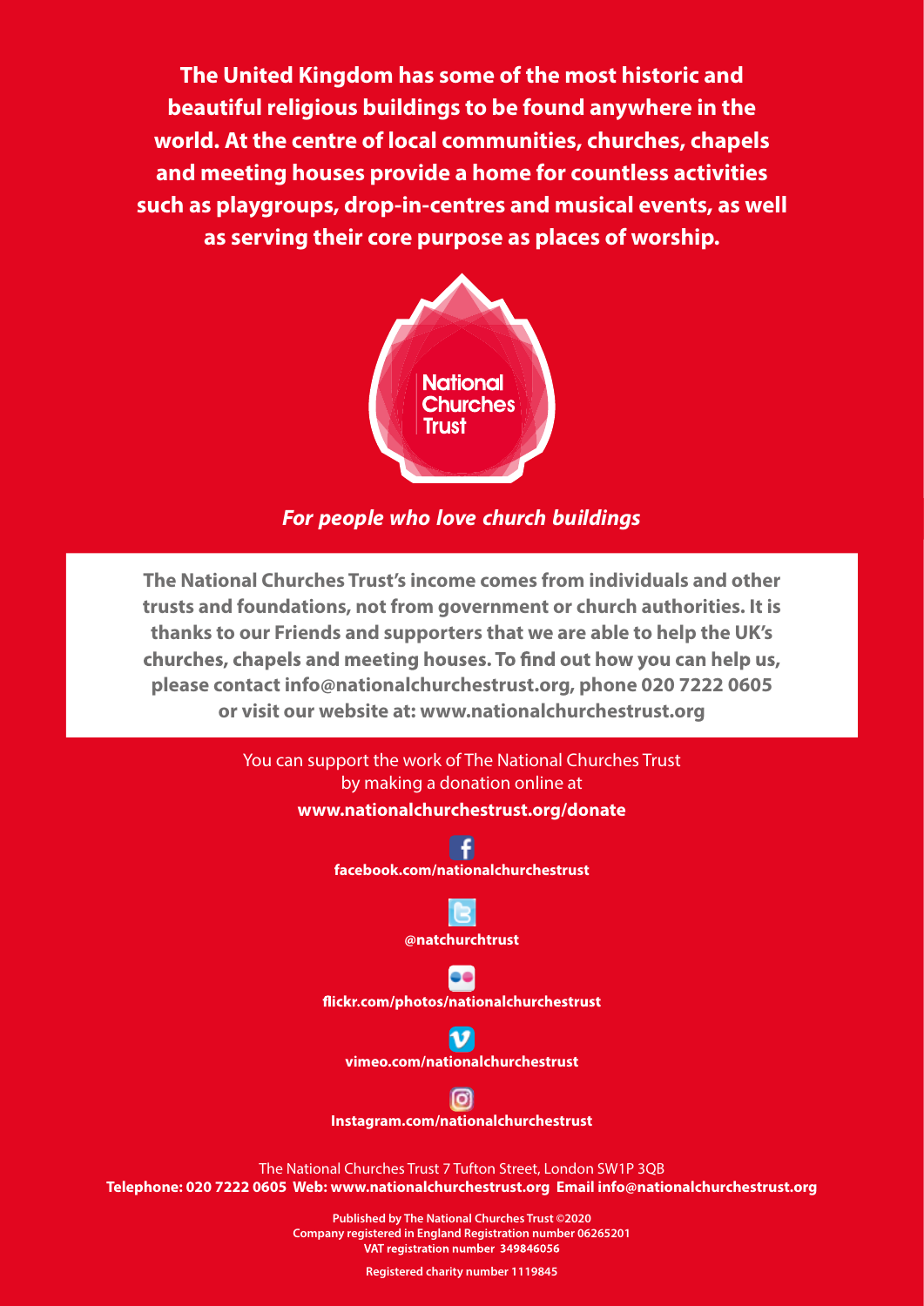**The United Kingdom has some of the most historic and beautiful religious buildings to be found anywhere in the world. At the centre of local communities, churches, chapels and meeting houses provide a home for countless activities such as playgroups, drop-in-centres and musical events, as well as serving their core purpose as places of worship.**

National Churches Trust

***For people who love church buildings***

**The National Churches Trust's income comes from individuals and other trusts and foundations, not from government or church authorities. It is thanks to our Friends and supporters that we are able to help the UK's churches, chapels and meeting houses. To find out how you can help us, please contact info@nationalchurchestrust.org, phone 020 7222 0605 or visit our website at: www.nationalchurchestrust.org**

You can support the work of The National Churches Trust by making a donation online at

**www.nationalchurchestrust.org/donate**

**facebook.com/nationalchurchestrust**

**@natchurchtrust**

**flickr.com/photos/nationalchurchestrust**

**vimeo.com/nationalchurchestrust**

**Instagram.com/nationalchurchestrust**

The National Churches Trust 7 Tufton Street, London SW1P 3QB

**Telephone: 020 7222 0605 Web: www.nationalchurchestrust.org Email info@nationalchurchestrust.org**

**Published by The National Churches Trust ©2020**
**Company registered in England Registration number 06265201**
**VAT registration number 349846056**

**Registered charity number 1119845**